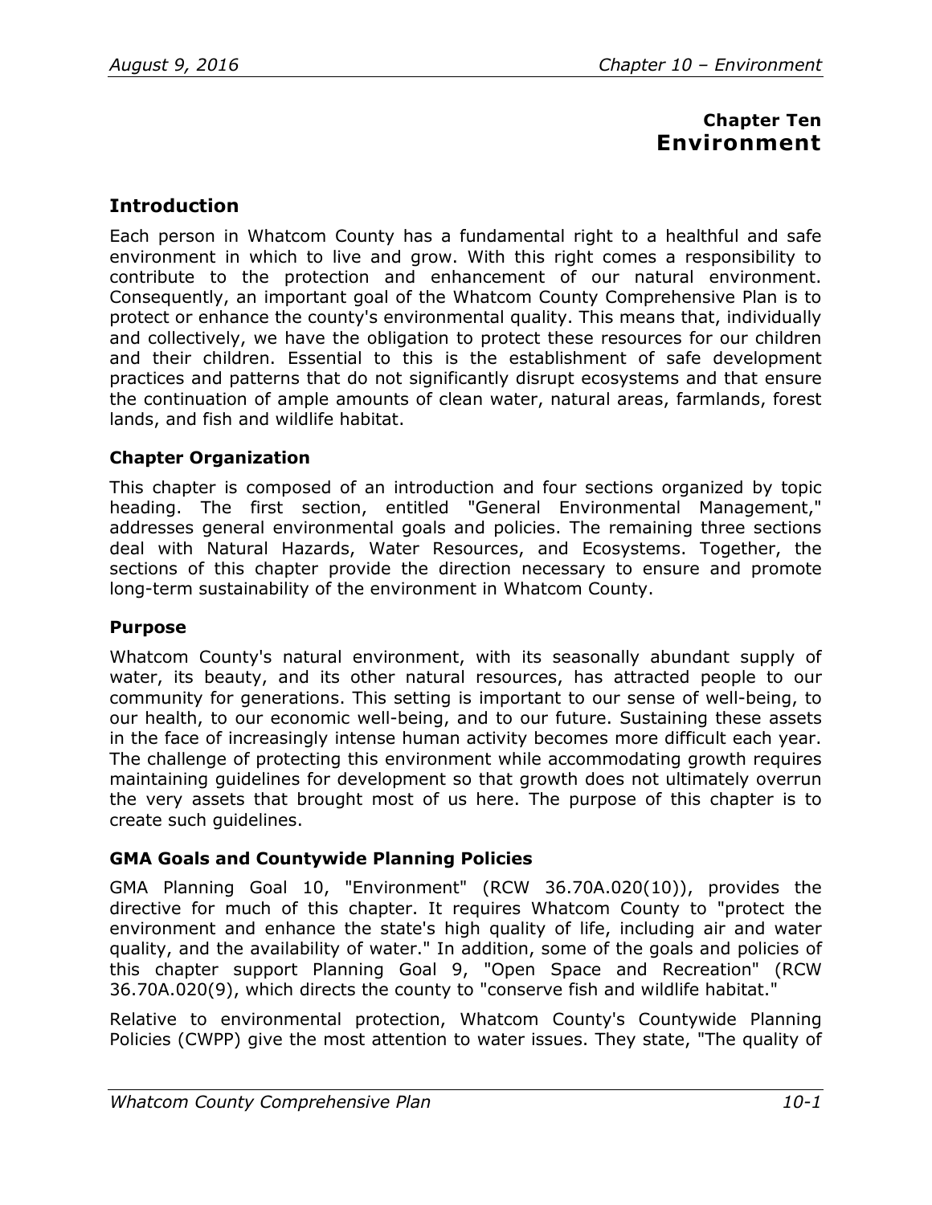# Chapter Ten
# Environment

## Introduction

Each person in Whatcom County has a fundamental right to a healthful and safe environment in which to live and grow. With this right comes a responsibility to contribute to the protection and enhancement of our natural environment. Consequently, an important goal of the Whatcom County Comprehensive Plan is to protect or enhance the county's environmental quality. This means that, individually and collectively, we have the obligation to protect these resources for our children and their children. Essential to this is the establishment of safe development practices and patterns that do not significantly disrupt ecosystems and that ensure the continuation of ample amounts of clean water, natural areas, farmlands, forest lands, and fish and wildlife habitat.

### Chapter Organization

This chapter is composed of an introduction and four sections organized by topic heading. The first section, entitled "General Environmental Management," addresses general environmental goals and policies. The remaining three sections deal with Natural Hazards, Water Resources, and Ecosystems. Together, the sections of this chapter provide the direction necessary to ensure and promote long-term sustainability of the environment in Whatcom County.

### Purpose

Whatcom County's natural environment, with its seasonally abundant supply of water, its beauty, and its other natural resources, has attracted people to our community for generations. This setting is important to our sense of well-being, to our health, to our economic well-being, and to our future. Sustaining these assets in the face of increasingly intense human activity becomes more difficult each year. The challenge of protecting this environment while accommodating growth requires maintaining guidelines for development so that growth does not ultimately overrun the very assets that brought most of us here. The purpose of this chapter is to create such guidelines.

### GMA Goals and Countywide Planning Policies

GMA Planning Goal 10, "Environment" (RCW 36.70A.020(10)), provides the directive for much of this chapter. It requires Whatcom County to "protect the environment and enhance the state's high quality of life, including air and water quality, and the availability of water." In addition, some of the goals and policies of this chapter support Planning Goal 9, "Open Space and Recreation" (RCW 36.70A.020(9), which directs the county to "conserve fish and wildlife habitat."

Relative to environmental protection, Whatcom County's Countywide Planning Policies (CWPP) give the most attention to water issues. They state, "The quality of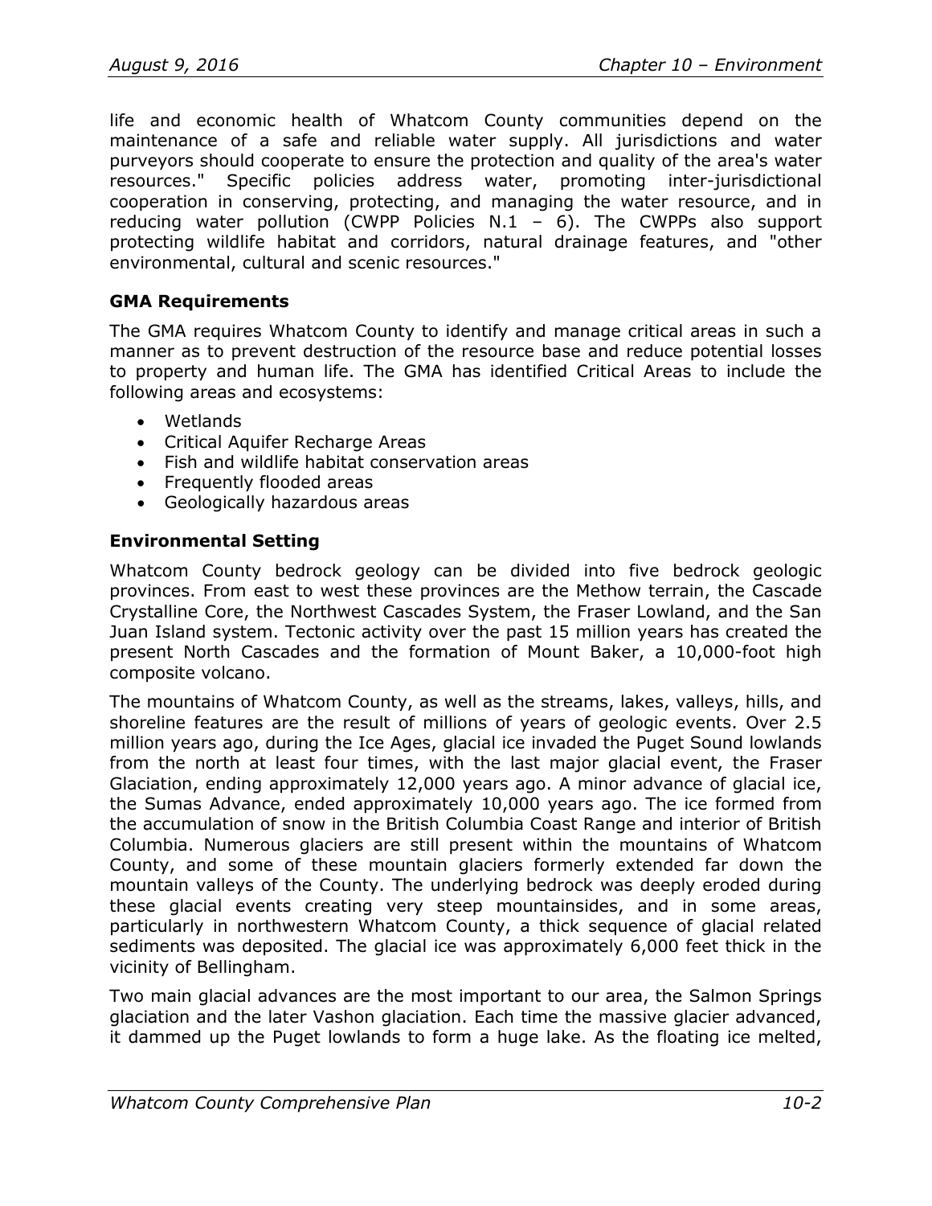life and economic health of Whatcom County communities depend on the maintenance of a safe and reliable water supply. All jurisdictions and water purveyors should cooperate to ensure the protection and quality of the area's water resources." Specific policies address water, promoting inter-jurisdictional cooperation in conserving, protecting, and managing the water resource, and in reducing water pollution (CWPP Policies N.1 – 6). The CWPPs also support protecting wildlife habitat and corridors, natural drainage features, and "other environmental, cultural and scenic resources."

### GMA Requirements

The GMA requires Whatcom County to identify and manage critical areas in such a manner as to prevent destruction of the resource base and reduce potential losses to property and human life. The GMA has identified Critical Areas to include the following areas and ecosystems:

- Wetlands
- Critical Aquifer Recharge Areas
- Fish and wildlife habitat conservation areas
- Frequently flooded areas
- Geologically hazardous areas

### Environmental Setting

Whatcom County bedrock geology can be divided into five bedrock geologic provinces. From east to west these provinces are the Methow terrain, the Cascade Crystalline Core, the Northwest Cascades System, the Fraser Lowland, and the San Juan Island system. Tectonic activity over the past 15 million years has created the present North Cascades and the formation of Mount Baker, a 10,000-foot high composite volcano.

The mountains of Whatcom County, as well as the streams, lakes, valleys, hills, and shoreline features are the result of millions of years of geologic events. Over 2.5 million years ago, during the Ice Ages, glacial ice invaded the Puget Sound lowlands from the north at least four times, with the last major glacial event, the Fraser Glaciation, ending approximately 12,000 years ago. A minor advance of glacial ice, the Sumas Advance, ended approximately 10,000 years ago. The ice formed from the accumulation of snow in the British Columbia Coast Range and interior of British Columbia. Numerous glaciers are still present within the mountains of Whatcom County, and some of these mountain glaciers formerly extended far down the mountain valleys of the County. The underlying bedrock was deeply eroded during these glacial events creating very steep mountainsides, and in some areas, particularly in northwestern Whatcom County, a thick sequence of glacial related sediments was deposited. The glacial ice was approximately 6,000 feet thick in the vicinity of Bellingham.

Two main glacial advances are the most important to our area, the Salmon Springs glaciation and the later Vashon glaciation. Each time the massive glacier advanced, it dammed up the Puget lowlands to form a huge lake. As the floating ice melted,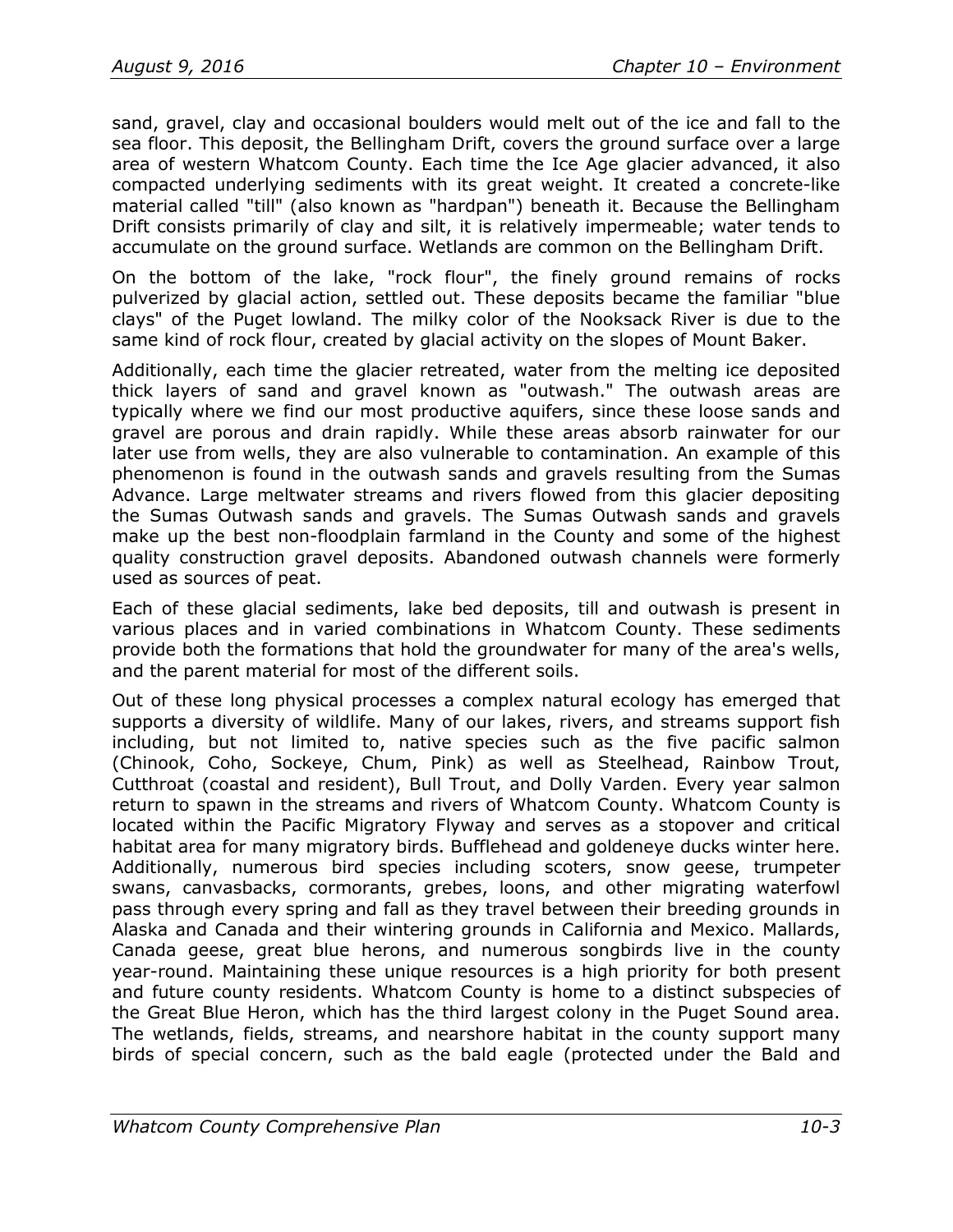sand, gravel, clay and occasional boulders would melt out of the ice and fall to the sea floor. This deposit, the Bellingham Drift, covers the ground surface over a large area of western Whatcom County. Each time the Ice Age glacier advanced, it also compacted underlying sediments with its great weight. It created a concrete-like material called "till" (also known as "hardpan") beneath it. Because the Bellingham Drift consists primarily of clay and silt, it is relatively impermeable; water tends to accumulate on the ground surface. Wetlands are common on the Bellingham Drift.

On the bottom of the lake, "rock flour", the finely ground remains of rocks pulverized by glacial action, settled out. These deposits became the familiar "blue clays" of the Puget lowland. The milky color of the Nooksack River is due to the same kind of rock flour, created by glacial activity on the slopes of Mount Baker.

Additionally, each time the glacier retreated, water from the melting ice deposited thick layers of sand and gravel known as "outwash." The outwash areas are typically where we find our most productive aquifers, since these loose sands and gravel are porous and drain rapidly. While these areas absorb rainwater for our later use from wells, they are also vulnerable to contamination. An example of this phenomenon is found in the outwash sands and gravels resulting from the Sumas Advance. Large meltwater streams and rivers flowed from this glacier depositing the Sumas Outwash sands and gravels. The Sumas Outwash sands and gravels make up the best non-floodplain farmland in the County and some of the highest quality construction gravel deposits. Abandoned outwash channels were formerly used as sources of peat.

Each of these glacial sediments, lake bed deposits, till and outwash is present in various places and in varied combinations in Whatcom County. These sediments provide both the formations that hold the groundwater for many of the area's wells, and the parent material for most of the different soils.

Out of these long physical processes a complex natural ecology has emerged that supports a diversity of wildlife. Many of our lakes, rivers, and streams support fish including, but not limited to, native species such as the five pacific salmon (Chinook, Coho, Sockeye, Chum, Pink) as well as Steelhead, Rainbow Trout, Cutthroat (coastal and resident), Bull Trout, and Dolly Varden. Every year salmon return to spawn in the streams and rivers of Whatcom County. Whatcom County is located within the Pacific Migratory Flyway and serves as a stopover and critical habitat area for many migratory birds. Bufflehead and goldeneye ducks winter here. Additionally, numerous bird species including scoters, snow geese, trumpeter swans, canvasbacks, cormorants, grebes, loons, and other migrating waterfowl pass through every spring and fall as they travel between their breeding grounds in Alaska and Canada and their wintering grounds in California and Mexico. Mallards, Canada geese, great blue herons, and numerous songbirds live in the county year-round. Maintaining these unique resources is a high priority for both present and future county residents. Whatcom County is home to a distinct subspecies of the Great Blue Heron, which has the third largest colony in the Puget Sound area. The wetlands, fields, streams, and nearshore habitat in the county support many birds of special concern, such as the bald eagle (protected under the Bald and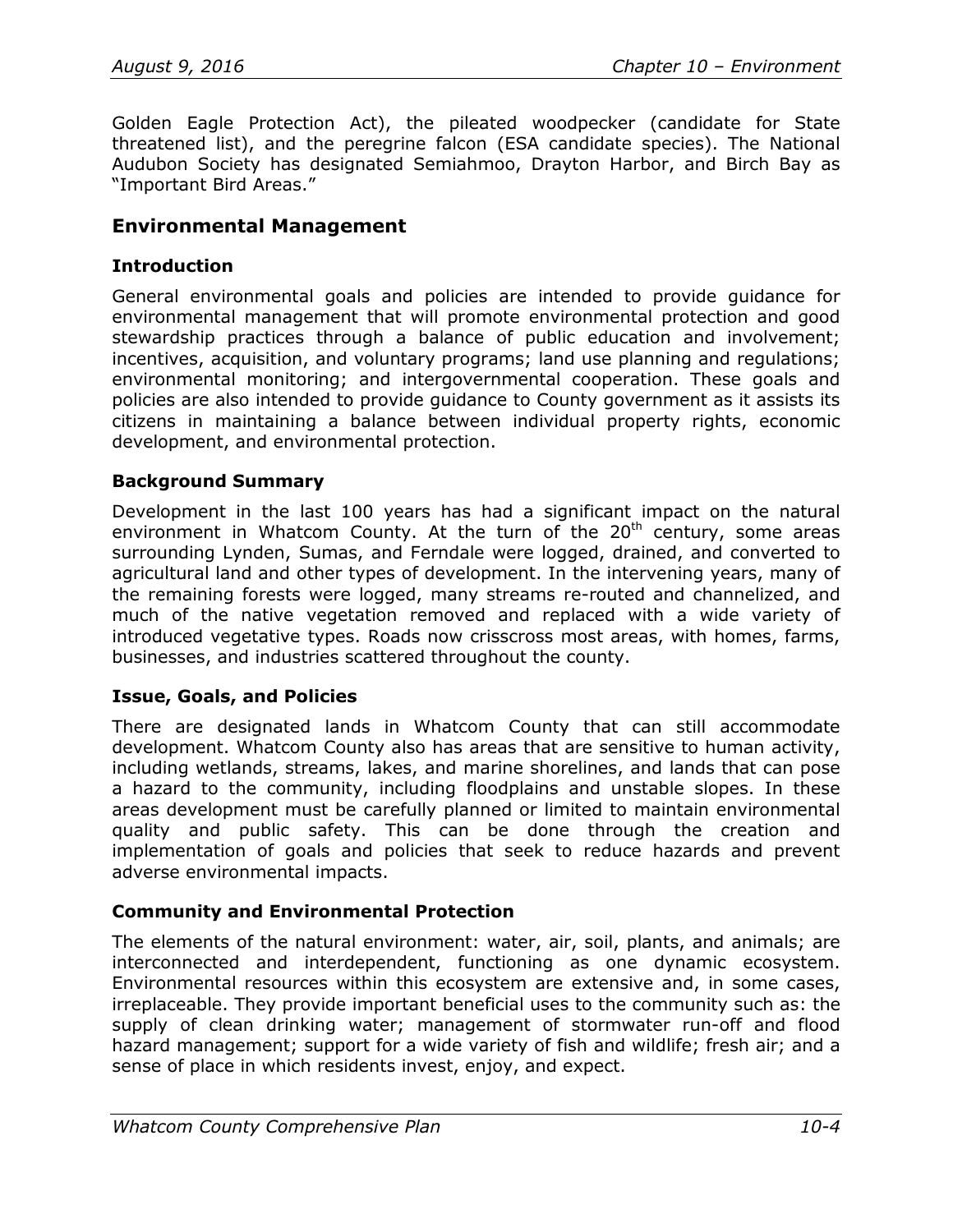Golden Eagle Protection Act), the pileated woodpecker (candidate for State threatened list), and the peregrine falcon (ESA candidate species). The National Audubon Society has designated Semiahmoo, Drayton Harbor, and Birch Bay as "Important Bird Areas."

## Environmental Management

### Introduction

General environmental goals and policies are intended to provide guidance for environmental management that will promote environmental protection and good stewardship practices through a balance of public education and involvement; incentives, acquisition, and voluntary programs; land use planning and regulations; environmental monitoring; and intergovernmental cooperation. These goals and policies are also intended to provide guidance to County government as it assists its citizens in maintaining a balance between individual property rights, economic development, and environmental protection.

### Background Summary

Development in the last 100 years has had a significant impact on the natural environment in Whatcom County. At the turn of the 20th century, some areas surrounding Lynden, Sumas, and Ferndale were logged, drained, and converted to agricultural land and other types of development. In the intervening years, many of the remaining forests were logged, many streams re-routed and channelized, and much of the native vegetation removed and replaced with a wide variety of introduced vegetative types. Roads now crisscross most areas, with homes, farms, businesses, and industries scattered throughout the county.

### Issue, Goals, and Policies

There are designated lands in Whatcom County that can still accommodate development. Whatcom County also has areas that are sensitive to human activity, including wetlands, streams, lakes, and marine shorelines, and lands that can pose a hazard to the community, including floodplains and unstable slopes. In these areas development must be carefully planned or limited to maintain environmental quality and public safety. This can be done through the creation and implementation of goals and policies that seek to reduce hazards and prevent adverse environmental impacts.

### Community and Environmental Protection

The elements of the natural environment: water, air, soil, plants, and animals; are interconnected and interdependent, functioning as one dynamic ecosystem. Environmental resources within this ecosystem are extensive and, in some cases, irreplaceable. They provide important beneficial uses to the community such as: the supply of clean drinking water; management of stormwater run-off and flood hazard management; support for a wide variety of fish and wildlife; fresh air; and a sense of place in which residents invest, enjoy, and expect.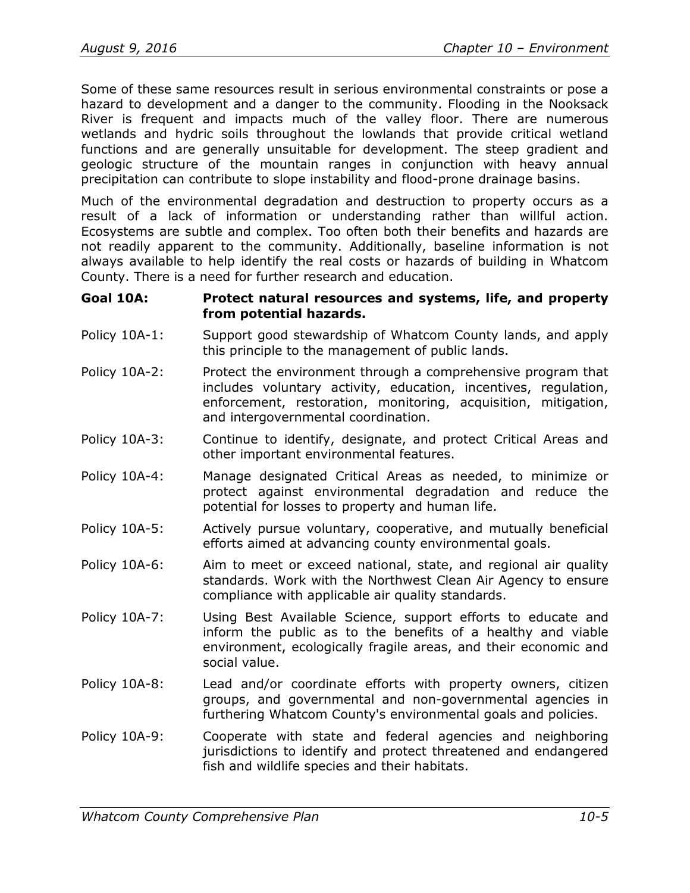Some of these same resources result in serious environmental constraints or pose a hazard to development and a danger to the community. Flooding in the Nooksack River is frequent and impacts much of the valley floor. There are numerous wetlands and hydric soils throughout the lowlands that provide critical wetland functions and are generally unsuitable for development. The steep gradient and geologic structure of the mountain ranges in conjunction with heavy annual precipitation can contribute to slope instability and flood-prone drainage basins.

Much of the environmental degradation and destruction to property occurs as a result of a lack of information or understanding rather than willful action. Ecosystems are subtle and complex. Too often both their benefits and hazards are not readily apparent to the community. Additionally, baseline information is not always available to help identify the real costs or hazards of building in Whatcom County. There is a need for further research and education.

**Goal 10A: Protect natural resources and systems, life, and property from potential hazards.**

Policy 10A-1: Support good stewardship of Whatcom County lands, and apply this principle to the management of public lands.

Policy 10A-2: Protect the environment through a comprehensive program that includes voluntary activity, education, incentives, regulation, enforcement, restoration, monitoring, acquisition, mitigation, and intergovernmental coordination.

Policy 10A-3: Continue to identify, designate, and protect Critical Areas and other important environmental features.

Policy 10A-4: Manage designated Critical Areas as needed, to minimize or protect against environmental degradation and reduce the potential for losses to property and human life.

Policy 10A-5: Actively pursue voluntary, cooperative, and mutually beneficial efforts aimed at advancing county environmental goals.

Policy 10A-6: Aim to meet or exceed national, state, and regional air quality standards. Work with the Northwest Clean Air Agency to ensure compliance with applicable air quality standards.

Policy 10A-7: Using Best Available Science, support efforts to educate and inform the public as to the benefits of a healthy and viable environment, ecologically fragile areas, and their economic and social value.

Policy 10A-8: Lead and/or coordinate efforts with property owners, citizen groups, and governmental and non-governmental agencies in furthering Whatcom County's environmental goals and policies.

Policy 10A-9: Cooperate with state and federal agencies and neighboring jurisdictions to identify and protect threatened and endangered fish and wildlife species and their habitats.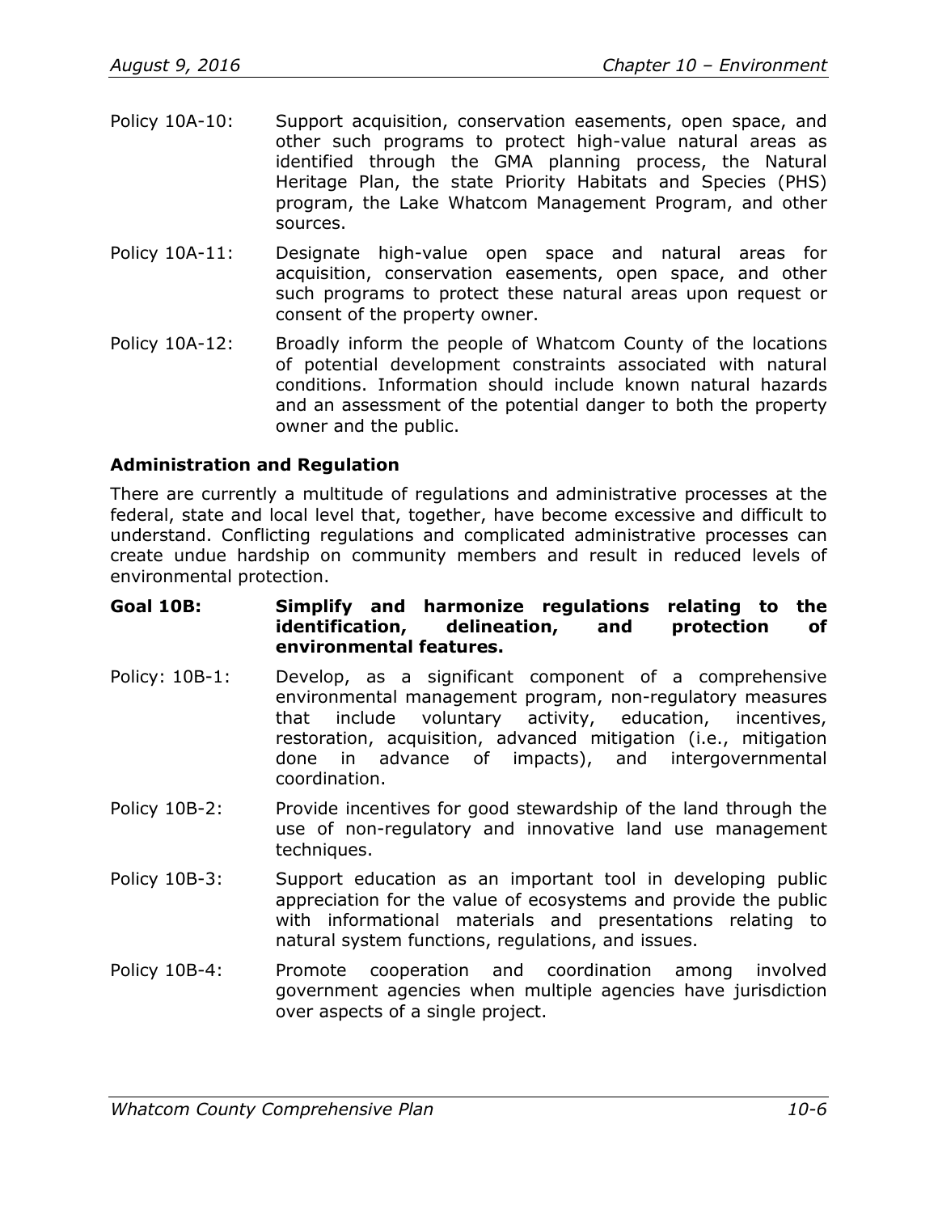Policy 10A-10: Support acquisition, conservation easements, open space, and other such programs to protect high-value natural areas as identified through the GMA planning process, the Natural Heritage Plan, the state Priority Habitats and Species (PHS) program, the Lake Whatcom Management Program, and other sources.

Policy 10A-11: Designate high-value open space and natural areas for acquisition, conservation easements, open space, and other such programs to protect these natural areas upon request or consent of the property owner.

Policy 10A-12: Broadly inform the people of Whatcom County of the locations of potential development constraints associated with natural conditions. Information should include known natural hazards and an assessment of the potential danger to both the property owner and the public.

### Administration and Regulation

There are currently a multitude of regulations and administrative processes at the federal, state and local level that, together, have become excessive and difficult to understand. Conflicting regulations and complicated administrative processes can create undue hardship on community members and result in reduced levels of environmental protection.

**Goal 10B: Simplify and harmonize regulations relating to the identification, delineation, and protection of environmental features.**

Policy: 10B-1: Develop, as a significant component of a comprehensive environmental management program, non-regulatory measures that include voluntary activity, education, incentives, restoration, acquisition, advanced mitigation (i.e., mitigation done in advance of impacts), and intergovernmental coordination.

Policy 10B-2: Provide incentives for good stewardship of the land through the use of non-regulatory and innovative land use management techniques.

Policy 10B-3: Support education as an important tool in developing public appreciation for the value of ecosystems and provide the public with informational materials and presentations relating to natural system functions, regulations, and issues.

Policy 10B-4: Promote cooperation and coordination among involved government agencies when multiple agencies have jurisdiction over aspects of a single project.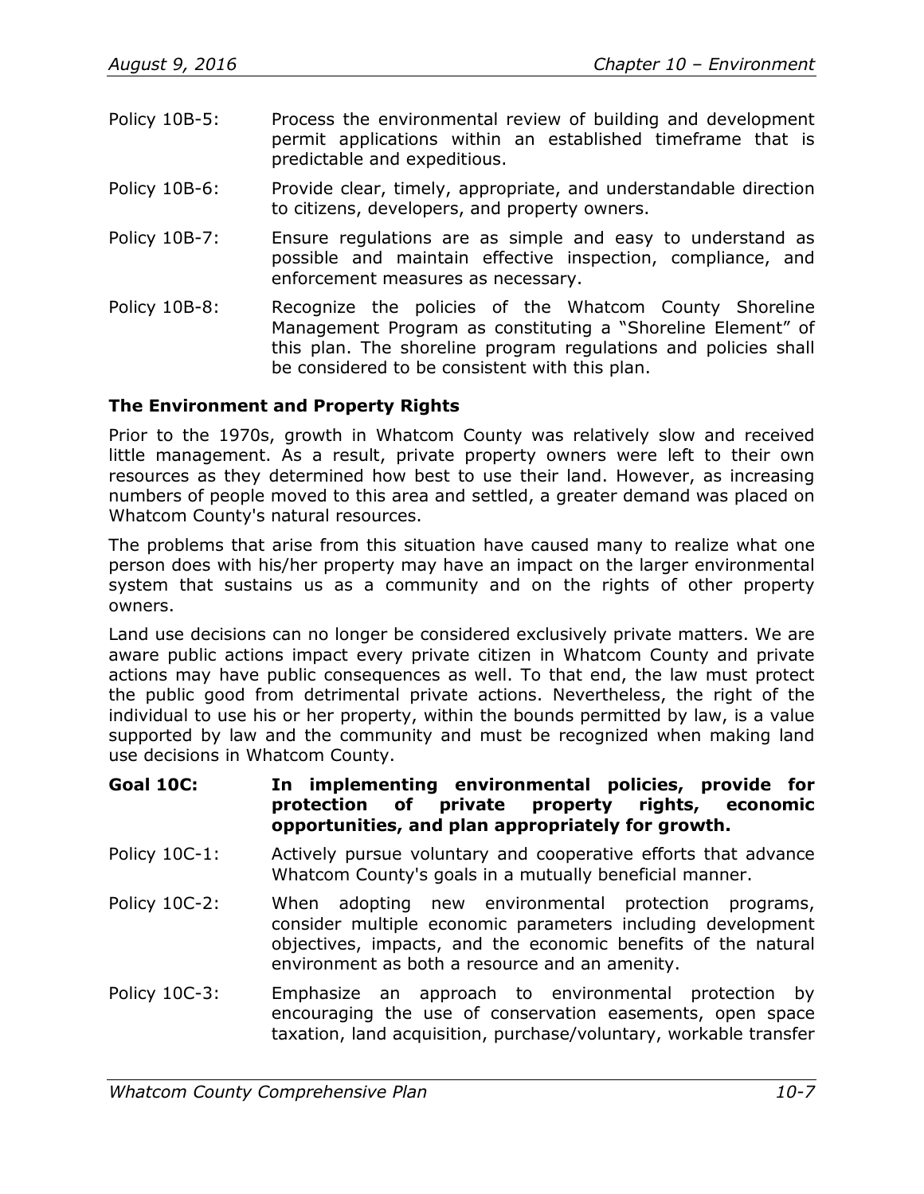Policy 10B-5: Process the environmental review of building and development permit applications within an established timeframe that is predictable and expeditious.

Policy 10B-6: Provide clear, timely, appropriate, and understandable direction to citizens, developers, and property owners.

Policy 10B-7: Ensure regulations are as simple and easy to understand as possible and maintain effective inspection, compliance, and enforcement measures as necessary.

Policy 10B-8: Recognize the policies of the Whatcom County Shoreline Management Program as constituting a "Shoreline Element" of this plan. The shoreline program regulations and policies shall be considered to be consistent with this plan.

### The Environment and Property Rights

Prior to the 1970s, growth in Whatcom County was relatively slow and received little management. As a result, private property owners were left to their own resources as they determined how best to use their land. However, as increasing numbers of people moved to this area and settled, a greater demand was placed on Whatcom County's natural resources.

The problems that arise from this situation have caused many to realize what one person does with his/her property may have an impact on the larger environmental system that sustains us as a community and on the rights of other property owners.

Land use decisions can no longer be considered exclusively private matters. We are aware public actions impact every private citizen in Whatcom County and private actions may have public consequences as well. To that end, the law must protect the public good from detrimental private actions. Nevertheless, the right of the individual to use his or her property, within the bounds permitted by law, is a value supported by law and the community and must be recognized when making land use decisions in Whatcom County.

**Goal 10C: In implementing environmental policies, provide for protection of private property rights, economic opportunities, and plan appropriately for growth.**

Policy 10C-1: Actively pursue voluntary and cooperative efforts that advance Whatcom County's goals in a mutually beneficial manner.

Policy 10C-2: When adopting new environmental protection programs, consider multiple economic parameters including development objectives, impacts, and the economic benefits of the natural environment as both a resource and an amenity.

Policy 10C-3: Emphasize an approach to environmental protection by encouraging the use of conservation easements, open space taxation, land acquisition, purchase/voluntary, workable transfer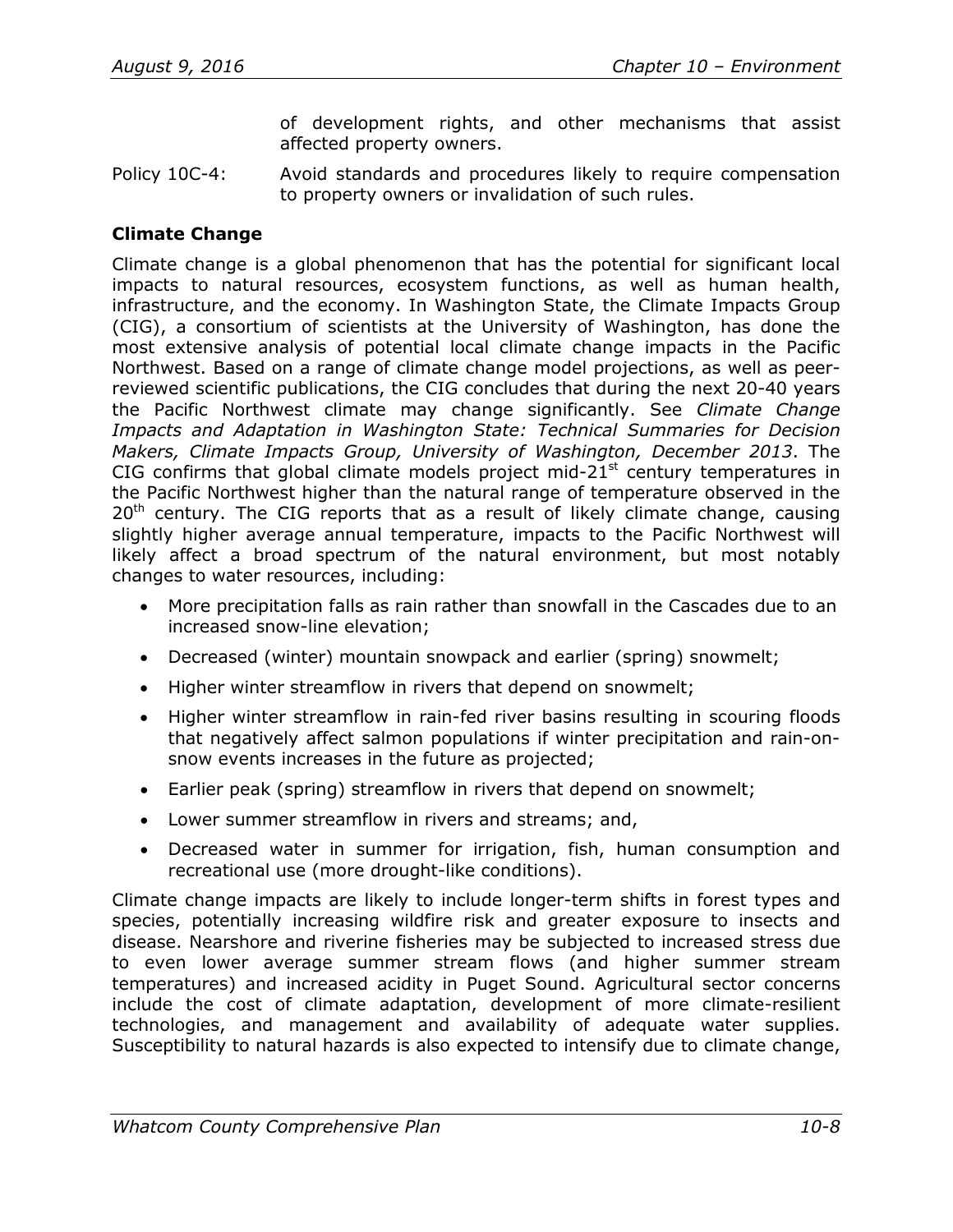of development rights, and other mechanisms that assist affected property owners.

Policy 10C-4: Avoid standards and procedures likely to require compensation to property owners or invalidation of such rules.

**Climate Change**

Climate change is a global phenomenon that has the potential for significant local impacts to natural resources, ecosystem functions, as well as human health, infrastructure, and the economy. In Washington State, the Climate Impacts Group (CIG), a consortium of scientists at the University of Washington, has done the most extensive analysis of potential local climate change impacts in the Pacific Northwest. Based on a range of climate change model projections, as well as peer-reviewed scientific publications, the CIG concludes that during the next 20-40 years the Pacific Northwest climate may change significantly. See *Climate Change Impacts and Adaptation in Washington State: Technical Summaries for Decision Makers, Climate Impacts Group, University of Washington, December 2013*. The CIG confirms that global climate models project mid-21st century temperatures in the Pacific Northwest higher than the natural range of temperature observed in the 20th century. The CIG reports that as a result of likely climate change, causing slightly higher average annual temperature, impacts to the Pacific Northwest will likely affect a broad spectrum of the natural environment, but most notably changes to water resources, including:

- More precipitation falls as rain rather than snowfall in the Cascades due to an increased snow-line elevation;
- Decreased (winter) mountain snowpack and earlier (spring) snowmelt;
- Higher winter streamflow in rivers that depend on snowmelt;
- Higher winter streamflow in rain-fed river basins resulting in scouring floods that negatively affect salmon populations if winter precipitation and rain-on-snow events increases in the future as projected;
- Earlier peak (spring) streamflow in rivers that depend on snowmelt;
- Lower summer streamflow in rivers and streams; and,
- Decreased water in summer for irrigation, fish, human consumption and recreational use (more drought-like conditions).

Climate change impacts are likely to include longer-term shifts in forest types and species, potentially increasing wildfire risk and greater exposure to insects and disease. Nearshore and riverine fisheries may be subjected to increased stress due to even lower average summer stream flows (and higher summer stream temperatures) and increased acidity in Puget Sound. Agricultural sector concerns include the cost of climate adaptation, development of more climate-resilient technologies, and management and availability of adequate water supplies. Susceptibility to natural hazards is also expected to intensify due to climate change,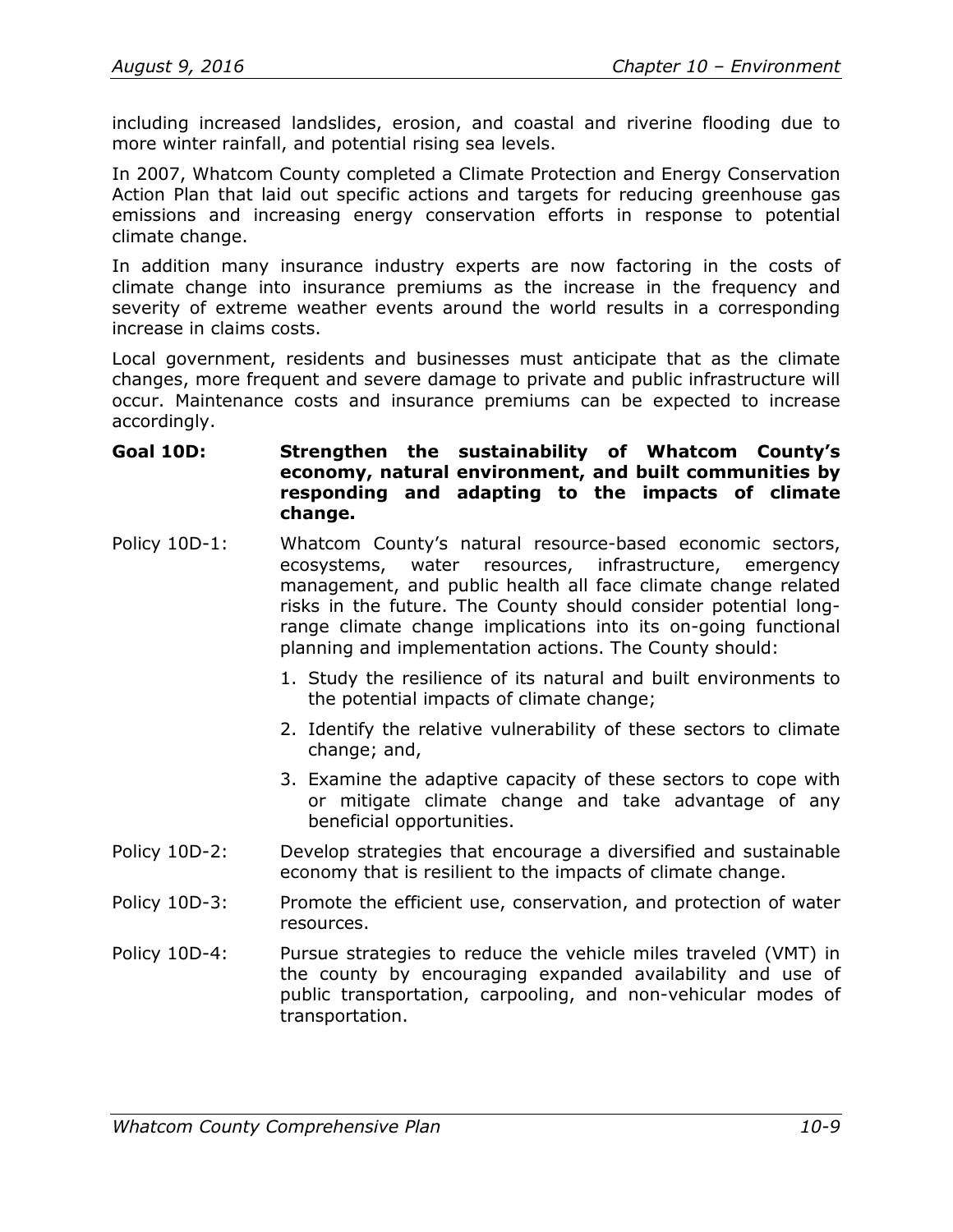including increased landslides, erosion, and coastal and riverine flooding due to more winter rainfall, and potential rising sea levels.

In 2007, Whatcom County completed a Climate Protection and Energy Conservation Action Plan that laid out specific actions and targets for reducing greenhouse gas emissions and increasing energy conservation efforts in response to potential climate change.

In addition many insurance industry experts are now factoring in the costs of climate change into insurance premiums as the increase in the frequency and severity of extreme weather events around the world results in a corresponding increase in claims costs.

Local government, residents and businesses must anticipate that as the climate changes, more frequent and severe damage to private and public infrastructure will occur. Maintenance costs and insurance premiums can be expected to increase accordingly.

**Goal 10D: Strengthen the sustainability of Whatcom County's economy, natural environment, and built communities by responding and adapting to the impacts of climate change.**

Policy 10D-1: Whatcom County's natural resource-based economic sectors, ecosystems, water resources, infrastructure, emergency management, and public health all face climate change related risks in the future. The County should consider potential long-range climate change implications into its on-going functional planning and implementation actions. The County should:

1. Study the resilience of its natural and built environments to the potential impacts of climate change;
2. Identify the relative vulnerability of these sectors to climate change; and,
3. Examine the adaptive capacity of these sectors to cope with or mitigate climate change and take advantage of any beneficial opportunities.

Policy 10D-2: Develop strategies that encourage a diversified and sustainable economy that is resilient to the impacts of climate change.

Policy 10D-3: Promote the efficient use, conservation, and protection of water resources.

Policy 10D-4: Pursue strategies to reduce the vehicle miles traveled (VMT) in the county by encouraging expanded availability and use of public transportation, carpooling, and non-vehicular modes of transportation.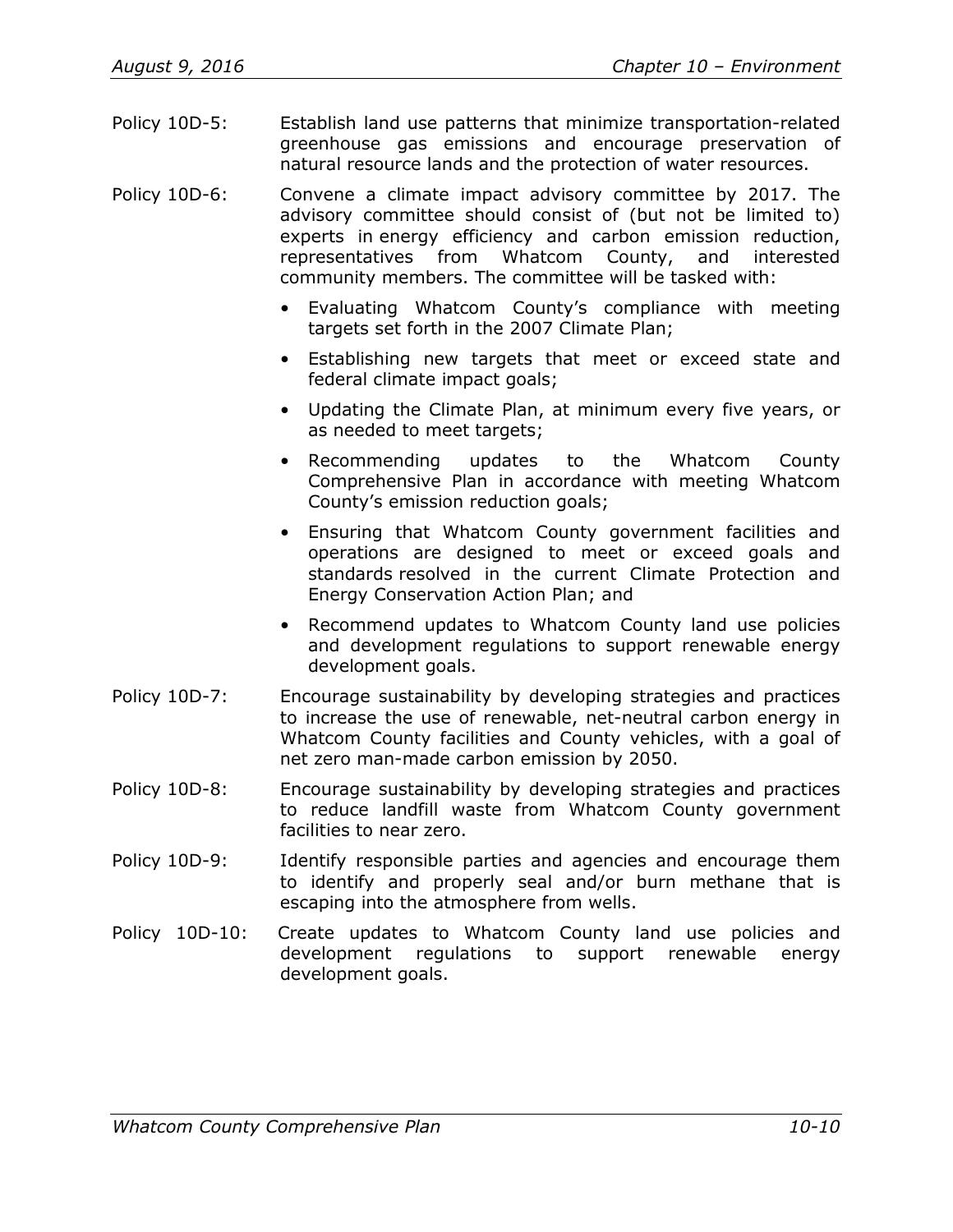Policy 10D-5: Establish land use patterns that minimize transportation-related greenhouse gas emissions and encourage preservation of natural resource lands and the protection of water resources.

Policy 10D-6: Convene a climate impact advisory committee by 2017. The advisory committee should consist of (but not be limited to) experts in energy efficiency and carbon emission reduction, representatives from Whatcom County, and interested community members. The committee will be tasked with:

- Evaluating Whatcom County's compliance with meeting targets set forth in the 2007 Climate Plan;
- Establishing new targets that meet or exceed state and federal climate impact goals;
- Updating the Climate Plan, at minimum every five years, or as needed to meet targets;
- Recommending updates to the Whatcom County Comprehensive Plan in accordance with meeting Whatcom County's emission reduction goals;
- Ensuring that Whatcom County government facilities and operations are designed to meet or exceed goals and standards resolved in the current Climate Protection and Energy Conservation Action Plan; and
- Recommend updates to Whatcom County land use policies and development regulations to support renewable energy development goals.

Policy 10D-7: Encourage sustainability by developing strategies and practices to increase the use of renewable, net-neutral carbon energy in Whatcom County facilities and County vehicles, with a goal of net zero man-made carbon emission by 2050.

Policy 10D-8: Encourage sustainability by developing strategies and practices to reduce landfill waste from Whatcom County government facilities to near zero.

Policy 10D-9: Identify responsible parties and agencies and encourage them to identify and properly seal and/or burn methane that is escaping into the atmosphere from wells.

Policy 10D-10: Create updates to Whatcom County land use policies and development regulations to support renewable energy development goals.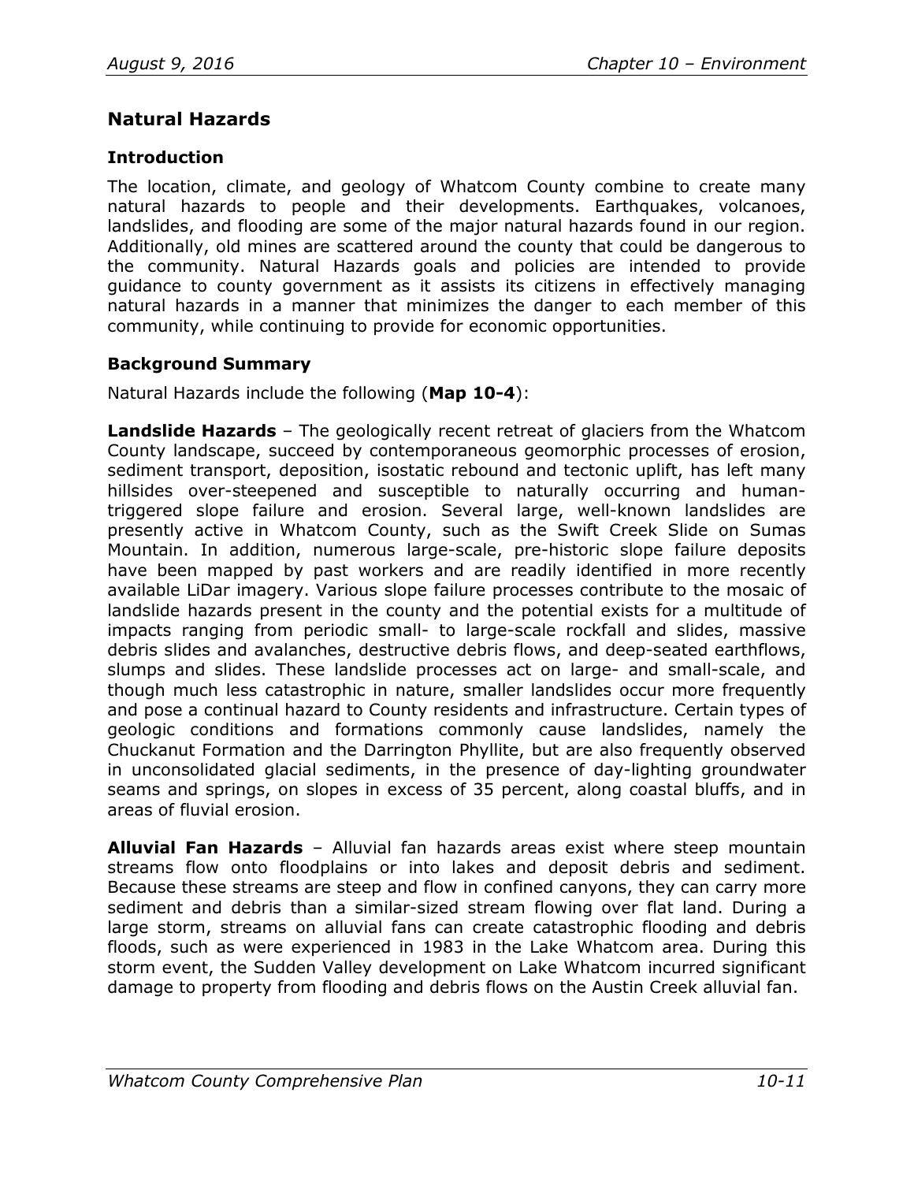## Natural Hazards

### Introduction

The location, climate, and geology of Whatcom County combine to create many natural hazards to people and their developments. Earthquakes, volcanoes, landslides, and flooding are some of the major natural hazards found in our region. Additionally, old mines are scattered around the county that could be dangerous to the community. Natural Hazards goals and policies are intended to provide guidance to county government as it assists its citizens in effectively managing natural hazards in a manner that minimizes the danger to each member of this community, while continuing to provide for economic opportunities.

### Background Summary

Natural Hazards include the following (**Map 10-4**):

**Landslide Hazards** – The geologically recent retreat of glaciers from the Whatcom County landscape, succeed by contemporaneous geomorphic processes of erosion, sediment transport, deposition, isostatic rebound and tectonic uplift, has left many hillsides over-steepened and susceptible to naturally occurring and human-triggered slope failure and erosion. Several large, well-known landslides are presently active in Whatcom County, such as the Swift Creek Slide on Sumas Mountain. In addition, numerous large-scale, pre-historic slope failure deposits have been mapped by past workers and are readily identified in more recently available LiDar imagery. Various slope failure processes contribute to the mosaic of landslide hazards present in the county and the potential exists for a multitude of impacts ranging from periodic small- to large-scale rockfall and slides, massive debris slides and avalanches, destructive debris flows, and deep-seated earthflows, slumps and slides. These landslide processes act on large- and small-scale, and though much less catastrophic in nature, smaller landslides occur more frequently and pose a continual hazard to County residents and infrastructure. Certain types of geologic conditions and formations commonly cause landslides, namely the Chuckanut Formation and the Darrington Phyllite, but are also frequently observed in unconsolidated glacial sediments, in the presence of day-lighting groundwater seams and springs, on slopes in excess of 35 percent, along coastal bluffs, and in areas of fluvial erosion.

**Alluvial Fan Hazards** – Alluvial fan hazards areas exist where steep mountain streams flow onto floodplains or into lakes and deposit debris and sediment. Because these streams are steep and flow in confined canyons, they can carry more sediment and debris than a similar-sized stream flowing over flat land. During a large storm, streams on alluvial fans can create catastrophic flooding and debris floods, such as were experienced in 1983 in the Lake Whatcom area. During this storm event, the Sudden Valley development on Lake Whatcom incurred significant damage to property from flooding and debris flows on the Austin Creek alluvial fan.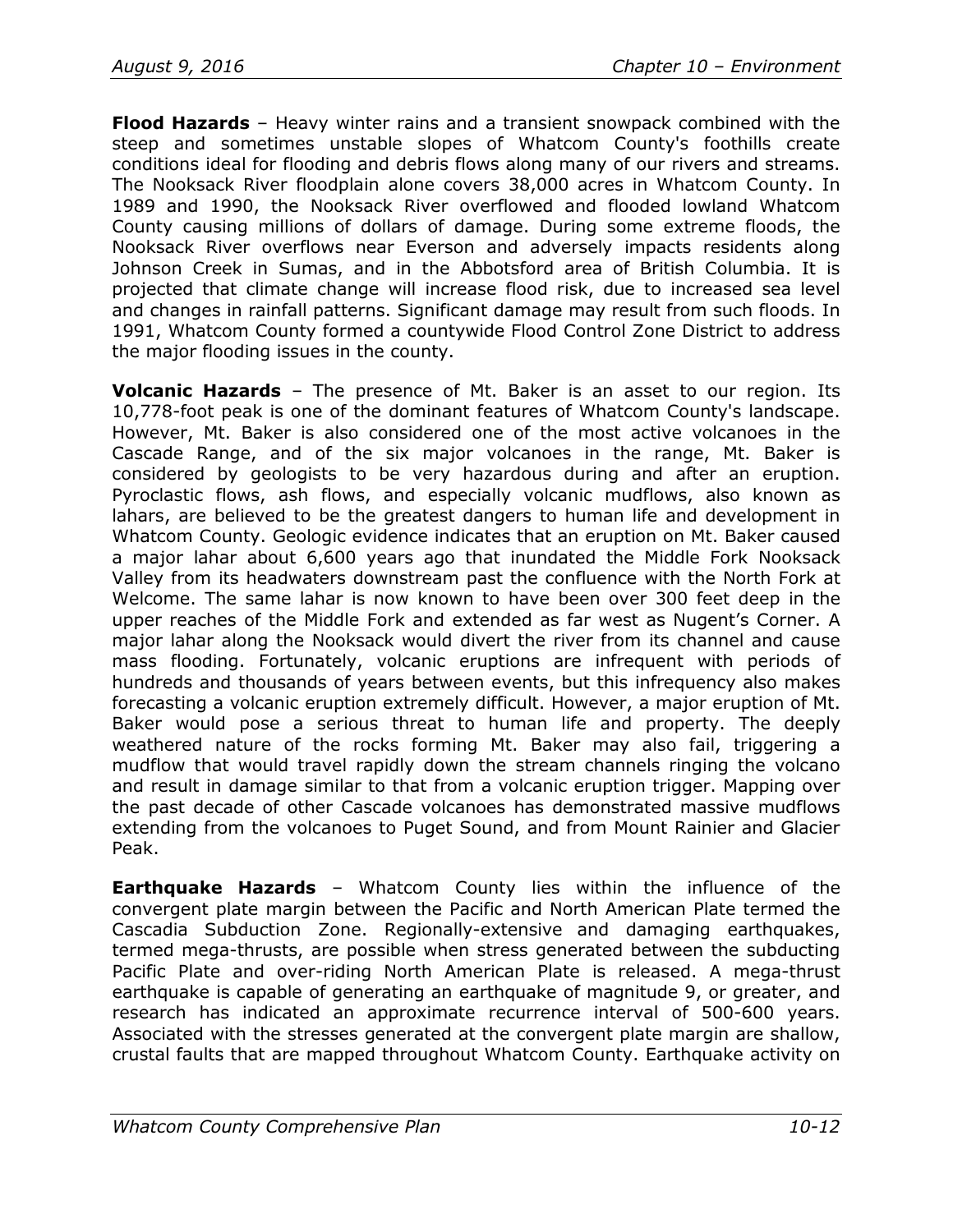**Flood Hazards** – Heavy winter rains and a transient snowpack combined with the steep and sometimes unstable slopes of Whatcom County's foothills create conditions ideal for flooding and debris flows along many of our rivers and streams. The Nooksack River floodplain alone covers 38,000 acres in Whatcom County. In 1989 and 1990, the Nooksack River overflowed and flooded lowland Whatcom County causing millions of dollars of damage. During some extreme floods, the Nooksack River overflows near Everson and adversely impacts residents along Johnson Creek in Sumas, and in the Abbotsford area of British Columbia. It is projected that climate change will increase flood risk, due to increased sea level and changes in rainfall patterns. Significant damage may result from such floods. In 1991, Whatcom County formed a countywide Flood Control Zone District to address the major flooding issues in the county.

**Volcanic Hazards** – The presence of Mt. Baker is an asset to our region. Its 10,778-foot peak is one of the dominant features of Whatcom County's landscape. However, Mt. Baker is also considered one of the most active volcanoes in the Cascade Range, and of the six major volcanoes in the range, Mt. Baker is considered by geologists to be very hazardous during and after an eruption. Pyroclastic flows, ash flows, and especially volcanic mudflows, also known as lahars, are believed to be the greatest dangers to human life and development in Whatcom County. Geologic evidence indicates that an eruption on Mt. Baker caused a major lahar about 6,600 years ago that inundated the Middle Fork Nooksack Valley from its headwaters downstream past the confluence with the North Fork at Welcome. The same lahar is now known to have been over 300 feet deep in the upper reaches of the Middle Fork and extended as far west as Nugent's Corner. A major lahar along the Nooksack would divert the river from its channel and cause mass flooding. Fortunately, volcanic eruptions are infrequent with periods of hundreds and thousands of years between events, but this infrequency also makes forecasting a volcanic eruption extremely difficult. However, a major eruption of Mt. Baker would pose a serious threat to human life and property. The deeply weathered nature of the rocks forming Mt. Baker may also fail, triggering a mudflow that would travel rapidly down the stream channels ringing the volcano and result in damage similar to that from a volcanic eruption trigger. Mapping over the past decade of other Cascade volcanoes has demonstrated massive mudflows extending from the volcanoes to Puget Sound, and from Mount Rainier and Glacier Peak.

**Earthquake Hazards** – Whatcom County lies within the influence of the convergent plate margin between the Pacific and North American Plate termed the Cascadia Subduction Zone. Regionally-extensive and damaging earthquakes, termed mega-thrusts, are possible when stress generated between the subducting Pacific Plate and over-riding North American Plate is released. A mega-thrust earthquake is capable of generating an earthquake of magnitude 9, or greater, and research has indicated an approximate recurrence interval of 500-600 years. Associated with the stresses generated at the convergent plate margin are shallow, crustal faults that are mapped throughout Whatcom County. Earthquake activity on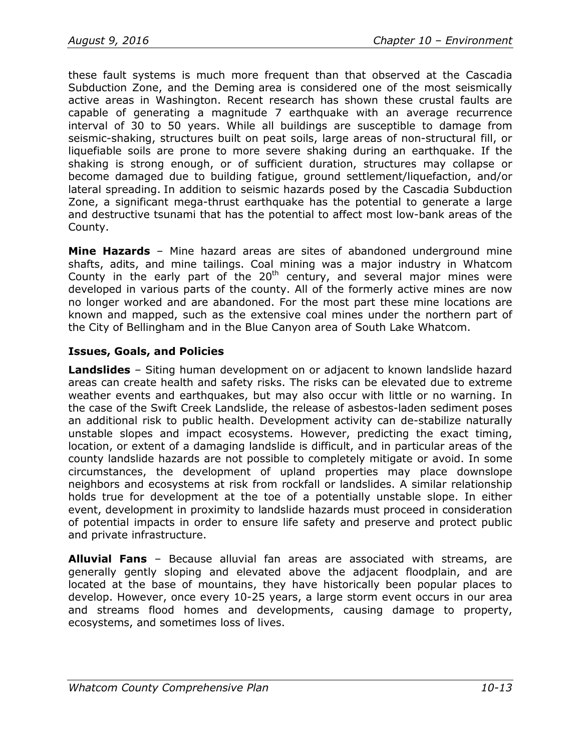these fault systems is much more frequent than that observed at the Cascadia Subduction Zone, and the Deming area is considered one of the most seismically active areas in Washington. Recent research has shown these crustal faults are capable of generating a magnitude 7 earthquake with an average recurrence interval of 30 to 50 years. While all buildings are susceptible to damage from seismic-shaking, structures built on peat soils, large areas of non-structural fill, or liquefiable soils are prone to more severe shaking during an earthquake. If the shaking is strong enough, or of sufficient duration, structures may collapse or become damaged due to building fatigue, ground settlement/liquefaction, and/or lateral spreading. In addition to seismic hazards posed by the Cascadia Subduction Zone, a significant mega-thrust earthquake has the potential to generate a large and destructive tsunami that has the potential to affect most low-bank areas of the County.

**Mine Hazards** – Mine hazard areas are sites of abandoned underground mine shafts, adits, and mine tailings. Coal mining was a major industry in Whatcom County in the early part of the 20th century, and several major mines were developed in various parts of the county. All of the formerly active mines are now no longer worked and are abandoned. For the most part these mine locations are known and mapped, such as the extensive coal mines under the northern part of the City of Bellingham and in the Blue Canyon area of South Lake Whatcom.

### Issues, Goals, and Policies

**Landslides** – Siting human development on or adjacent to known landslide hazard areas can create health and safety risks. The risks can be elevated due to extreme weather events and earthquakes, but may also occur with little or no warning. In the case of the Swift Creek Landslide, the release of asbestos-laden sediment poses an additional risk to public health. Development activity can de-stabilize naturally unstable slopes and impact ecosystems. However, predicting the exact timing, location, or extent of a damaging landslide is difficult, and in particular areas of the county landslide hazards are not possible to completely mitigate or avoid. In some circumstances, the development of upland properties may place downslope neighbors and ecosystems at risk from rockfall or landslides. A similar relationship holds true for development at the toe of a potentially unstable slope. In either event, development in proximity to landslide hazards must proceed in consideration of potential impacts in order to ensure life safety and preserve and protect public and private infrastructure.

**Alluvial Fans** – Because alluvial fan areas are associated with streams, are generally gently sloping and elevated above the adjacent floodplain, and are located at the base of mountains, they have historically been popular places to develop. However, once every 10-25 years, a large storm event occurs in our area and streams flood homes and developments, causing damage to property, ecosystems, and sometimes loss of lives.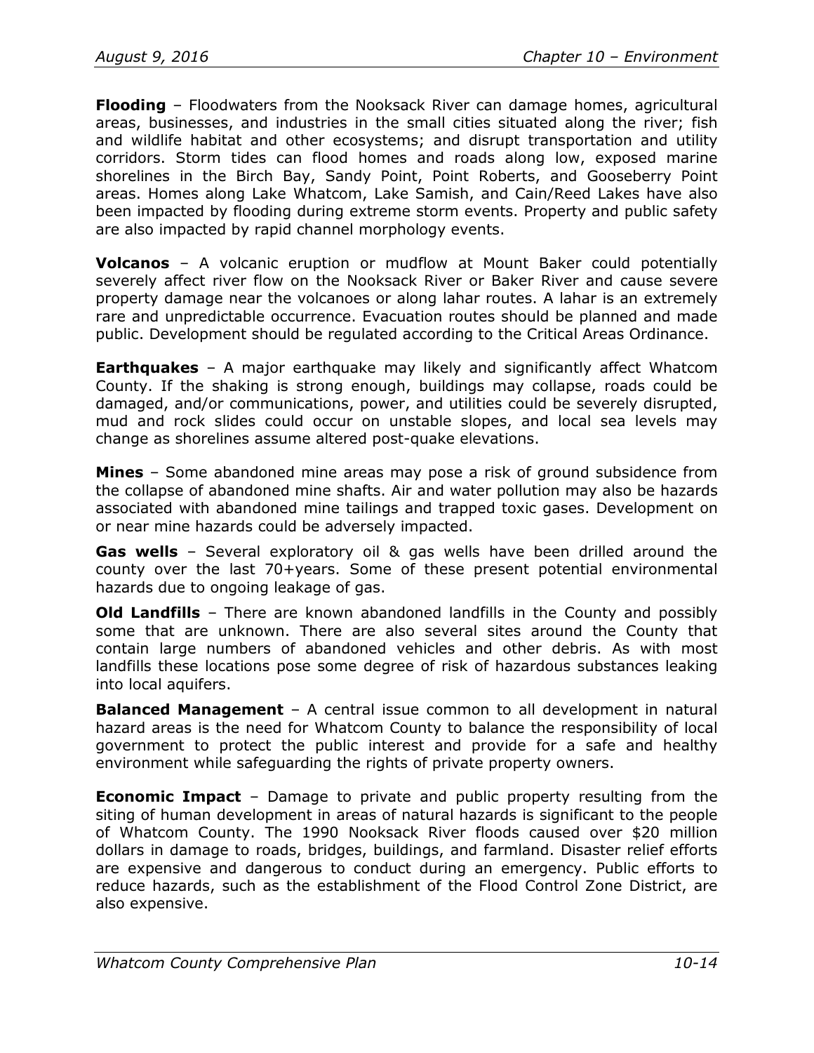**Flooding** – Floodwaters from the Nooksack River can damage homes, agricultural areas, businesses, and industries in the small cities situated along the river; fish and wildlife habitat and other ecosystems; and disrupt transportation and utility corridors. Storm tides can flood homes and roads along low, exposed marine shorelines in the Birch Bay, Sandy Point, Point Roberts, and Gooseberry Point areas. Homes along Lake Whatcom, Lake Samish, and Cain/Reed Lakes have also been impacted by flooding during extreme storm events. Property and public safety are also impacted by rapid channel morphology events.

**Volcanos** – A volcanic eruption or mudflow at Mount Baker could potentially severely affect river flow on the Nooksack River or Baker River and cause severe property damage near the volcanoes or along lahar routes. A lahar is an extremely rare and unpredictable occurrence. Evacuation routes should be planned and made public. Development should be regulated according to the Critical Areas Ordinance.

**Earthquakes** – A major earthquake may likely and significantly affect Whatcom County. If the shaking is strong enough, buildings may collapse, roads could be damaged, and/or communications, power, and utilities could be severely disrupted, mud and rock slides could occur on unstable slopes, and local sea levels may change as shorelines assume altered post-quake elevations.

**Mines** – Some abandoned mine areas may pose a risk of ground subsidence from the collapse of abandoned mine shafts. Air and water pollution may also be hazards associated with abandoned mine tailings and trapped toxic gases. Development on or near mine hazards could be adversely impacted.

**Gas wells** – Several exploratory oil & gas wells have been drilled around the county over the last 70+years. Some of these present potential environmental hazards due to ongoing leakage of gas.

**Old Landfills** – There are known abandoned landfills in the County and possibly some that are unknown. There are also several sites around the County that contain large numbers of abandoned vehicles and other debris. As with most landfills these locations pose some degree of risk of hazardous substances leaking into local aquifers.

**Balanced Management** – A central issue common to all development in natural hazard areas is the need for Whatcom County to balance the responsibility of local government to protect the public interest and provide for a safe and healthy environment while safeguarding the rights of private property owners.

**Economic Impact** – Damage to private and public property resulting from the siting of human development in areas of natural hazards is significant to the people of Whatcom County. The 1990 Nooksack River floods caused over $20 million dollars in damage to roads, bridges, buildings, and farmland. Disaster relief efforts are expensive and dangerous to conduct during an emergency. Public efforts to reduce hazards, such as the establishment of the Flood Control Zone District, are also expensive.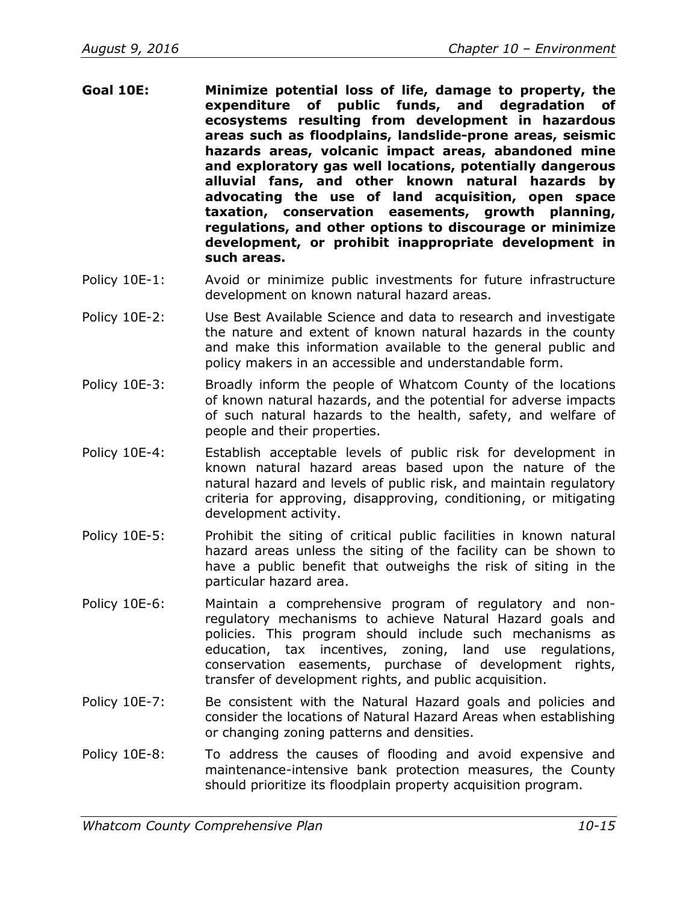**Goal 10E: Minimize potential loss of life, damage to property, the expenditure of public funds, and degradation of ecosystems resulting from development in hazardous areas such as floodplains, landslide-prone areas, seismic hazards areas, volcanic impact areas, abandoned mine and exploratory gas well locations, potentially dangerous alluvial fans, and other known natural hazards by advocating the use of land acquisition, open space taxation, conservation easements, growth planning, regulations, and other options to discourage or minimize development, or prohibit inappropriate development in such areas.**

Policy 10E-1: Avoid or minimize public investments for future infrastructure development on known natural hazard areas.

Policy 10E-2: Use Best Available Science and data to research and investigate the nature and extent of known natural hazards in the county and make this information available to the general public and policy makers in an accessible and understandable form.

Policy 10E-3: Broadly inform the people of Whatcom County of the locations of known natural hazards, and the potential for adverse impacts of such natural hazards to the health, safety, and welfare of people and their properties.

Policy 10E-4: Establish acceptable levels of public risk for development in known natural hazard areas based upon the nature of the natural hazard and levels of public risk, and maintain regulatory criteria for approving, disapproving, conditioning, or mitigating development activity.

Policy 10E-5: Prohibit the siting of critical public facilities in known natural hazard areas unless the siting of the facility can be shown to have a public benefit that outweighs the risk of siting in the particular hazard area.

Policy 10E-6: Maintain a comprehensive program of regulatory and non-regulatory mechanisms to achieve Natural Hazard goals and policies. This program should include such mechanisms as education, tax incentives, zoning, land use regulations, conservation easements, purchase of development rights, transfer of development rights, and public acquisition.

Policy 10E-7: Be consistent with the Natural Hazard goals and policies and consider the locations of Natural Hazard Areas when establishing or changing zoning patterns and densities.

Policy 10E-8: To address the causes of flooding and avoid expensive and maintenance-intensive bank protection measures, the County should prioritize its floodplain property acquisition program.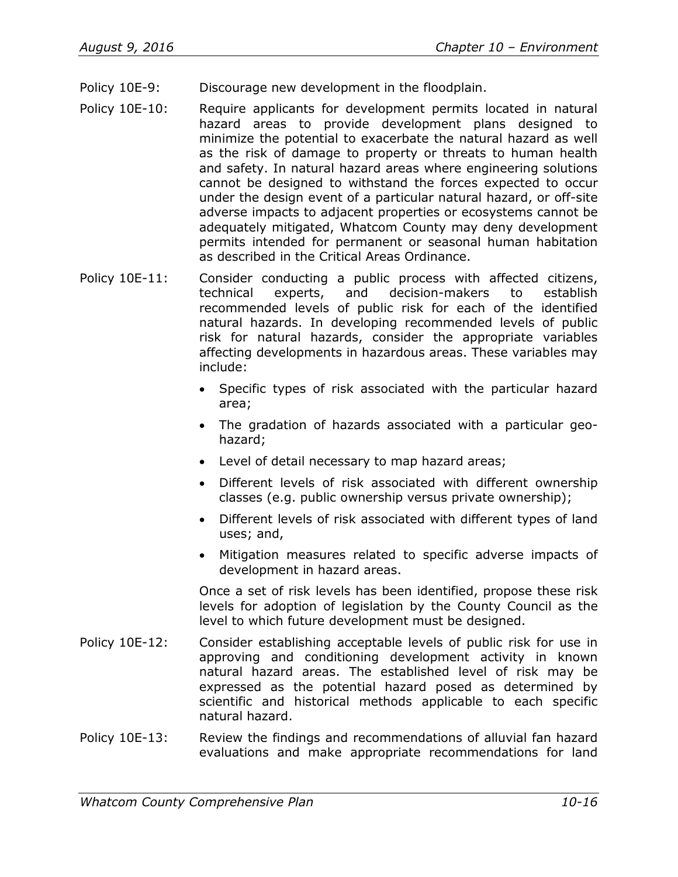Policy 10E-9: Discourage new development in the floodplain.

Policy 10E-10: Require applicants for development permits located in natural hazard areas to provide development plans designed to minimize the potential to exacerbate the natural hazard as well as the risk of damage to property or threats to human health and safety. In natural hazard areas where engineering solutions cannot be designed to withstand the forces expected to occur under the design event of a particular natural hazard, or off-site adverse impacts to adjacent properties or ecosystems cannot be adequately mitigated, Whatcom County may deny development permits intended for permanent or seasonal human habitation as described in the Critical Areas Ordinance.

Policy 10E-11: Consider conducting a public process with affected citizens, technical experts, and decision-makers to establish recommended levels of public risk for each of the identified natural hazards. In developing recommended levels of public risk for natural hazards, consider the appropriate variables affecting developments in hazardous areas. These variables may include:

- Specific types of risk associated with the particular hazard area;
- The gradation of hazards associated with a particular geo-hazard;
- Level of detail necessary to map hazard areas;
- Different levels of risk associated with different ownership classes (e.g. public ownership versus private ownership);
- Different levels of risk associated with different types of land uses; and,
- Mitigation measures related to specific adverse impacts of development in hazard areas.

Once a set of risk levels has been identified, propose these risk levels for adoption of legislation by the County Council as the level to which future development must be designed.

Policy 10E-12: Consider establishing acceptable levels of public risk for use in approving and conditioning development activity in known natural hazard areas. The established level of risk may be expressed as the potential hazard posed as determined by scientific and historical methods applicable to each specific natural hazard.

Policy 10E-13: Review the findings and recommendations of alluvial fan hazard evaluations and make appropriate recommendations for land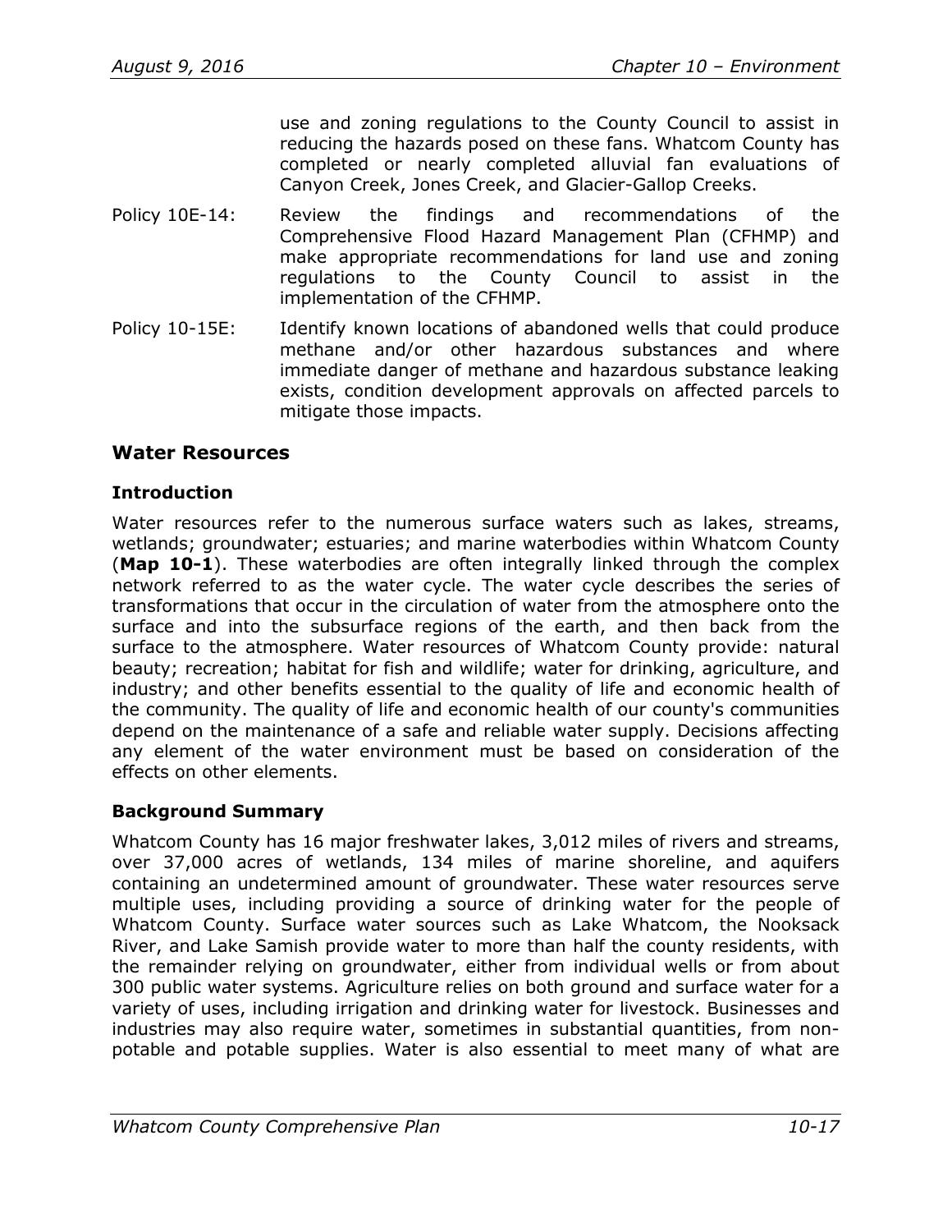use and zoning regulations to the County Council to assist in reducing the hazards posed on these fans. Whatcom County has completed or nearly completed alluvial fan evaluations of Canyon Creek, Jones Creek, and Glacier-Gallop Creeks.

Policy 10E-14: Review the findings and recommendations of the Comprehensive Flood Hazard Management Plan (CFHMP) and make appropriate recommendations for land use and zoning regulations to the County Council to assist in the implementation of the CFHMP.

Policy 10-15E: Identify known locations of abandoned wells that could produce methane and/or other hazardous substances and where immediate danger of methane and hazardous substance leaking exists, condition development approvals on affected parcels to mitigate those impacts.

## Water Resources

### Introduction

Water resources refer to the numerous surface waters such as lakes, streams, wetlands; groundwater; estuaries; and marine waterbodies within Whatcom County (**Map 10-1**). These waterbodies are often integrally linked through the complex network referred to as the water cycle. The water cycle describes the series of transformations that occur in the circulation of water from the atmosphere onto the surface and into the subsurface regions of the earth, and then back from the surface to the atmosphere. Water resources of Whatcom County provide: natural beauty; recreation; habitat for fish and wildlife; water for drinking, agriculture, and industry; and other benefits essential to the quality of life and economic health of the community. The quality of life and economic health of our county's communities depend on the maintenance of a safe and reliable water supply. Decisions affecting any element of the water environment must be based on consideration of the effects on other elements.

### Background Summary

Whatcom County has 16 major freshwater lakes, 3,012 miles of rivers and streams, over 37,000 acres of wetlands, 134 miles of marine shoreline, and aquifers containing an undetermined amount of groundwater. These water resources serve multiple uses, including providing a source of drinking water for the people of Whatcom County. Surface water sources such as Lake Whatcom, the Nooksack River, and Lake Samish provide water to more than half the county residents, with the remainder relying on groundwater, either from individual wells or from about 300 public water systems. Agriculture relies on both ground and surface water for a variety of uses, including irrigation and drinking water for livestock. Businesses and industries may also require water, sometimes in substantial quantities, from non-potable and potable supplies. Water is also essential to meet many of what are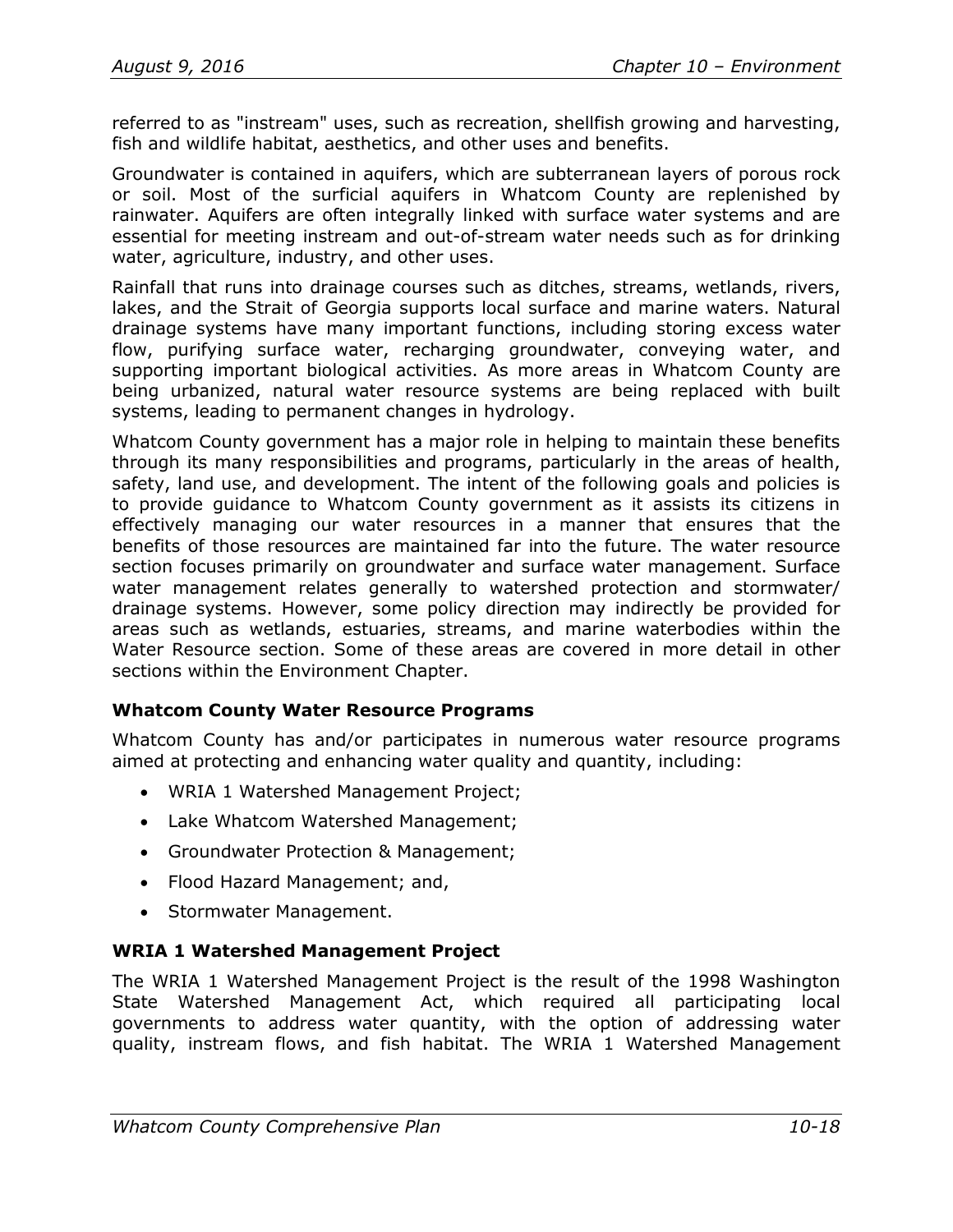referred to as "instream" uses, such as recreation, shellfish growing and harvesting, fish and wildlife habitat, aesthetics, and other uses and benefits.

Groundwater is contained in aquifers, which are subterranean layers of porous rock or soil. Most of the surficial aquifers in Whatcom County are replenished by rainwater. Aquifers are often integrally linked with surface water systems and are essential for meeting instream and out-of-stream water needs such as for drinking water, agriculture, industry, and other uses.

Rainfall that runs into drainage courses such as ditches, streams, wetlands, rivers, lakes, and the Strait of Georgia supports local surface and marine waters. Natural drainage systems have many important functions, including storing excess water flow, purifying surface water, recharging groundwater, conveying water, and supporting important biological activities. As more areas in Whatcom County are being urbanized, natural water resource systems are being replaced with built systems, leading to permanent changes in hydrology.

Whatcom County government has a major role in helping to maintain these benefits through its many responsibilities and programs, particularly in the areas of health, safety, land use, and development. The intent of the following goals and policies is to provide guidance to Whatcom County government as it assists its citizens in effectively managing our water resources in a manner that ensures that the benefits of those resources are maintained far into the future. The water resource section focuses primarily on groundwater and surface water management. Surface water management relates generally to watershed protection and stormwater/ drainage systems. However, some policy direction may indirectly be provided for areas such as wetlands, estuaries, streams, and marine waterbodies within the Water Resource section. Some of these areas are covered in more detail in other sections within the Environment Chapter.

### Whatcom County Water Resource Programs

Whatcom County has and/or participates in numerous water resource programs aimed at protecting and enhancing water quality and quantity, including:

- WRIA 1 Watershed Management Project;
- Lake Whatcom Watershed Management;
- Groundwater Protection & Management;
- Flood Hazard Management; and,
- Stormwater Management.

### WRIA 1 Watershed Management Project

The WRIA 1 Watershed Management Project is the result of the 1998 Washington State Watershed Management Act, which required all participating local governments to address water quantity, with the option of addressing water quality, instream flows, and fish habitat. The WRIA 1 Watershed Management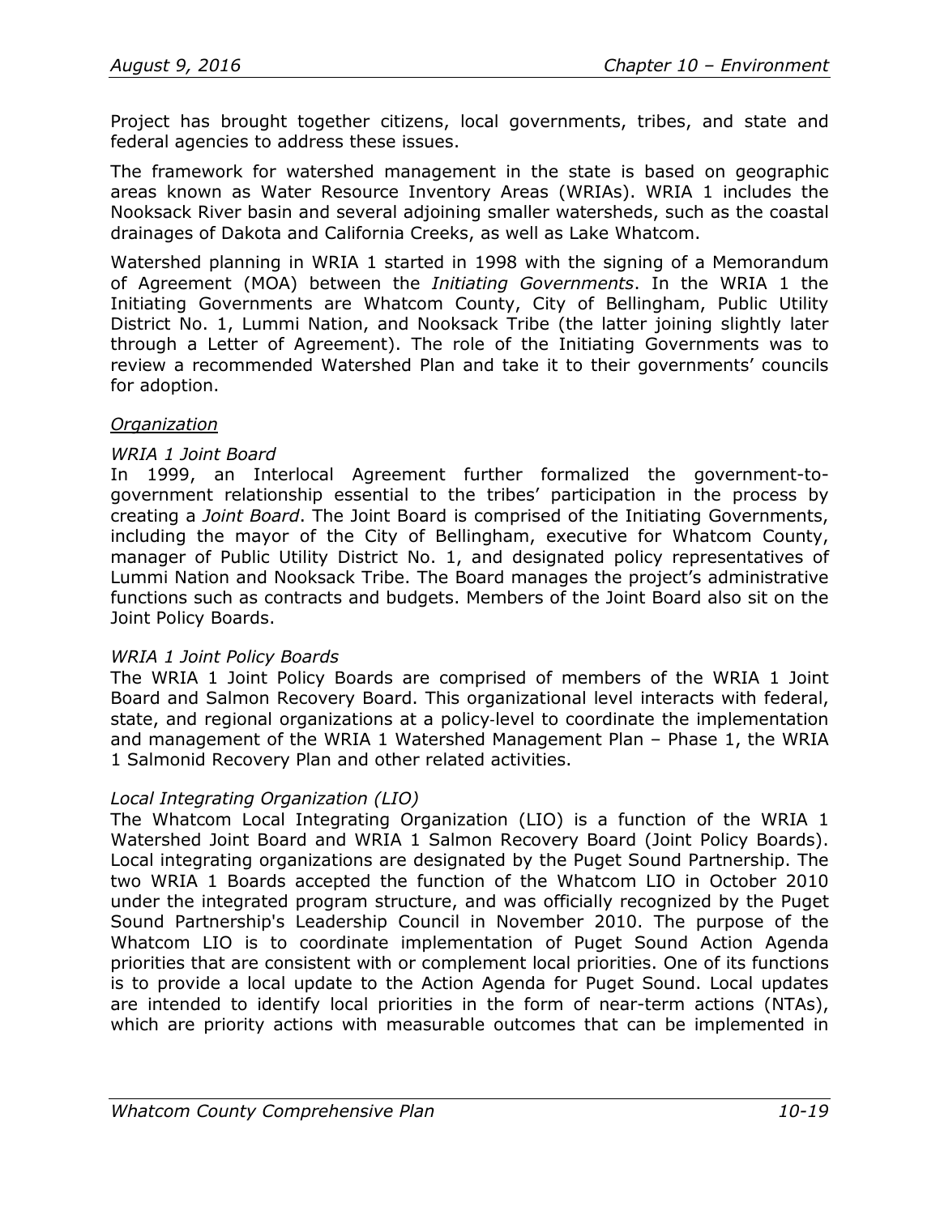Project has brought together citizens, local governments, tribes, and state and federal agencies to address these issues.

The framework for watershed management in the state is based on geographic areas known as Water Resource Inventory Areas (WRIAs). WRIA 1 includes the Nooksack River basin and several adjoining smaller watersheds, such as the coastal drainages of Dakota and California Creeks, as well as Lake Whatcom.

Watershed planning in WRIA 1 started in 1998 with the signing of a Memorandum of Agreement (MOA) between the *Initiating Governments*. In the WRIA 1 the Initiating Governments are Whatcom County, City of Bellingham, Public Utility District No. 1, Lummi Nation, and Nooksack Tribe (the latter joining slightly later through a Letter of Agreement). The role of the Initiating Governments was to review a recommended Watershed Plan and take it to their governments' councils for adoption.

<u>*Organization*</u>

*WRIA 1 Joint Board*
In 1999, an Interlocal Agreement further formalized the government-to-government relationship essential to the tribes' participation in the process by creating a *Joint Board*. The Joint Board is comprised of the Initiating Governments, including the mayor of the City of Bellingham, executive for Whatcom County, manager of Public Utility District No. 1, and designated policy representatives of Lummi Nation and Nooksack Tribe. The Board manages the project's administrative functions such as contracts and budgets. Members of the Joint Board also sit on the Joint Policy Boards.

*WRIA 1 Joint Policy Boards*
The WRIA 1 Joint Policy Boards are comprised of members of the WRIA 1 Joint Board and Salmon Recovery Board. This organizational level interacts with federal, state, and regional organizations at a policy-level to coordinate the implementation and management of the WRIA 1 Watershed Management Plan – Phase 1, the WRIA 1 Salmonid Recovery Plan and other related activities.

*Local Integrating Organization (LIO)*
The Whatcom Local Integrating Organization (LIO) is a function of the WRIA 1 Watershed Joint Board and WRIA 1 Salmon Recovery Board (Joint Policy Boards). Local integrating organizations are designated by the Puget Sound Partnership. The two WRIA 1 Boards accepted the function of the Whatcom LIO in October 2010 under the integrated program structure, and was officially recognized by the Puget Sound Partnership's Leadership Council in November 2010. The purpose of the Whatcom LIO is to coordinate implementation of Puget Sound Action Agenda priorities that are consistent with or complement local priorities. One of its functions is to provide a local update to the Action Agenda for Puget Sound. Local updates are intended to identify local priorities in the form of near-term actions (NTAs), which are priority actions with measurable outcomes that can be implemented in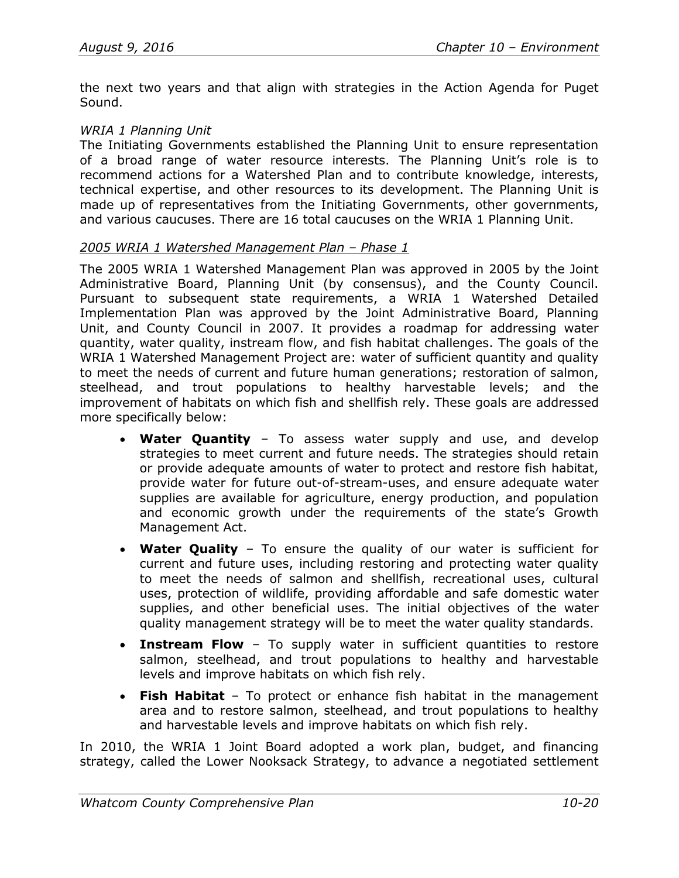the next two years and that align with strategies in the Action Agenda for Puget Sound.

*WRIA 1 Planning Unit*
The Initiating Governments established the Planning Unit to ensure representation of a broad range of water resource interests. The Planning Unit's role is to recommend actions for a Watershed Plan and to contribute knowledge, interests, technical expertise, and other resources to its development. The Planning Unit is made up of representatives from the Initiating Governments, other governments, and various caucuses. There are 16 total caucuses on the WRIA 1 Planning Unit.

<u>*2005 WRIA 1 Watershed Management Plan – Phase 1*</u>

The 2005 WRIA 1 Watershed Management Plan was approved in 2005 by the Joint Administrative Board, Planning Unit (by consensus), and the County Council. Pursuant to subsequent state requirements, a WRIA 1 Watershed Detailed Implementation Plan was approved by the Joint Administrative Board, Planning Unit, and County Council in 2007. It provides a roadmap for addressing water quantity, water quality, instream flow, and fish habitat challenges. The goals of the WRIA 1 Watershed Management Project are: water of sufficient quantity and quality to meet the needs of current and future human generations; restoration of salmon, steelhead, and trout populations to healthy harvestable levels; and the improvement of habitats on which fish and shellfish rely. These goals are addressed more specifically below:

- **Water Quantity** – To assess water supply and use, and develop strategies to meet current and future needs. The strategies should retain or provide adequate amounts of water to protect and restore fish habitat, provide water for future out-of-stream-uses, and ensure adequate water supplies are available for agriculture, energy production, and population and economic growth under the requirements of the state's Growth Management Act.
- **Water Quality** – To ensure the quality of our water is sufficient for current and future uses, including restoring and protecting water quality to meet the needs of salmon and shellfish, recreational uses, cultural uses, protection of wildlife, providing affordable and safe domestic water supplies, and other beneficial uses. The initial objectives of the water quality management strategy will be to meet the water quality standards.
- **Instream Flow** – To supply water in sufficient quantities to restore salmon, steelhead, and trout populations to healthy and harvestable levels and improve habitats on which fish rely.
- **Fish Habitat** – To protect or enhance fish habitat in the management area and to restore salmon, steelhead, and trout populations to healthy and harvestable levels and improve habitats on which fish rely.

In 2010, the WRIA 1 Joint Board adopted a work plan, budget, and financing strategy, called the Lower Nooksack Strategy, to advance a negotiated settlement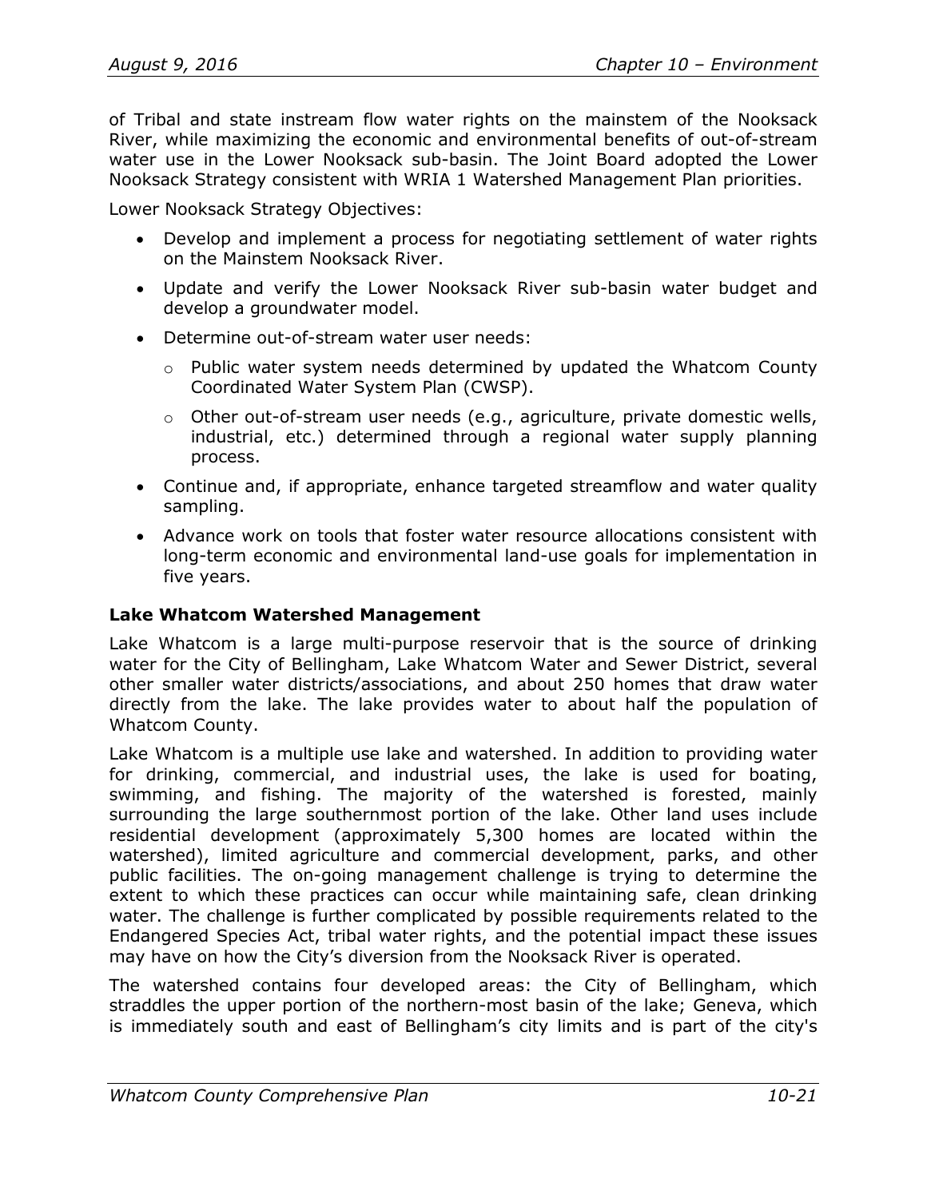of Tribal and state instream flow water rights on the mainstem of the Nooksack River, while maximizing the economic and environmental benefits of out-of-stream water use in the Lower Nooksack sub-basin. The Joint Board adopted the Lower Nooksack Strategy consistent with WRIA 1 Watershed Management Plan priorities.

Lower Nooksack Strategy Objectives:

- Develop and implement a process for negotiating settlement of water rights on the Mainstem Nooksack River.
- Update and verify the Lower Nooksack River sub-basin water budget and develop a groundwater model.
- Determine out-of-stream water user needs:
  - Public water system needs determined by updated the Whatcom County Coordinated Water System Plan (CWSP).
  - Other out-of-stream user needs (e.g., agriculture, private domestic wells, industrial, etc.) determined through a regional water supply planning process.
- Continue and, if appropriate, enhance targeted streamflow and water quality sampling.
- Advance work on tools that foster water resource allocations consistent with long-term economic and environmental land-use goals for implementation in five years.

**Lake Whatcom Watershed Management**

Lake Whatcom is a large multi-purpose reservoir that is the source of drinking water for the City of Bellingham, Lake Whatcom Water and Sewer District, several other smaller water districts/associations, and about 250 homes that draw water directly from the lake. The lake provides water to about half the population of Whatcom County.

Lake Whatcom is a multiple use lake and watershed. In addition to providing water for drinking, commercial, and industrial uses, the lake is used for boating, swimming, and fishing. The majority of the watershed is forested, mainly surrounding the large southernmost portion of the lake. Other land uses include residential development (approximately 5,300 homes are located within the watershed), limited agriculture and commercial development, parks, and other public facilities. The on-going management challenge is trying to determine the extent to which these practices can occur while maintaining safe, clean drinking water. The challenge is further complicated by possible requirements related to the Endangered Species Act, tribal water rights, and the potential impact these issues may have on how the City's diversion from the Nooksack River is operated.

The watershed contains four developed areas: the City of Bellingham, which straddles the upper portion of the northern-most basin of the lake; Geneva, which is immediately south and east of Bellingham's city limits and is part of the city's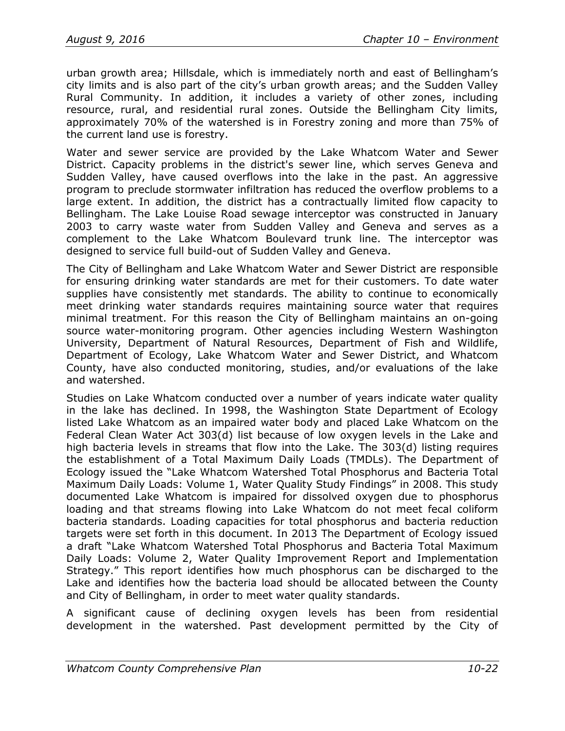urban growth area; Hillsdale, which is immediately north and east of Bellingham's city limits and is also part of the city's urban growth areas; and the Sudden Valley Rural Community. In addition, it includes a variety of other zones, including resource, rural, and residential rural zones. Outside the Bellingham City limits, approximately 70% of the watershed is in Forestry zoning and more than 75% of the current land use is forestry.

Water and sewer service are provided by the Lake Whatcom Water and Sewer District. Capacity problems in the district's sewer line, which serves Geneva and Sudden Valley, have caused overflows into the lake in the past. An aggressive program to preclude stormwater infiltration has reduced the overflow problems to a large extent. In addition, the district has a contractually limited flow capacity to Bellingham. The Lake Louise Road sewage interceptor was constructed in January 2003 to carry waste water from Sudden Valley and Geneva and serves as a complement to the Lake Whatcom Boulevard trunk line. The interceptor was designed to service full build-out of Sudden Valley and Geneva.

The City of Bellingham and Lake Whatcom Water and Sewer District are responsible for ensuring drinking water standards are met for their customers. To date water supplies have consistently met standards. The ability to continue to economically meet drinking water standards requires maintaining source water that requires minimal treatment. For this reason the City of Bellingham maintains an on-going source water-monitoring program. Other agencies including Western Washington University, Department of Natural Resources, Department of Fish and Wildlife, Department of Ecology, Lake Whatcom Water and Sewer District, and Whatcom County, have also conducted monitoring, studies, and/or evaluations of the lake and watershed.

Studies on Lake Whatcom conducted over a number of years indicate water quality in the lake has declined. In 1998, the Washington State Department of Ecology listed Lake Whatcom as an impaired water body and placed Lake Whatcom on the Federal Clean Water Act 303(d) list because of low oxygen levels in the Lake and high bacteria levels in streams that flow into the Lake. The 303(d) listing requires the establishment of a Total Maximum Daily Loads (TMDLs). The Department of Ecology issued the "Lake Whatcom Watershed Total Phosphorus and Bacteria Total Maximum Daily Loads: Volume 1, Water Quality Study Findings" in 2008. This study documented Lake Whatcom is impaired for dissolved oxygen due to phosphorus loading and that streams flowing into Lake Whatcom do not meet fecal coliform bacteria standards. Loading capacities for total phosphorus and bacteria reduction targets were set forth in this document. In 2013 The Department of Ecology issued a draft "Lake Whatcom Watershed Total Phosphorus and Bacteria Total Maximum Daily Loads: Volume 2, Water Quality Improvement Report and Implementation Strategy." This report identifies how much phosphorus can be discharged to the Lake and identifies how the bacteria load should be allocated between the County and City of Bellingham, in order to meet water quality standards.

A significant cause of declining oxygen levels has been from residential development in the watershed. Past development permitted by the City of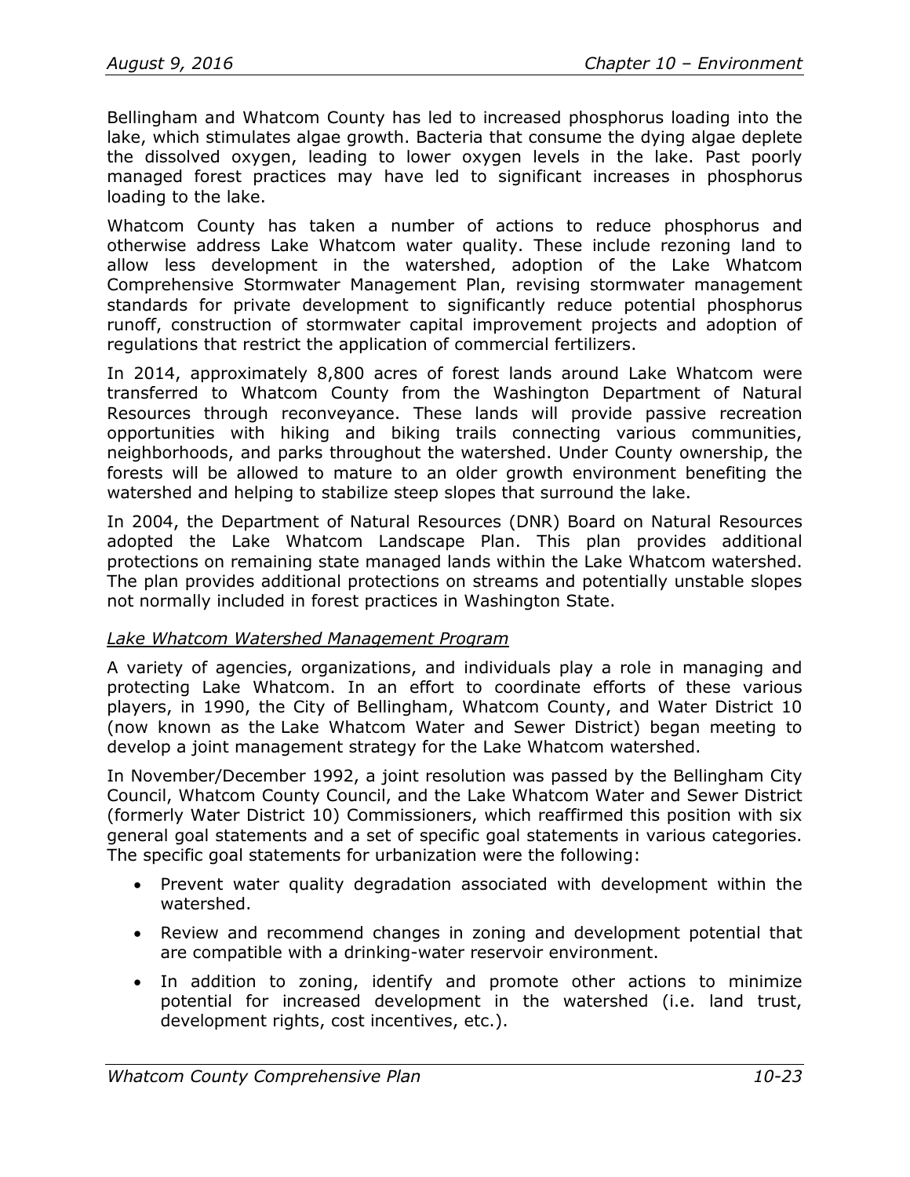Bellingham and Whatcom County has led to increased phosphorus loading into the lake, which stimulates algae growth. Bacteria that consume the dying algae deplete the dissolved oxygen, leading to lower oxygen levels in the lake. Past poorly managed forest practices may have led to significant increases in phosphorus loading to the lake.

Whatcom County has taken a number of actions to reduce phosphorus and otherwise address Lake Whatcom water quality. These include rezoning land to allow less development in the watershed, adoption of the Lake Whatcom Comprehensive Stormwater Management Plan, revising stormwater management standards for private development to significantly reduce potential phosphorus runoff, construction of stormwater capital improvement projects and adoption of regulations that restrict the application of commercial fertilizers.

In 2014, approximately 8,800 acres of forest lands around Lake Whatcom were transferred to Whatcom County from the Washington Department of Natural Resources through reconveyance. These lands will provide passive recreation opportunities with hiking and biking trails connecting various communities, neighborhoods, and parks throughout the watershed. Under County ownership, the forests will be allowed to mature to an older growth environment benefiting the watershed and helping to stabilize steep slopes that surround the lake.

In 2004, the Department of Natural Resources (DNR) Board on Natural Resources adopted the Lake Whatcom Landscape Plan. This plan provides additional protections on remaining state managed lands within the Lake Whatcom watershed. The plan provides additional protections on streams and potentially unstable slopes not normally included in forest practices in Washington State.

*Lake Whatcom Watershed Management Program*

A variety of agencies, organizations, and individuals play a role in managing and protecting Lake Whatcom. In an effort to coordinate efforts of these various players, in 1990, the City of Bellingham, Whatcom County, and Water District 10 (now known as the Lake Whatcom Water and Sewer District) began meeting to develop a joint management strategy for the Lake Whatcom watershed.

In November/December 1992, a joint resolution was passed by the Bellingham City Council, Whatcom County Council, and the Lake Whatcom Water and Sewer District (formerly Water District 10) Commissioners, which reaffirmed this position with six general goal statements and a set of specific goal statements in various categories. The specific goal statements for urbanization were the following:

- Prevent water quality degradation associated with development within the watershed.
- Review and recommend changes in zoning and development potential that are compatible with a drinking-water reservoir environment.
- In addition to zoning, identify and promote other actions to minimize potential for increased development in the watershed (i.e. land trust, development rights, cost incentives, etc.).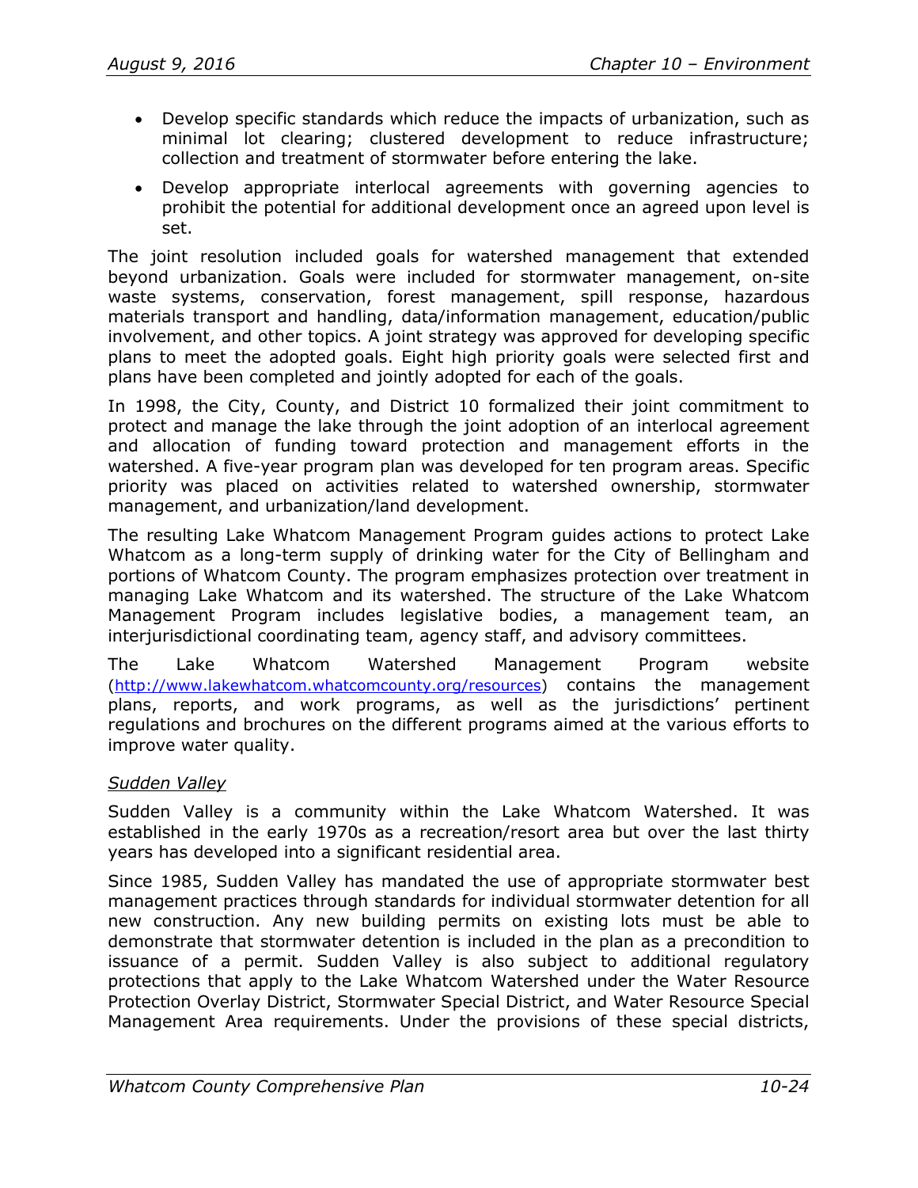- Develop specific standards which reduce the impacts of urbanization, such as minimal lot clearing; clustered development to reduce infrastructure; collection and treatment of stormwater before entering the lake.
- Develop appropriate interlocal agreements with governing agencies to prohibit the potential for additional development once an agreed upon level is set.

The joint resolution included goals for watershed management that extended beyond urbanization. Goals were included for stormwater management, on-site waste systems, conservation, forest management, spill response, hazardous materials transport and handling, data/information management, education/public involvement, and other topics. A joint strategy was approved for developing specific plans to meet the adopted goals. Eight high priority goals were selected first and plans have been completed and jointly adopted for each of the goals.

In 1998, the City, County, and District 10 formalized their joint commitment to protect and manage the lake through the joint adoption of an interlocal agreement and allocation of funding toward protection and management efforts in the watershed. A five-year program plan was developed for ten program areas. Specific priority was placed on activities related to watershed ownership, stormwater management, and urbanization/land development.

The resulting Lake Whatcom Management Program guides actions to protect Lake Whatcom as a long-term supply of drinking water for the City of Bellingham and portions of Whatcom County. The program emphasizes protection over treatment in managing Lake Whatcom and its watershed. The structure of the Lake Whatcom Management Program includes legislative bodies, a management team, an interjurisdictional coordinating team, agency staff, and advisory committees.

The Lake Whatcom Watershed Management Program website (http://www.lakewhatcom.whatcomcounty.org/resources) contains the management plans, reports, and work programs, as well as the jurisdictions' pertinent regulations and brochures on the different programs aimed at the various efforts to improve water quality.

### Sudden Valley

Sudden Valley is a community within the Lake Whatcom Watershed. It was established in the early 1970s as a recreation/resort area but over the last thirty years has developed into a significant residential area.

Since 1985, Sudden Valley has mandated the use of appropriate stormwater best management practices through standards for individual stormwater detention for all new construction. Any new building permits on existing lots must be able to demonstrate that stormwater detention is included in the plan as a precondition to issuance of a permit. Sudden Valley is also subject to additional regulatory protections that apply to the Lake Whatcom Watershed under the Water Resource Protection Overlay District, Stormwater Special District, and Water Resource Special Management Area requirements. Under the provisions of these special districts,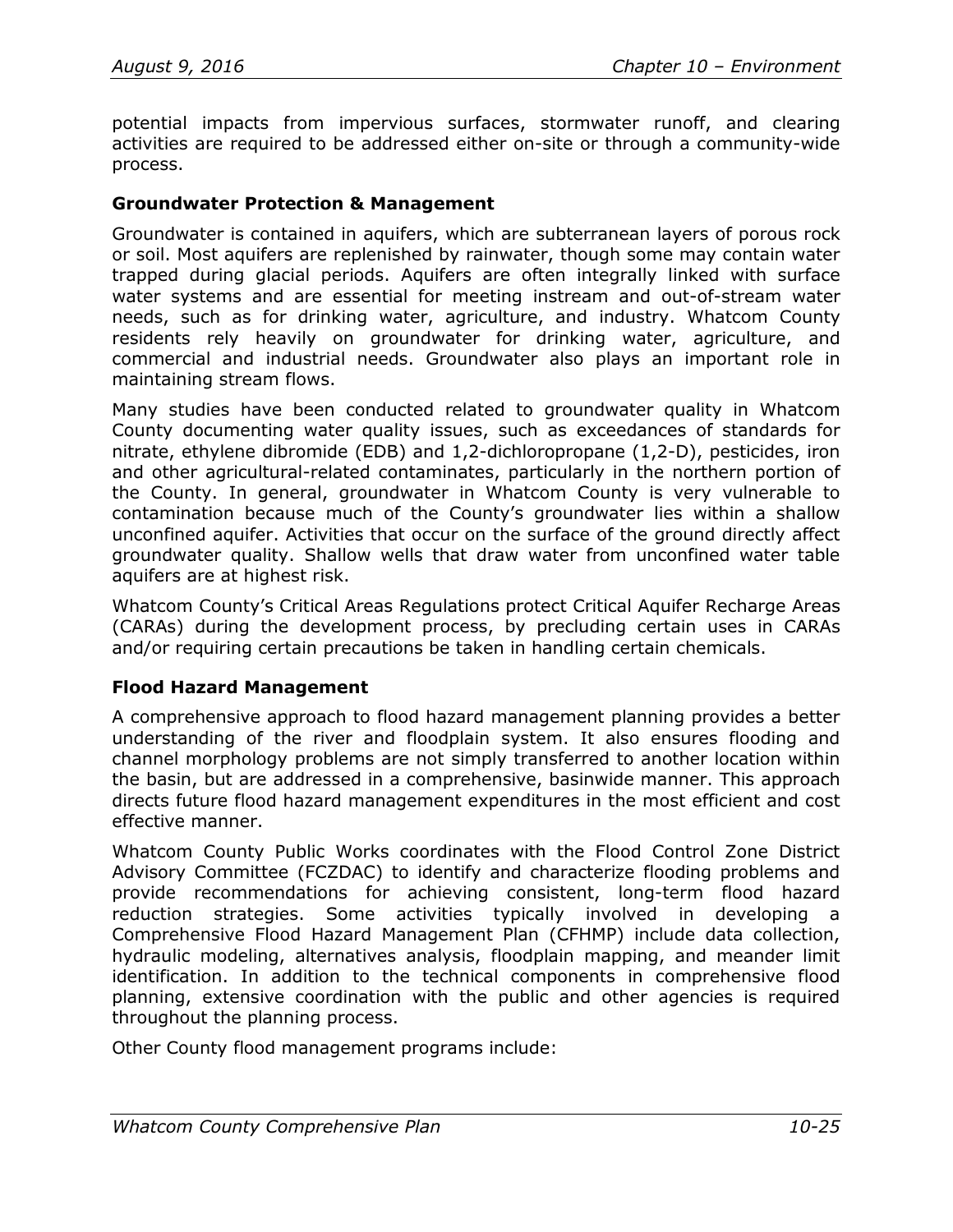potential impacts from impervious surfaces, stormwater runoff, and clearing activities are required to be addressed either on-site or through a community-wide process.

### Groundwater Protection & Management

Groundwater is contained in aquifers, which are subterranean layers of porous rock or soil. Most aquifers are replenished by rainwater, though some may contain water trapped during glacial periods. Aquifers are often integrally linked with surface water systems and are essential for meeting instream and out-of-stream water needs, such as for drinking water, agriculture, and industry. Whatcom County residents rely heavily on groundwater for drinking water, agriculture, and commercial and industrial needs. Groundwater also plays an important role in maintaining stream flows.

Many studies have been conducted related to groundwater quality in Whatcom County documenting water quality issues, such as exceedances of standards for nitrate, ethylene dibromide (EDB) and 1,2-dichloropropane (1,2-D), pesticides, iron and other agricultural-related contaminates, particularly in the northern portion of the County. In general, groundwater in Whatcom County is very vulnerable to contamination because much of the County's groundwater lies within a shallow unconfined aquifer. Activities that occur on the surface of the ground directly affect groundwater quality. Shallow wells that draw water from unconfined water table aquifers are at highest risk.

Whatcom County's Critical Areas Regulations protect Critical Aquifer Recharge Areas (CARAs) during the development process, by precluding certain uses in CARAs and/or requiring certain precautions be taken in handling certain chemicals.

### Flood Hazard Management

A comprehensive approach to flood hazard management planning provides a better understanding of the river and floodplain system. It also ensures flooding and channel morphology problems are not simply transferred to another location within the basin, but are addressed in a comprehensive, basinwide manner. This approach directs future flood hazard management expenditures in the most efficient and cost effective manner.

Whatcom County Public Works coordinates with the Flood Control Zone District Advisory Committee (FCZDAC) to identify and characterize flooding problems and provide recommendations for achieving consistent, long-term flood hazard reduction strategies. Some activities typically involved in developing a Comprehensive Flood Hazard Management Plan (CFHMP) include data collection, hydraulic modeling, alternatives analysis, floodplain mapping, and meander limit identification. In addition to the technical components in comprehensive flood planning, extensive coordination with the public and other agencies is required throughout the planning process.

Other County flood management programs include: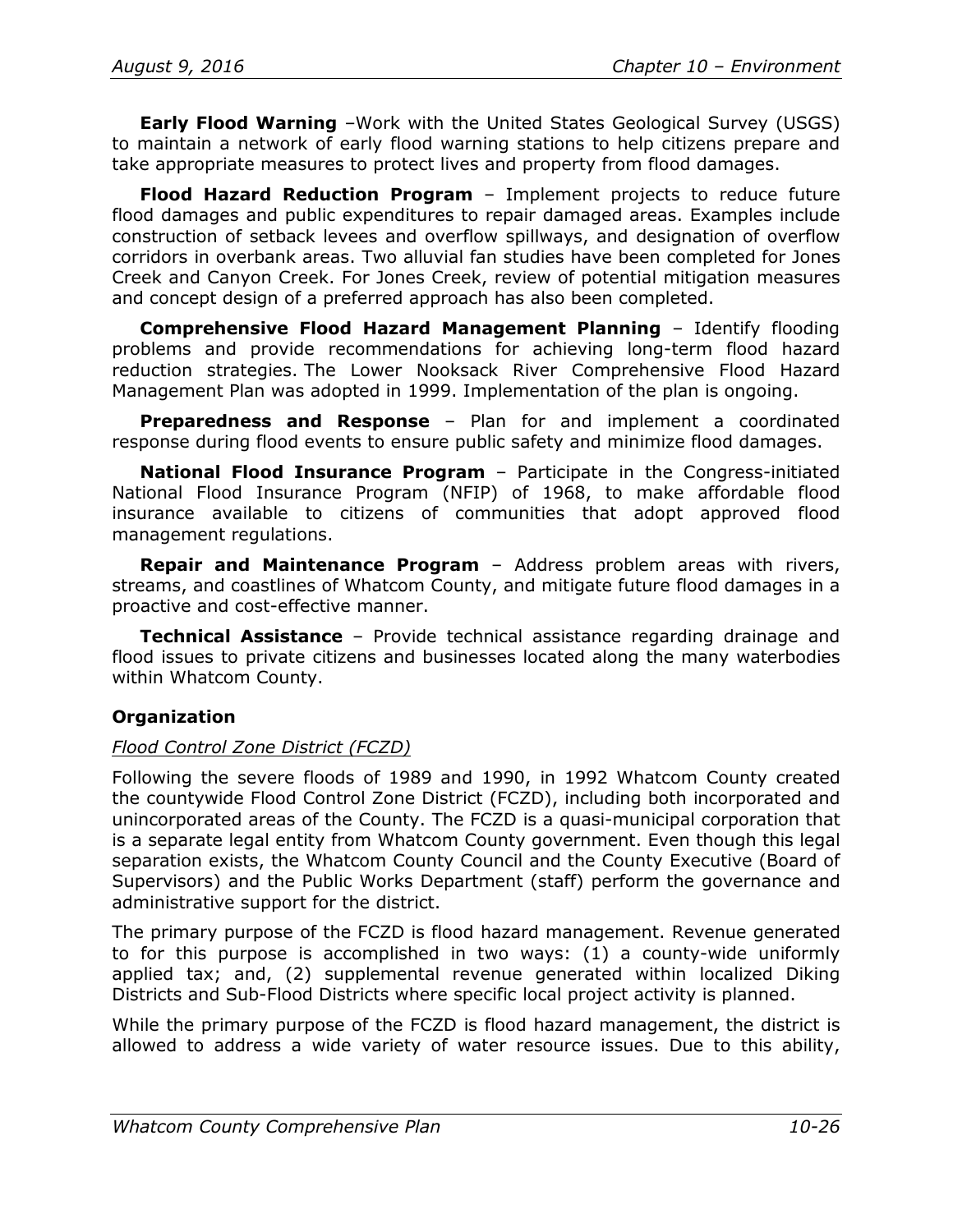**Early Flood Warning** –Work with the United States Geological Survey (USGS) to maintain a network of early flood warning stations to help citizens prepare and take appropriate measures to protect lives and property from flood damages.

**Flood Hazard Reduction Program** – Implement projects to reduce future flood damages and public expenditures to repair damaged areas. Examples include construction of setback levees and overflow spillways, and designation of overflow corridors in overbank areas. Two alluvial fan studies have been completed for Jones Creek and Canyon Creek. For Jones Creek, review of potential mitigation measures and concept design of a preferred approach has also been completed.

**Comprehensive Flood Hazard Management Planning** – Identify flooding problems and provide recommendations for achieving long-term flood hazard reduction strategies. The Lower Nooksack River Comprehensive Flood Hazard Management Plan was adopted in 1999. Implementation of the plan is ongoing.

**Preparedness and Response** – Plan for and implement a coordinated response during flood events to ensure public safety and minimize flood damages.

**National Flood Insurance Program** – Participate in the Congress-initiated National Flood Insurance Program (NFIP) of 1968, to make affordable flood insurance available to citizens of communities that adopt approved flood management regulations.

**Repair and Maintenance Program** – Address problem areas with rivers, streams, and coastlines of Whatcom County, and mitigate future flood damages in a proactive and cost-effective manner.

**Technical Assistance** – Provide technical assistance regarding drainage and flood issues to private citizens and businesses located along the many waterbodies within Whatcom County.

### Organization

*Flood Control Zone District (FCZD)*

Following the severe floods of 1989 and 1990, in 1992 Whatcom County created the countywide Flood Control Zone District (FCZD), including both incorporated and unincorporated areas of the County. The FCZD is a quasi-municipal corporation that is a separate legal entity from Whatcom County government. Even though this legal separation exists, the Whatcom County Council and the County Executive (Board of Supervisors) and the Public Works Department (staff) perform the governance and administrative support for the district.

The primary purpose of the FCZD is flood hazard management. Revenue generated to for this purpose is accomplished in two ways: (1) a county-wide uniformly applied tax; and, (2) supplemental revenue generated within localized Diking Districts and Sub-Flood Districts where specific local project activity is planned.

While the primary purpose of the FCZD is flood hazard management, the district is allowed to address a wide variety of water resource issues. Due to this ability,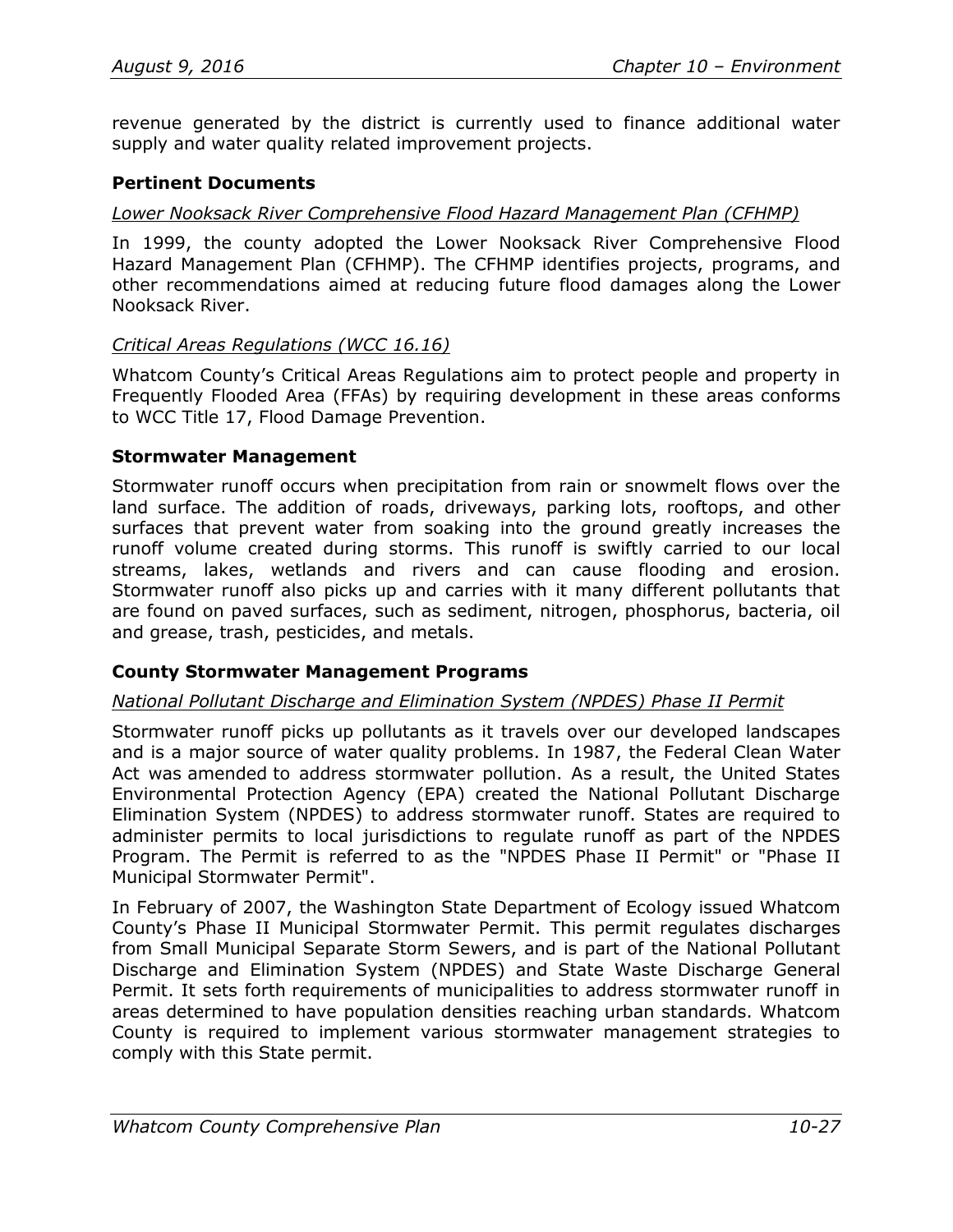revenue generated by the district is currently used to finance additional water supply and water quality related improvement projects.

### Pertinent Documents

*Lower Nooksack River Comprehensive Flood Hazard Management Plan (CFHMP)*

In 1999, the county adopted the Lower Nooksack River Comprehensive Flood Hazard Management Plan (CFHMP). The CFHMP identifies projects, programs, and other recommendations aimed at reducing future flood damages along the Lower Nooksack River.

*Critical Areas Regulations (WCC 16.16)*

Whatcom County's Critical Areas Regulations aim to protect people and property in Frequently Flooded Area (FFAs) by requiring development in these areas conforms to WCC Title 17, Flood Damage Prevention.

### Stormwater Management

Stormwater runoff occurs when precipitation from rain or snowmelt flows over the land surface. The addition of roads, driveways, parking lots, rooftops, and other surfaces that prevent water from soaking into the ground greatly increases the runoff volume created during storms. This runoff is swiftly carried to our local streams, lakes, wetlands and rivers and can cause flooding and erosion. Stormwater runoff also picks up and carries with it many different pollutants that are found on paved surfaces, such as sediment, nitrogen, phosphorus, bacteria, oil and grease, trash, pesticides, and metals.

### County Stormwater Management Programs

*National Pollutant Discharge and Elimination System (NPDES) Phase II Permit*

Stormwater runoff picks up pollutants as it travels over our developed landscapes and is a major source of water quality problems. In 1987, the Federal Clean Water Act was amended to address stormwater pollution. As a result, the United States Environmental Protection Agency (EPA) created the National Pollutant Discharge Elimination System (NPDES) to address stormwater runoff. States are required to administer permits to local jurisdictions to regulate runoff as part of the NPDES Program. The Permit is referred to as the "NPDES Phase II Permit" or "Phase II Municipal Stormwater Permit".

In February of 2007, the Washington State Department of Ecology issued Whatcom County's Phase II Municipal Stormwater Permit. This permit regulates discharges from Small Municipal Separate Storm Sewers, and is part of the National Pollutant Discharge and Elimination System (NPDES) and State Waste Discharge General Permit. It sets forth requirements of municipalities to address stormwater runoff in areas determined to have population densities reaching urban standards. Whatcom County is required to implement various stormwater management strategies to comply with this State permit.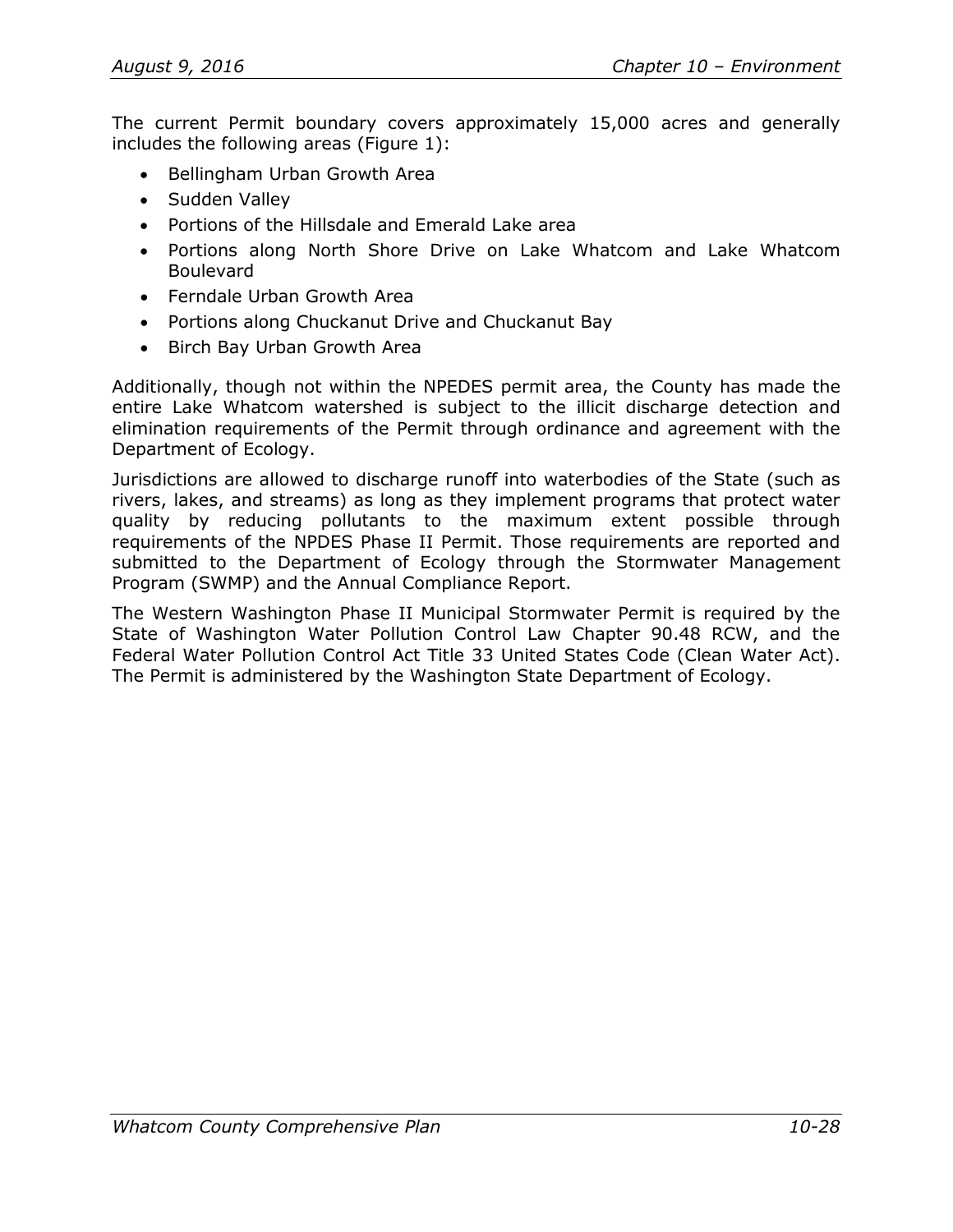The current Permit boundary covers approximately 15,000 acres and generally includes the following areas (Figure 1):

- Bellingham Urban Growth Area
- Sudden Valley
- Portions of the Hillsdale and Emerald Lake area
- Portions along North Shore Drive on Lake Whatcom and Lake Whatcom Boulevard
- Ferndale Urban Growth Area
- Portions along Chuckanut Drive and Chuckanut Bay
- Birch Bay Urban Growth Area

Additionally, though not within the NPEDES permit area, the County has made the entire Lake Whatcom watershed is subject to the illicit discharge detection and elimination requirements of the Permit through ordinance and agreement with the Department of Ecology.

Jurisdictions are allowed to discharge runoff into waterbodies of the State (such as rivers, lakes, and streams) as long as they implement programs that protect water quality by reducing pollutants to the maximum extent possible through requirements of the NPDES Phase II Permit. Those requirements are reported and submitted to the Department of Ecology through the Stormwater Management Program (SWMP) and the Annual Compliance Report.

The Western Washington Phase II Municipal Stormwater Permit is required by the State of Washington Water Pollution Control Law Chapter 90.48 RCW, and the Federal Water Pollution Control Act Title 33 United States Code (Clean Water Act). The Permit is administered by the Washington State Department of Ecology.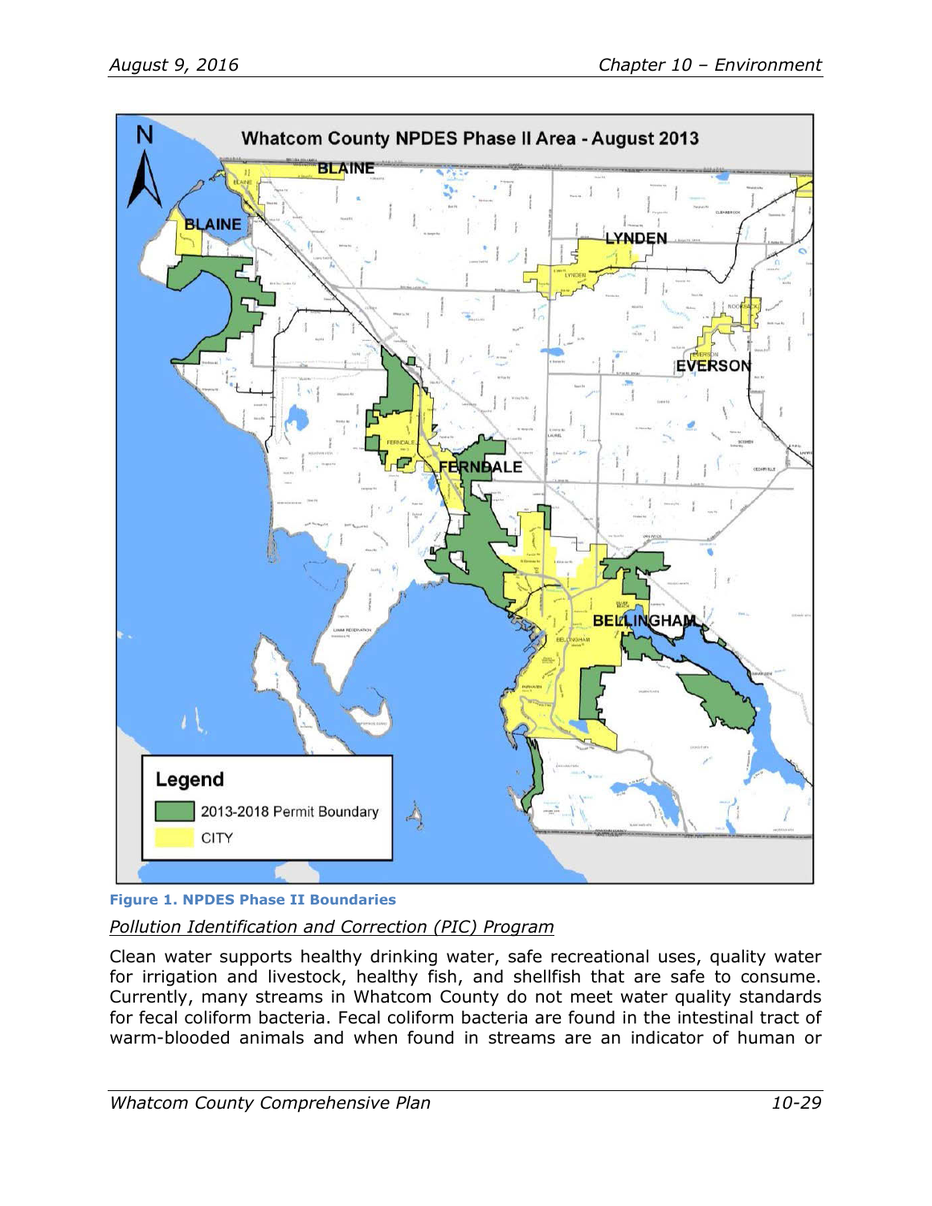**Figure 1. NPDES Phase II Boundaries**

*Pollution Identification and Correction (PIC) Program*

Clean water supports healthy drinking water, safe recreational uses, quality water for irrigation and livestock, healthy fish, and shellfish that are safe to consume. Currently, many streams in Whatcom County do not meet water quality standards for fecal coliform bacteria. Fecal coliform bacteria are found in the intestinal tract of warm-blooded animals and when found in streams are an indicator of human or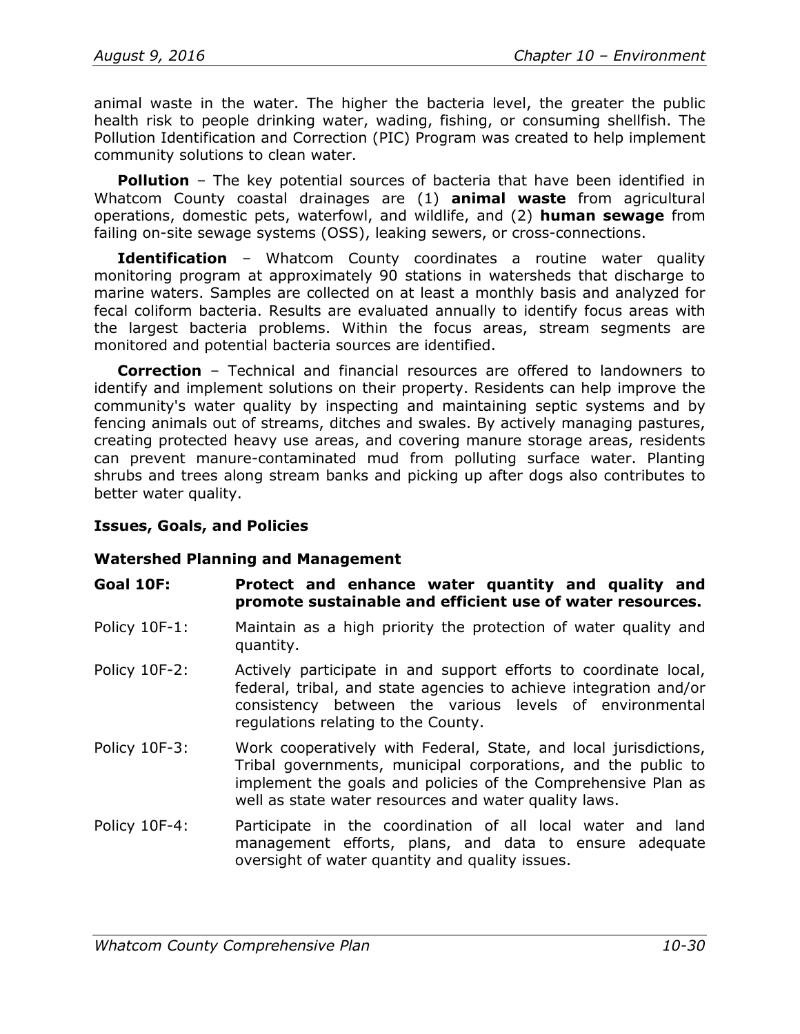animal waste in the water. The higher the bacteria level, the greater the public health risk to people drinking water, wading, fishing, or consuming shellfish. The Pollution Identification and Correction (PIC) Program was created to help implement community solutions to clean water.

**Pollution** – The key potential sources of bacteria that have been identified in Whatcom County coastal drainages are (1) **animal waste** from agricultural operations, domestic pets, waterfowl, and wildlife, and (2) **human sewage** from failing on-site sewage systems (OSS), leaking sewers, or cross-connections.

**Identification** – Whatcom County coordinates a routine water quality monitoring program at approximately 90 stations in watersheds that discharge to marine waters. Samples are collected on at least a monthly basis and analyzed for fecal coliform bacteria. Results are evaluated annually to identify focus areas with the largest bacteria problems. Within the focus areas, stream segments are monitored and potential bacteria sources are identified.

**Correction** – Technical and financial resources are offered to landowners to identify and implement solutions on their property. Residents can help improve the community's water quality by inspecting and maintaining septic systems and by fencing animals out of streams, ditches and swales. By actively managing pastures, creating protected heavy use areas, and covering manure storage areas, residents can prevent manure-contaminated mud from polluting surface water. Planting shrubs and trees along stream banks and picking up after dogs also contributes to better water quality.

### Issues, Goals, and Policies

### Watershed Planning and Management

**Goal 10F: Protect and enhance water quantity and quality and promote sustainable and efficient use of water resources.**

Policy 10F-1: Maintain as a high priority the protection of water quality and quantity.

Policy 10F-2: Actively participate in and support efforts to coordinate local, federal, tribal, and state agencies to achieve integration and/or consistency between the various levels of environmental regulations relating to the County.

Policy 10F-3: Work cooperatively with Federal, State, and local jurisdictions, Tribal governments, municipal corporations, and the public to implement the goals and policies of the Comprehensive Plan as well as state water resources and water quality laws.

Policy 10F-4: Participate in the coordination of all local water and land management efforts, plans, and data to ensure adequate oversight of water quantity and quality issues.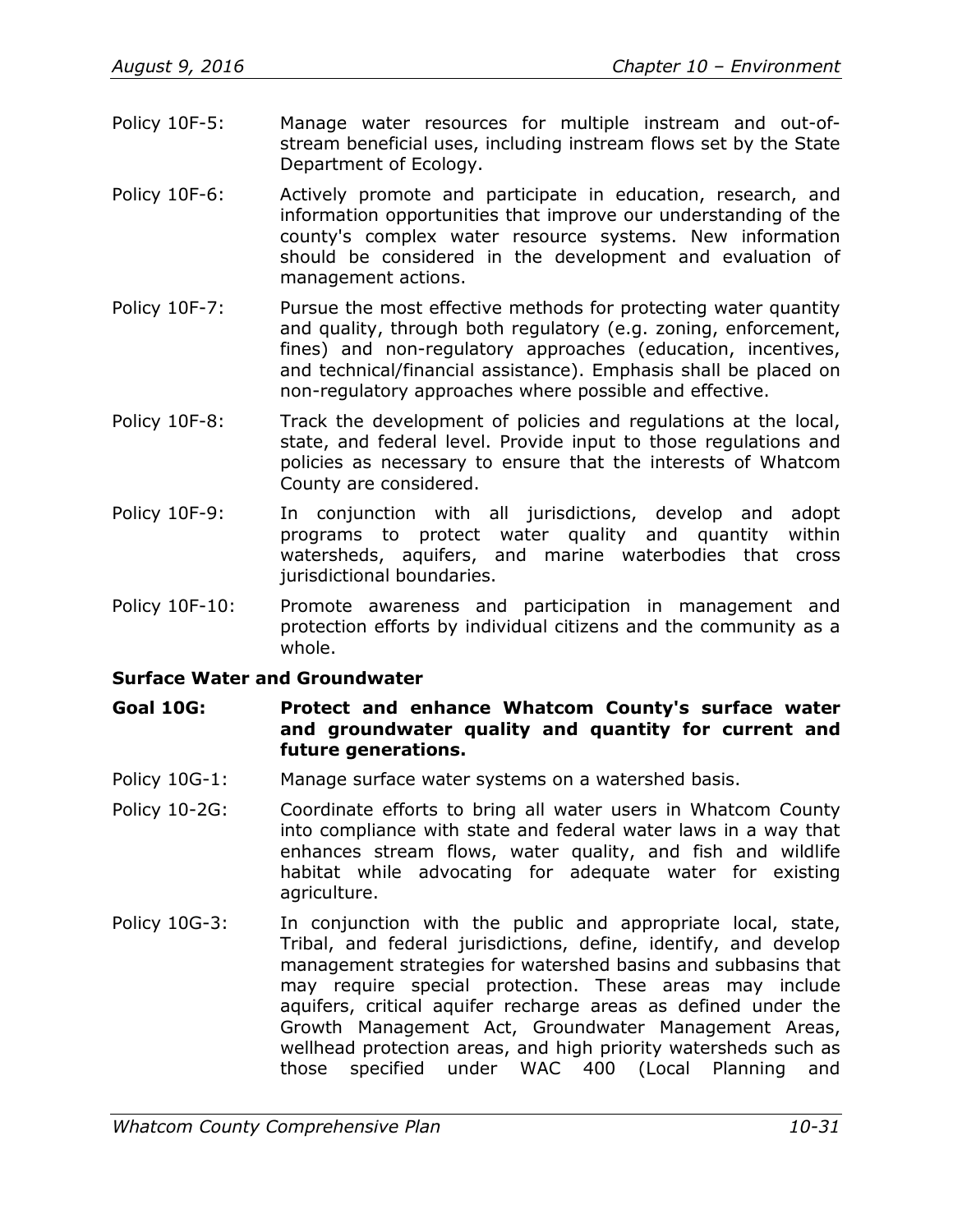Policy 10F-5: Manage water resources for multiple instream and out-of-stream beneficial uses, including instream flows set by the State Department of Ecology.

Policy 10F-6: Actively promote and participate in education, research, and information opportunities that improve our understanding of the county's complex water resource systems. New information should be considered in the development and evaluation of management actions.

Policy 10F-7: Pursue the most effective methods for protecting water quantity and quality, through both regulatory (e.g. zoning, enforcement, fines) and non-regulatory approaches (education, incentives, and technical/financial assistance). Emphasis shall be placed on non-regulatory approaches where possible and effective.

Policy 10F-8: Track the development of policies and regulations at the local, state, and federal level. Provide input to those regulations and policies as necessary to ensure that the interests of Whatcom County are considered.

Policy 10F-9: In conjunction with all jurisdictions, develop and adopt programs to protect water quality and quantity within watersheds, aquifers, and marine waterbodies that cross jurisdictional boundaries.

Policy 10F-10: Promote awareness and participation in management and protection efforts by individual citizens and the community as a whole.

**Surface Water and Groundwater**

**Goal 10G: Protect and enhance Whatcom County's surface water and groundwater quality and quantity for current and future generations.**

Policy 10G-1: Manage surface water systems on a watershed basis.

Policy 10-2G: Coordinate efforts to bring all water users in Whatcom County into compliance with state and federal water laws in a way that enhances stream flows, water quality, and fish and wildlife habitat while advocating for adequate water for existing agriculture.

Policy 10G-3: In conjunction with the public and appropriate local, state, Tribal, and federal jurisdictions, define, identify, and develop management strategies for watershed basins and subbasins that may require special protection. These areas may include aquifers, critical aquifer recharge areas as defined under the Growth Management Act, Groundwater Management Areas, wellhead protection areas, and high priority watersheds such as those specified under WAC 400 (Local Planning and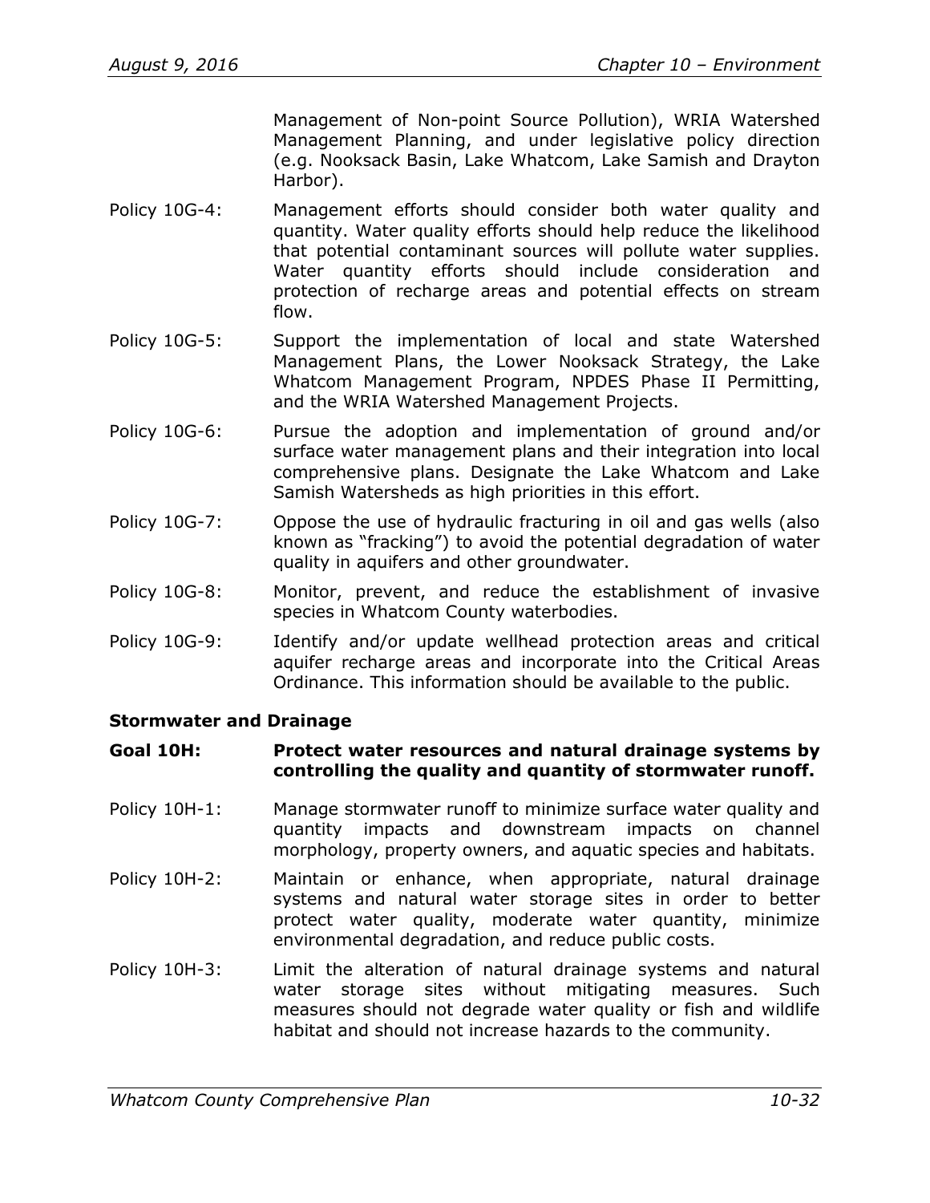Management of Non-point Source Pollution), WRIA Watershed Management Planning, and under legislative policy direction (e.g. Nooksack Basin, Lake Whatcom, Lake Samish and Drayton Harbor).

Policy 10G-4: Management efforts should consider both water quality and quantity. Water quality efforts should help reduce the likelihood that potential contaminant sources will pollute water supplies. Water quantity efforts should include consideration and protection of recharge areas and potential effects on stream flow.

Policy 10G-5: Support the implementation of local and state Watershed Management Plans, the Lower Nooksack Strategy, the Lake Whatcom Management Program, NPDES Phase II Permitting, and the WRIA Watershed Management Projects.

Policy 10G-6: Pursue the adoption and implementation of ground and/or surface water management plans and their integration into local comprehensive plans. Designate the Lake Whatcom and Lake Samish Watersheds as high priorities in this effort.

Policy 10G-7: Oppose the use of hydraulic fracturing in oil and gas wells (also known as "fracking") to avoid the potential degradation of water quality in aquifers and other groundwater.

Policy 10G-8: Monitor, prevent, and reduce the establishment of invasive species in Whatcom County waterbodies.

Policy 10G-9: Identify and/or update wellhead protection areas and critical aquifer recharge areas and incorporate into the Critical Areas Ordinance. This information should be available to the public.

### Stormwater and Drainage

**Goal 10H: Protect water resources and natural drainage systems by controlling the quality and quantity of stormwater runoff.**

Policy 10H-1: Manage stormwater runoff to minimize surface water quality and quantity impacts and downstream impacts on channel morphology, property owners, and aquatic species and habitats.

Policy 10H-2: Maintain or enhance, when appropriate, natural drainage systems and natural water storage sites in order to better protect water quality, moderate water quantity, minimize environmental degradation, and reduce public costs.

Policy 10H-3: Limit the alteration of natural drainage systems and natural water storage sites without mitigating measures. Such measures should not degrade water quality or fish and wildlife habitat and should not increase hazards to the community.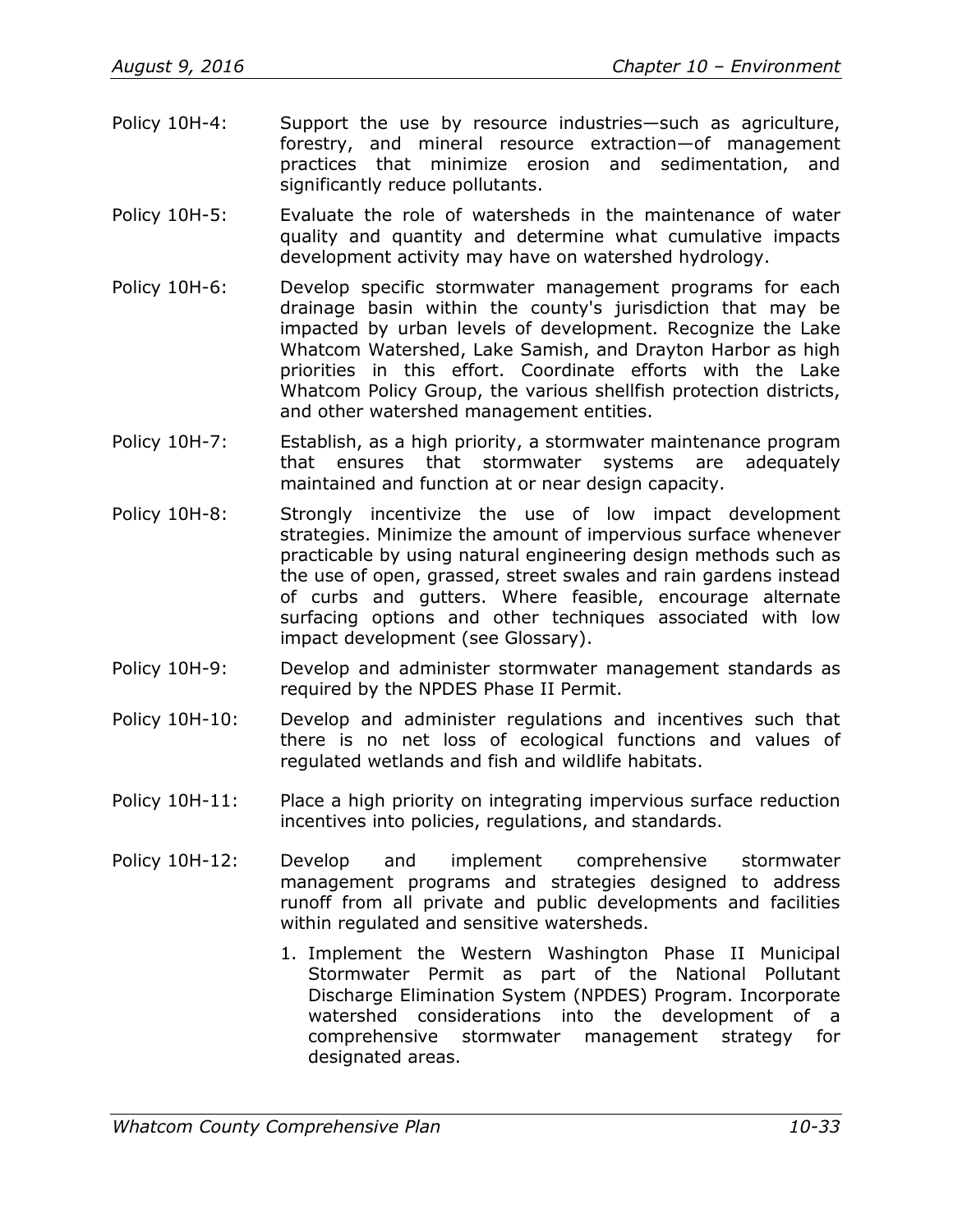Policy 10H-4: Support the use by resource industries—such as agriculture, forestry, and mineral resource extraction—of management practices that minimize erosion and sedimentation, and significantly reduce pollutants.

Policy 10H-5: Evaluate the role of watersheds in the maintenance of water quality and quantity and determine what cumulative impacts development activity may have on watershed hydrology.

Policy 10H-6: Develop specific stormwater management programs for each drainage basin within the county's jurisdiction that may be impacted by urban levels of development. Recognize the Lake Whatcom Watershed, Lake Samish, and Drayton Harbor as high priorities in this effort. Coordinate efforts with the Lake Whatcom Policy Group, the various shellfish protection districts, and other watershed management entities.

Policy 10H-7: Establish, as a high priority, a stormwater maintenance program that ensures that stormwater systems are adequately maintained and function at or near design capacity.

Policy 10H-8: Strongly incentivize the use of low impact development strategies. Minimize the amount of impervious surface whenever practicable by using natural engineering design methods such as the use of open, grassed, street swales and rain gardens instead of curbs and gutters. Where feasible, encourage alternate surfacing options and other techniques associated with low impact development (see Glossary).

Policy 10H-9: Develop and administer stormwater management standards as required by the NPDES Phase II Permit.

Policy 10H-10: Develop and administer regulations and incentives such that there is no net loss of ecological functions and values of regulated wetlands and fish and wildlife habitats.

Policy 10H-11: Place a high priority on integrating impervious surface reduction incentives into policies, regulations, and standards.

Policy 10H-12: Develop and implement comprehensive stormwater management programs and strategies designed to address runoff from all private and public developments and facilities within regulated and sensitive watersheds.

1. Implement the Western Washington Phase II Municipal Stormwater Permit as part of the National Pollutant Discharge Elimination System (NPDES) Program. Incorporate watershed considerations into the development of a comprehensive stormwater management strategy for designated areas.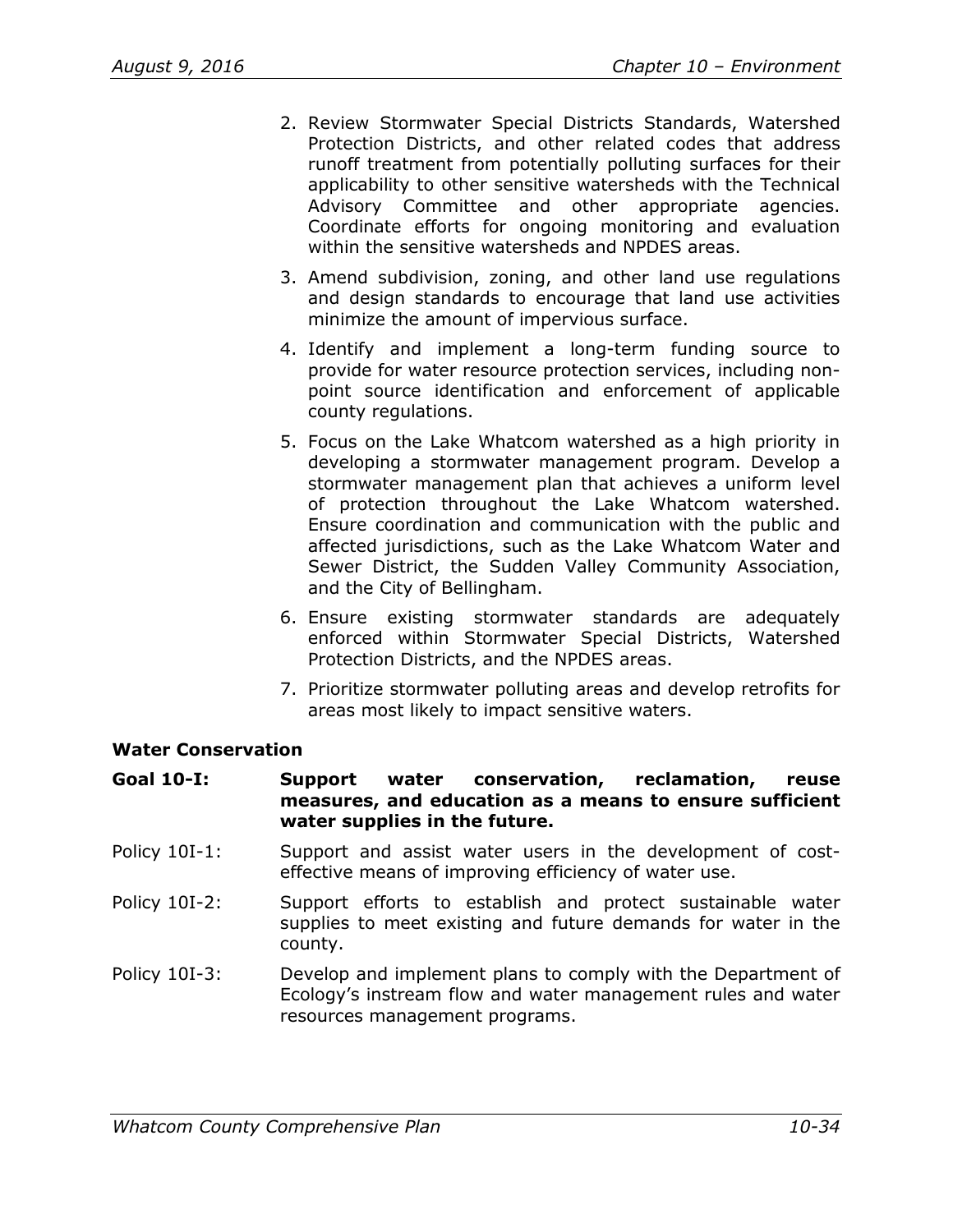2. Review Stormwater Special Districts Standards, Watershed Protection Districts, and other related codes that address runoff treatment from potentially polluting surfaces for their applicability to other sensitive watersheds with the Technical Advisory Committee and other appropriate agencies. Coordinate efforts for ongoing monitoring and evaluation within the sensitive watersheds and NPDES areas.
3. Amend subdivision, zoning, and other land use regulations and design standards to encourage that land use activities minimize the amount of impervious surface.
4. Identify and implement a long-term funding source to provide for water resource protection services, including non-point source identification and enforcement of applicable county regulations.
5. Focus on the Lake Whatcom watershed as a high priority in developing a stormwater management program. Develop a stormwater management plan that achieves a uniform level of protection throughout the Lake Whatcom watershed. Ensure coordination and communication with the public and affected jurisdictions, such as the Lake Whatcom Water and Sewer District, the Sudden Valley Community Association, and the City of Bellingham.
6. Ensure existing stormwater standards are adequately enforced within Stormwater Special Districts, Watershed Protection Districts, and the NPDES areas.
7. Prioritize stormwater polluting areas and develop retrofits for areas most likely to impact sensitive waters.

**Water Conservation**

**Goal 10-I: Support water conservation, reclamation, reuse measures, and education as a means to ensure sufficient water supplies in the future.**

Policy 10I-1: Support and assist water users in the development of cost-effective means of improving efficiency of water use.

Policy 10I-2: Support efforts to establish and protect sustainable water supplies to meet existing and future demands for water in the county.

Policy 10I-3: Develop and implement plans to comply with the Department of Ecology's instream flow and water management rules and water resources management programs.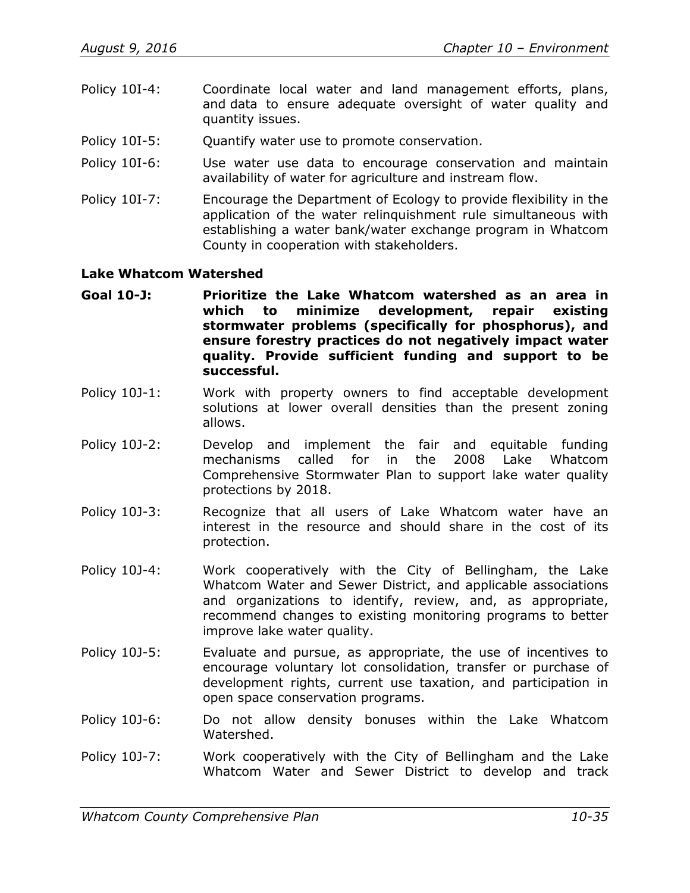Policy 10I-4: Coordinate local water and land management efforts, plans, and data to ensure adequate oversight of water quality and quantity issues.

Policy 10I-5: Quantify water use to promote conservation.

Policy 10I-6: Use water use data to encourage conservation and maintain availability of water for agriculture and instream flow.

Policy 10I-7: Encourage the Department of Ecology to provide flexibility in the application of the water relinquishment rule simultaneous with establishing a water bank/water exchange program in Whatcom County in cooperation with stakeholders.

**Lake Whatcom Watershed**

**Goal 10-J: Prioritize the Lake Whatcom watershed as an area in which to minimize development, repair existing stormwater problems (specifically for phosphorus), and ensure forestry practices do not negatively impact water quality. Provide sufficient funding and support to be successful.**

Policy 10J-1: Work with property owners to find acceptable development solutions at lower overall densities than the present zoning allows.

Policy 10J-2: Develop and implement the fair and equitable funding mechanisms called for in the 2008 Lake Whatcom Comprehensive Stormwater Plan to support lake water quality protections by 2018.

Policy 10J-3: Recognize that all users of Lake Whatcom water have an interest in the resource and should share in the cost of its protection.

Policy 10J-4: Work cooperatively with the City of Bellingham, the Lake Whatcom Water and Sewer District, and applicable associations and organizations to identify, review, and, as appropriate, recommend changes to existing monitoring programs to better improve lake water quality.

Policy 10J-5: Evaluate and pursue, as appropriate, the use of incentives to encourage voluntary lot consolidation, transfer or purchase of development rights, current use taxation, and participation in open space conservation programs.

Policy 10J-6: Do not allow density bonuses within the Lake Whatcom Watershed.

Policy 10J-7: Work cooperatively with the City of Bellingham and the Lake Whatcom Water and Sewer District to develop and track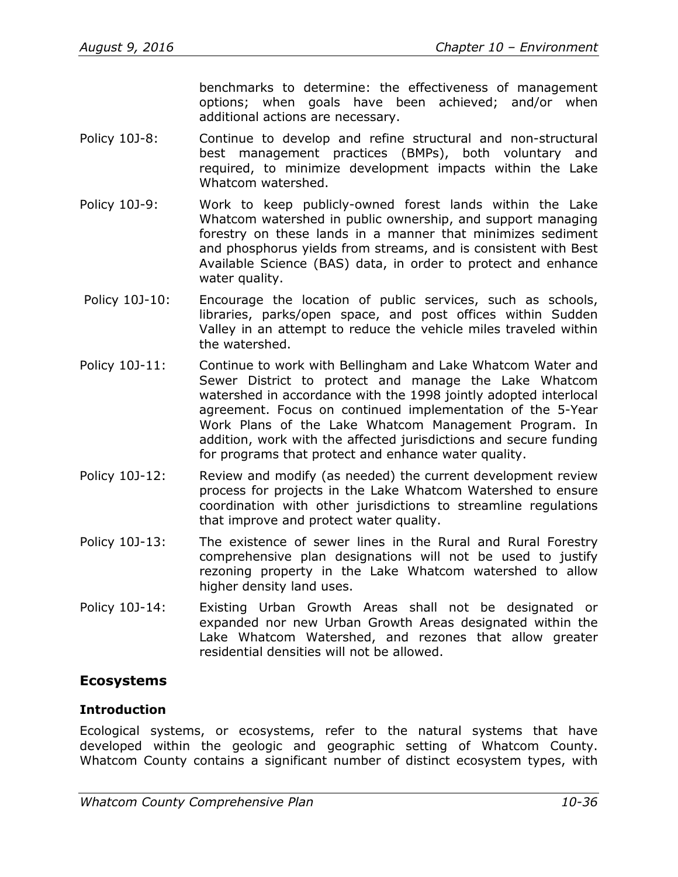benchmarks to determine: the effectiveness of management options; when goals have been achieved; and/or when additional actions are necessary.

Policy 10J-8: Continue to develop and refine structural and non-structural best management practices (BMPs), both voluntary and required, to minimize development impacts within the Lake Whatcom watershed.

Policy 10J-9: Work to keep publicly-owned forest lands within the Lake Whatcom watershed in public ownership, and support managing forestry on these lands in a manner that minimizes sediment and phosphorus yields from streams, and is consistent with Best Available Science (BAS) data, in order to protect and enhance water quality.

Policy 10J-10: Encourage the location of public services, such as schools, libraries, parks/open space, and post offices within Sudden Valley in an attempt to reduce the vehicle miles traveled within the watershed.

Policy 10J-11: Continue to work with Bellingham and Lake Whatcom Water and Sewer District to protect and manage the Lake Whatcom watershed in accordance with the 1998 jointly adopted interlocal agreement. Focus on continued implementation of the 5-Year Work Plans of the Lake Whatcom Management Program. In addition, work with the affected jurisdictions and secure funding for programs that protect and enhance water quality.

Policy 10J-12: Review and modify (as needed) the current development review process for projects in the Lake Whatcom Watershed to ensure coordination with other jurisdictions to streamline regulations that improve and protect water quality.

Policy 10J-13: The existence of sewer lines in the Rural and Rural Forestry comprehensive plan designations will not be used to justify rezoning property in the Lake Whatcom watershed to allow higher density land uses.

Policy 10J-14: Existing Urban Growth Areas shall not be designated or expanded nor new Urban Growth Areas designated within the Lake Whatcom Watershed, and rezones that allow greater residential densities will not be allowed.

## Ecosystems

### Introduction

Ecological systems, or ecosystems, refer to the natural systems that have developed within the geologic and geographic setting of Whatcom County. Whatcom County contains a significant number of distinct ecosystem types, with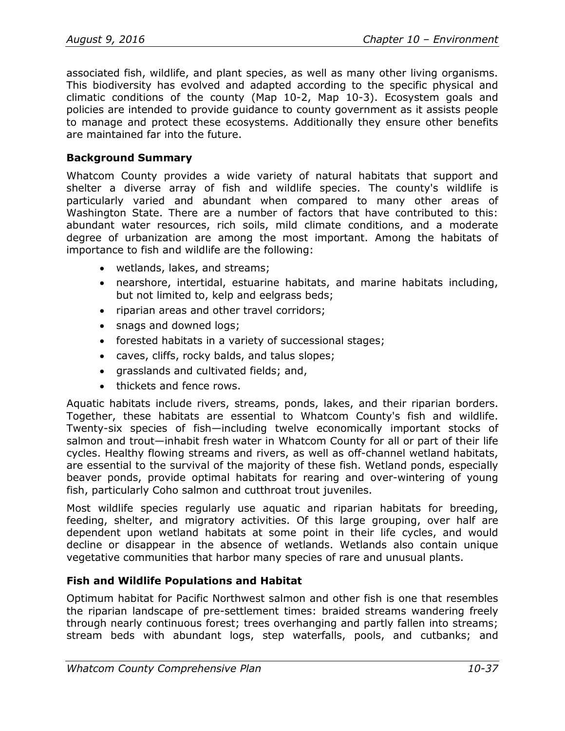associated fish, wildlife, and plant species, as well as many other living organisms. This biodiversity has evolved and adapted according to the specific physical and climatic conditions of the county (Map 10-2, Map 10-3). Ecosystem goals and policies are intended to provide guidance to county government as it assists people to manage and protect these ecosystems. Additionally they ensure other benefits are maintained far into the future.

### Background Summary

Whatcom County provides a wide variety of natural habitats that support and shelter a diverse array of fish and wildlife species. The county's wildlife is particularly varied and abundant when compared to many other areas of Washington State. There are a number of factors that have contributed to this: abundant water resources, rich soils, mild climate conditions, and a moderate degree of urbanization are among the most important. Among the habitats of importance to fish and wildlife are the following:

- wetlands, lakes, and streams;
- nearshore, intertidal, estuarine habitats, and marine habitats including, but not limited to, kelp and eelgrass beds;
- riparian areas and other travel corridors;
- snags and downed logs;
- forested habitats in a variety of successional stages;
- caves, cliffs, rocky balds, and talus slopes;
- grasslands and cultivated fields; and,
- thickets and fence rows.

Aquatic habitats include rivers, streams, ponds, lakes, and their riparian borders. Together, these habitats are essential to Whatcom County's fish and wildlife. Twenty-six species of fish—including twelve economically important stocks of salmon and trout—inhabit fresh water in Whatcom County for all or part of their life cycles. Healthy flowing streams and rivers, as well as off-channel wetland habitats, are essential to the survival of the majority of these fish. Wetland ponds, especially beaver ponds, provide optimal habitats for rearing and over-wintering of young fish, particularly Coho salmon and cutthroat trout juveniles.

Most wildlife species regularly use aquatic and riparian habitats for breeding, feeding, shelter, and migratory activities. Of this large grouping, over half are dependent upon wetland habitats at some point in their life cycles, and would decline or disappear in the absence of wetlands. Wetlands also contain unique vegetative communities that harbor many species of rare and unusual plants.

### Fish and Wildlife Populations and Habitat

Optimum habitat for Pacific Northwest salmon and other fish is one that resembles the riparian landscape of pre-settlement times: braided streams wandering freely through nearly continuous forest; trees overhanging and partly fallen into streams; stream beds with abundant logs, step waterfalls, pools, and cutbanks; and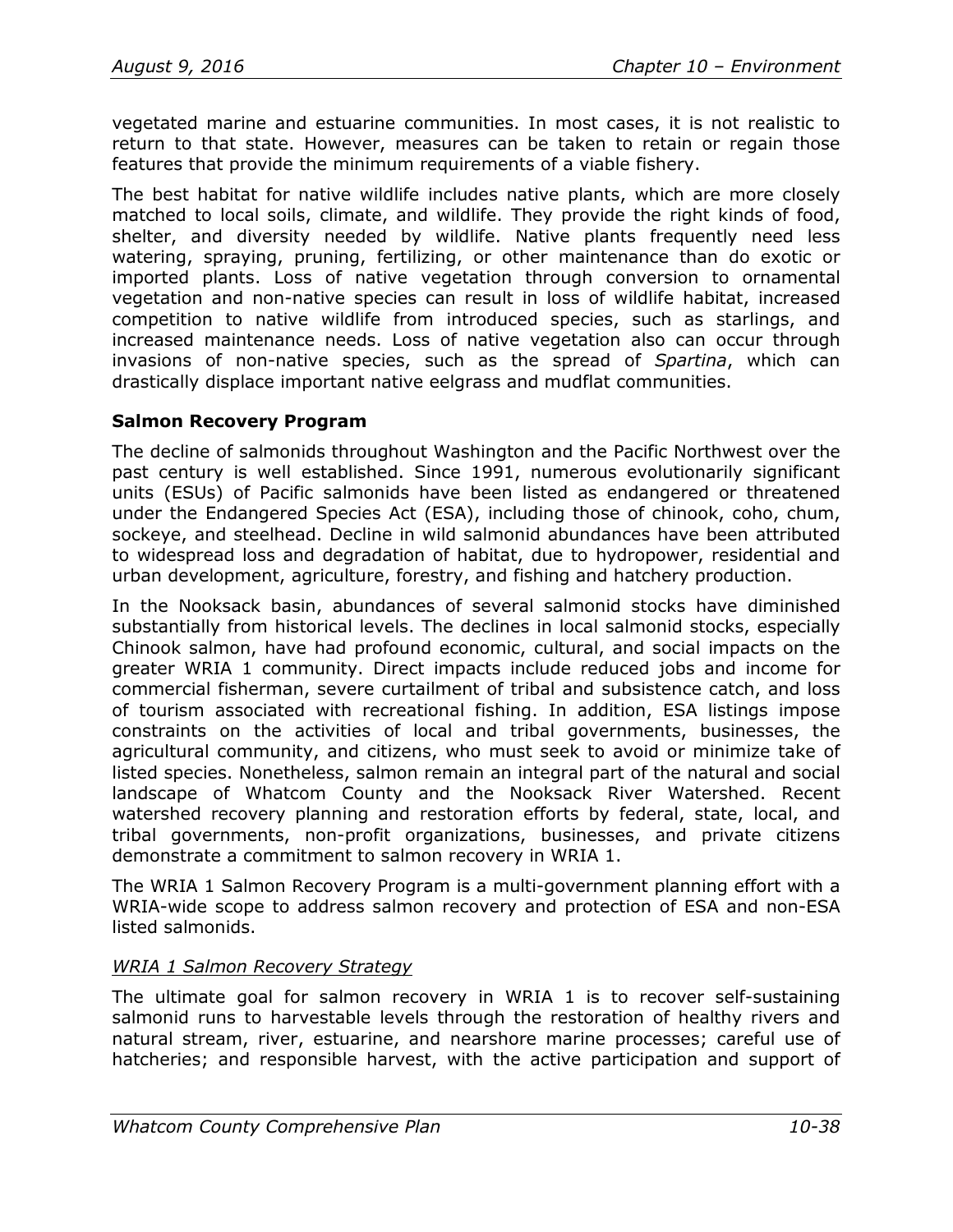vegetated marine and estuarine communities. In most cases, it is not realistic to return to that state. However, measures can be taken to retain or regain those features that provide the minimum requirements of a viable fishery.

The best habitat for native wildlife includes native plants, which are more closely matched to local soils, climate, and wildlife. They provide the right kinds of food, shelter, and diversity needed by wildlife. Native plants frequently need less watering, spraying, pruning, fertilizing, or other maintenance than do exotic or imported plants. Loss of native vegetation through conversion to ornamental vegetation and non-native species can result in loss of wildlife habitat, increased competition to native wildlife from introduced species, such as starlings, and increased maintenance needs. Loss of native vegetation also can occur through invasions of non-native species, such as the spread of *Spartina*, which can drastically displace important native eelgrass and mudflat communities.

### Salmon Recovery Program

The decline of salmonids throughout Washington and the Pacific Northwest over the past century is well established. Since 1991, numerous evolutionarily significant units (ESUs) of Pacific salmonids have been listed as endangered or threatened under the Endangered Species Act (ESA), including those of chinook, coho, chum, sockeye, and steelhead. Decline in wild salmonid abundances have been attributed to widespread loss and degradation of habitat, due to hydropower, residential and urban development, agriculture, forestry, and fishing and hatchery production.

In the Nooksack basin, abundances of several salmonid stocks have diminished substantially from historical levels. The declines in local salmonid stocks, especially Chinook salmon, have had profound economic, cultural, and social impacts on the greater WRIA 1 community. Direct impacts include reduced jobs and income for commercial fisherman, severe curtailment of tribal and subsistence catch, and loss of tourism associated with recreational fishing. In addition, ESA listings impose constraints on the activities of local and tribal governments, businesses, the agricultural community, and citizens, who must seek to avoid or minimize take of listed species. Nonetheless, salmon remain an integral part of the natural and social landscape of Whatcom County and the Nooksack River Watershed. Recent watershed recovery planning and restoration efforts by federal, state, local, and tribal governments, non-profit organizations, businesses, and private citizens demonstrate a commitment to salmon recovery in WRIA 1.

The WRIA 1 Salmon Recovery Program is a multi-government planning effort with a WRIA-wide scope to address salmon recovery and protection of ESA and non-ESA listed salmonids.

#### *WRIA 1 Salmon Recovery Strategy*

The ultimate goal for salmon recovery in WRIA 1 is to recover self-sustaining salmonid runs to harvestable levels through the restoration of healthy rivers and natural stream, river, estuarine, and nearshore marine processes; careful use of hatcheries; and responsible harvest, with the active participation and support of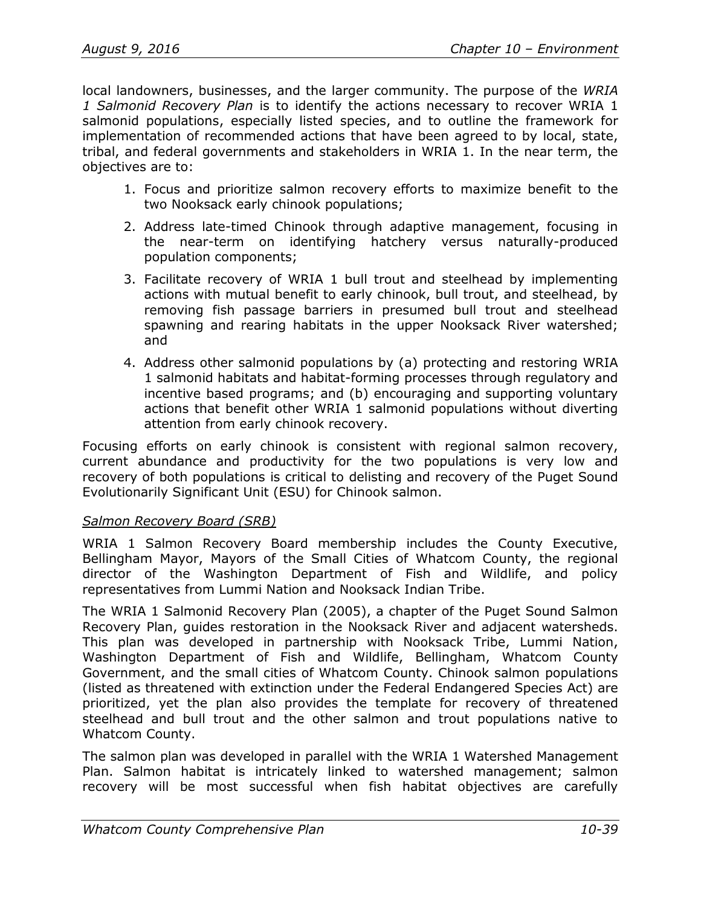local landowners, businesses, and the larger community. The purpose of the *WRIA 1 Salmonid Recovery Plan* is to identify the actions necessary to recover WRIA 1 salmonid populations, especially listed species, and to outline the framework for implementation of recommended actions that have been agreed to by local, state, tribal, and federal governments and stakeholders in WRIA 1. In the near term, the objectives are to:

1. Focus and prioritize salmon recovery efforts to maximize benefit to the two Nooksack early chinook populations;
2. Address late-timed Chinook through adaptive management, focusing in the near-term on identifying hatchery versus naturally-produced population components;
3. Facilitate recovery of WRIA 1 bull trout and steelhead by implementing actions with mutual benefit to early chinook, bull trout, and steelhead, by removing fish passage barriers in presumed bull trout and steelhead spawning and rearing habitats in the upper Nooksack River watershed; and
4. Address other salmonid populations by (a) protecting and restoring WRIA 1 salmonid habitats and habitat-forming processes through regulatory and incentive based programs; and (b) encouraging and supporting voluntary actions that benefit other WRIA 1 salmonid populations without diverting attention from early chinook recovery.

Focusing efforts on early chinook is consistent with regional salmon recovery, current abundance and productivity for the two populations is very low and recovery of both populations is critical to delisting and recovery of the Puget Sound Evolutionarily Significant Unit (ESU) for Chinook salmon.

*Salmon Recovery Board (SRB)*

WRIA 1 Salmon Recovery Board membership includes the County Executive, Bellingham Mayor, Mayors of the Small Cities of Whatcom County, the regional director of the Washington Department of Fish and Wildlife, and policy representatives from Lummi Nation and Nooksack Indian Tribe.

The WRIA 1 Salmonid Recovery Plan (2005), a chapter of the Puget Sound Salmon Recovery Plan, guides restoration in the Nooksack River and adjacent watersheds. This plan was developed in partnership with Nooksack Tribe, Lummi Nation, Washington Department of Fish and Wildlife, Bellingham, Whatcom County Government, and the small cities of Whatcom County. Chinook salmon populations (listed as threatened with extinction under the Federal Endangered Species Act) are prioritized, yet the plan also provides the template for recovery of threatened steelhead and bull trout and the other salmon and trout populations native to Whatcom County.

The salmon plan was developed in parallel with the WRIA 1 Watershed Management Plan. Salmon habitat is intricately linked to watershed management; salmon recovery will be most successful when fish habitat objectives are carefully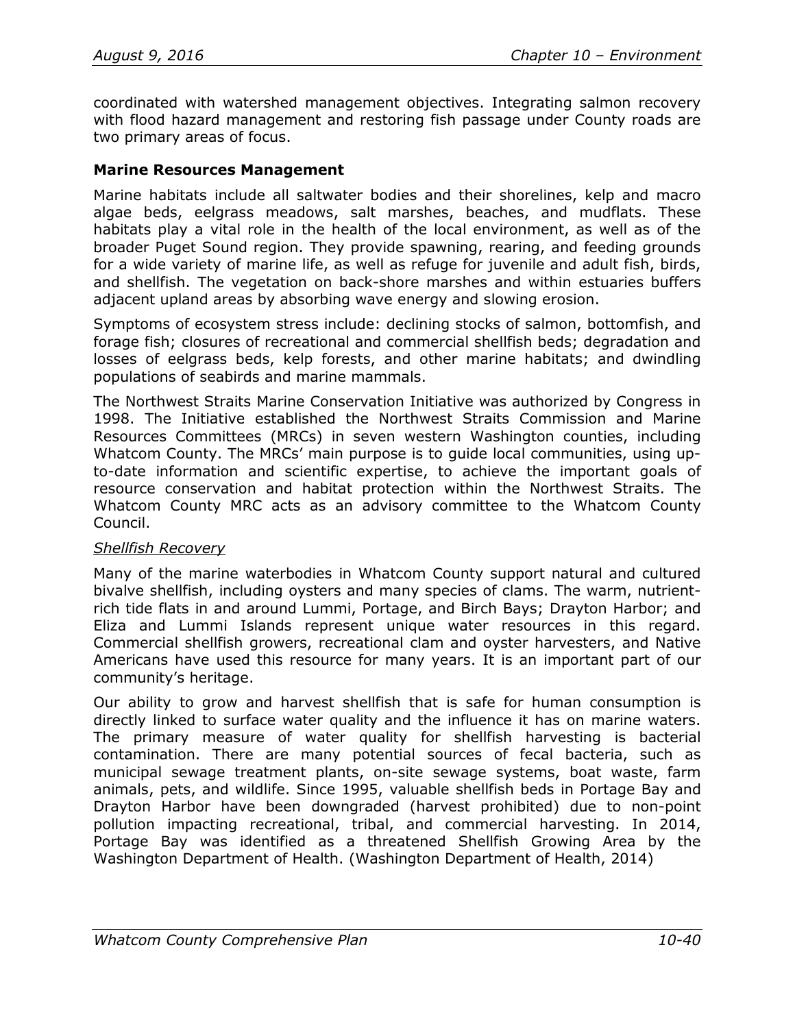coordinated with watershed management objectives. Integrating salmon recovery with flood hazard management and restoring fish passage under County roads are two primary areas of focus.

### Marine Resources Management

Marine habitats include all saltwater bodies and their shorelines, kelp and macro algae beds, eelgrass meadows, salt marshes, beaches, and mudflats. These habitats play a vital role in the health of the local environment, as well as of the broader Puget Sound region. They provide spawning, rearing, and feeding grounds for a wide variety of marine life, as well as refuge for juvenile and adult fish, birds, and shellfish. The vegetation on back-shore marshes and within estuaries buffers adjacent upland areas by absorbing wave energy and slowing erosion.

Symptoms of ecosystem stress include: declining stocks of salmon, bottomfish, and forage fish; closures of recreational and commercial shellfish beds; degradation and losses of eelgrass beds, kelp forests, and other marine habitats; and dwindling populations of seabirds and marine mammals.

The Northwest Straits Marine Conservation Initiative was authorized by Congress in 1998. The Initiative established the Northwest Straits Commission and Marine Resources Committees (MRCs) in seven western Washington counties, including Whatcom County. The MRCs' main purpose is to guide local communities, using up-to-date information and scientific expertise, to achieve the important goals of resource conservation and habitat protection within the Northwest Straits. The Whatcom County MRC acts as an advisory committee to the Whatcom County Council.

#### *Shellfish Recovery*

Many of the marine waterbodies in Whatcom County support natural and cultured bivalve shellfish, including oysters and many species of clams. The warm, nutrient-rich tide flats in and around Lummi, Portage, and Birch Bays; Drayton Harbor; and Eliza and Lummi Islands represent unique water resources in this regard. Commercial shellfish growers, recreational clam and oyster harvesters, and Native Americans have used this resource for many years. It is an important part of our community's heritage.

Our ability to grow and harvest shellfish that is safe for human consumption is directly linked to surface water quality and the influence it has on marine waters. The primary measure of water quality for shellfish harvesting is bacterial contamination. There are many potential sources of fecal bacteria, such as municipal sewage treatment plants, on-site sewage systems, boat waste, farm animals, pets, and wildlife. Since 1995, valuable shellfish beds in Portage Bay and Drayton Harbor have been downgraded (harvest prohibited) due to non-point pollution impacting recreational, tribal, and commercial harvesting. In 2014, Portage Bay was identified as a threatened Shellfish Growing Area by the Washington Department of Health. (Washington Department of Health, 2014)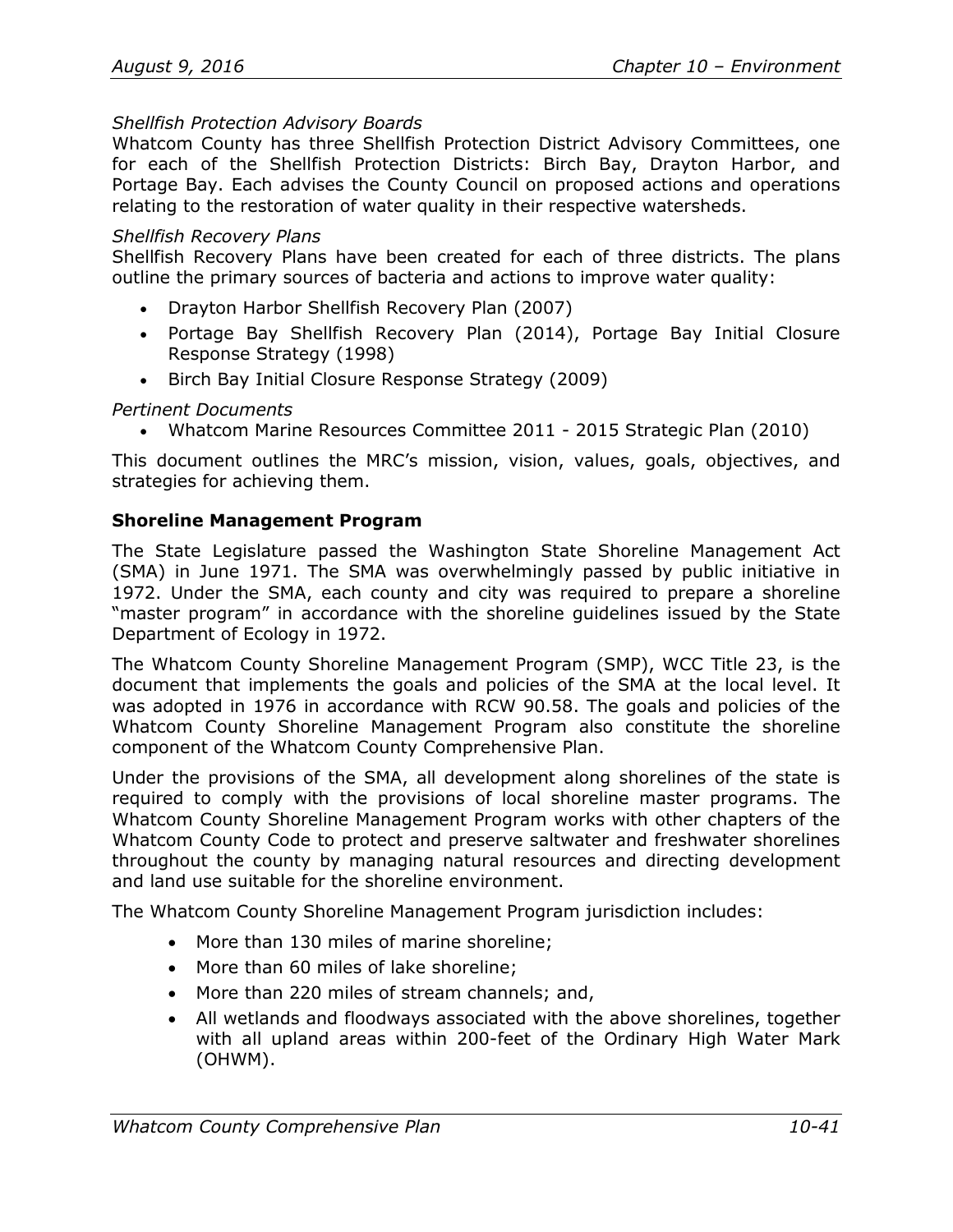*Shellfish Protection Advisory Boards*

Whatcom County has three Shellfish Protection District Advisory Committees, one for each of the Shellfish Protection Districts: Birch Bay, Drayton Harbor, and Portage Bay. Each advises the County Council on proposed actions and operations relating to the restoration of water quality in their respective watersheds.

*Shellfish Recovery Plans*

Shellfish Recovery Plans have been created for each of three districts. The plans outline the primary sources of bacteria and actions to improve water quality:

- Drayton Harbor Shellfish Recovery Plan (2007)
- Portage Bay Shellfish Recovery Plan (2014), Portage Bay Initial Closure Response Strategy (1998)
- Birch Bay Initial Closure Response Strategy (2009)

*Pertinent Documents*

- Whatcom Marine Resources Committee 2011 - 2015 Strategic Plan (2010)

This document outlines the MRC's mission, vision, values, goals, objectives, and strategies for achieving them.

**Shoreline Management Program**

The State Legislature passed the Washington State Shoreline Management Act (SMA) in June 1971. The SMA was overwhelmingly passed by public initiative in 1972. Under the SMA, each county and city was required to prepare a shoreline "master program" in accordance with the shoreline guidelines issued by the State Department of Ecology in 1972.

The Whatcom County Shoreline Management Program (SMP), WCC Title 23, is the document that implements the goals and policies of the SMA at the local level. It was adopted in 1976 in accordance with RCW 90.58. The goals and policies of the Whatcom County Shoreline Management Program also constitute the shoreline component of the Whatcom County Comprehensive Plan.

Under the provisions of the SMA, all development along shorelines of the state is required to comply with the provisions of local shoreline master programs. The Whatcom County Shoreline Management Program works with other chapters of the Whatcom County Code to protect and preserve saltwater and freshwater shorelines throughout the county by managing natural resources and directing development and land use suitable for the shoreline environment.

The Whatcom County Shoreline Management Program jurisdiction includes:

- More than 130 miles of marine shoreline;
- More than 60 miles of lake shoreline;
- More than 220 miles of stream channels; and,
- All wetlands and floodways associated with the above shorelines, together with all upland areas within 200-feet of the Ordinary High Water Mark (OHWM).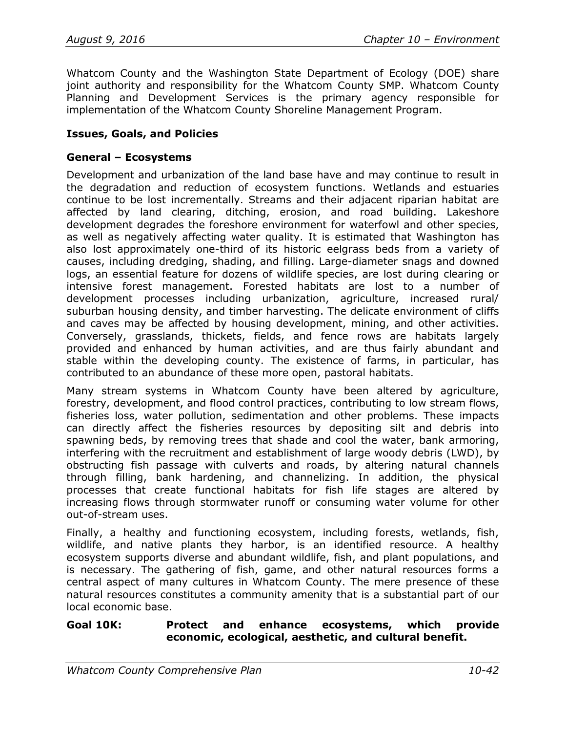Whatcom County and the Washington State Department of Ecology (DOE) share joint authority and responsibility for the Whatcom County SMP. Whatcom County Planning and Development Services is the primary agency responsible for implementation of the Whatcom County Shoreline Management Program.

### Issues, Goals, and Policies

### General – Ecosystems

Development and urbanization of the land base have and may continue to result in the degradation and reduction of ecosystem functions. Wetlands and estuaries continue to be lost incrementally. Streams and their adjacent riparian habitat are affected by land clearing, ditching, erosion, and road building. Lakeshore development degrades the foreshore environment for waterfowl and other species, as well as negatively affecting water quality. It is estimated that Washington has also lost approximately one-third of its historic eelgrass beds from a variety of causes, including dredging, shading, and filling. Large-diameter snags and downed logs, an essential feature for dozens of wildlife species, are lost during clearing or intensive forest management. Forested habitats are lost to a number of development processes including urbanization, agriculture, increased rural/ suburban housing density, and timber harvesting. The delicate environment of cliffs and caves may be affected by housing development, mining, and other activities. Conversely, grasslands, thickets, fields, and fence rows are habitats largely provided and enhanced by human activities, and are thus fairly abundant and stable within the developing county. The existence of farms, in particular, has contributed to an abundance of these more open, pastoral habitats.

Many stream systems in Whatcom County have been altered by agriculture, forestry, development, and flood control practices, contributing to low stream flows, fisheries loss, water pollution, sedimentation and other problems. These impacts can directly affect the fisheries resources by depositing silt and debris into spawning beds, by removing trees that shade and cool the water, bank armoring, interfering with the recruitment and establishment of large woody debris (LWD), by obstructing fish passage with culverts and roads, by altering natural channels through filling, bank hardening, and channelizing. In addition, the physical processes that create functional habitats for fish life stages are altered by increasing flows through stormwater runoff or consuming water volume for other out-of-stream uses.

Finally, a healthy and functioning ecosystem, including forests, wetlands, fish, wildlife, and native plants they harbor, is an identified resource. A healthy ecosystem supports diverse and abundant wildlife, fish, and plant populations, and is necessary. The gathering of fish, game, and other natural resources forms a central aspect of many cultures in Whatcom County. The mere presence of these natural resources constitutes a community amenity that is a substantial part of our local economic base.

**Goal 10K: Protect and enhance ecosystems, which provide economic, ecological, aesthetic, and cultural benefit.**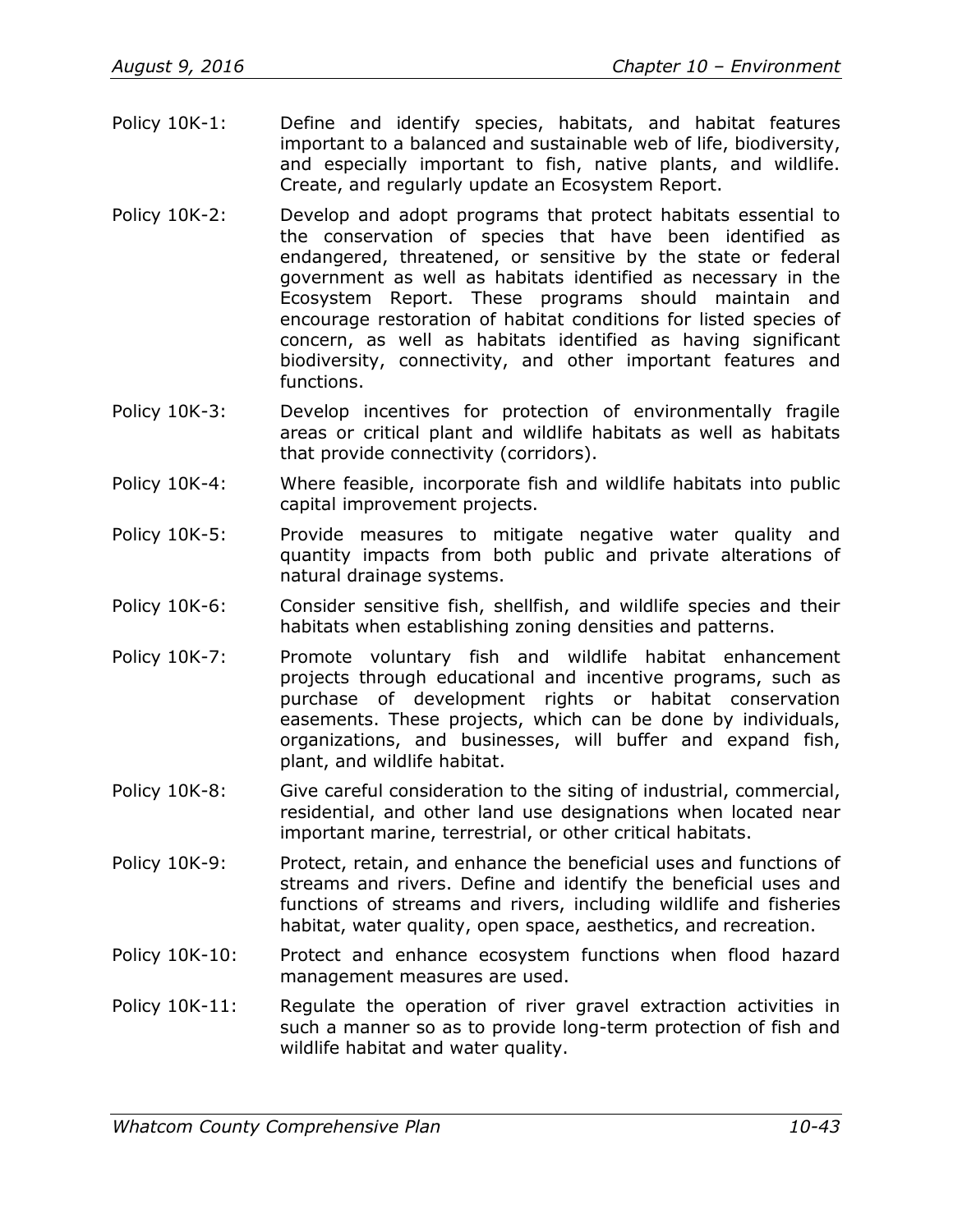Policy 10K-1: Define and identify species, habitats, and habitat features important to a balanced and sustainable web of life, biodiversity, and especially important to fish, native plants, and wildlife. Create, and regularly update an Ecosystem Report.

Policy 10K-2: Develop and adopt programs that protect habitats essential to the conservation of species that have been identified as endangered, threatened, or sensitive by the state or federal government as well as habitats identified as necessary in the Ecosystem Report. These programs should maintain and encourage restoration of habitat conditions for listed species of concern, as well as habitats identified as having significant biodiversity, connectivity, and other important features and functions.

Policy 10K-3: Develop incentives for protection of environmentally fragile areas or critical plant and wildlife habitats as well as habitats that provide connectivity (corridors).

Policy 10K-4: Where feasible, incorporate fish and wildlife habitats into public capital improvement projects.

Policy 10K-5: Provide measures to mitigate negative water quality and quantity impacts from both public and private alterations of natural drainage systems.

Policy 10K-6: Consider sensitive fish, shellfish, and wildlife species and their habitats when establishing zoning densities and patterns.

Policy 10K-7: Promote voluntary fish and wildlife habitat enhancement projects through educational and incentive programs, such as purchase of development rights or habitat conservation easements. These projects, which can be done by individuals, organizations, and businesses, will buffer and expand fish, plant, and wildlife habitat.

Policy 10K-8: Give careful consideration to the siting of industrial, commercial, residential, and other land use designations when located near important marine, terrestrial, or other critical habitats.

Policy 10K-9: Protect, retain, and enhance the beneficial uses and functions of streams and rivers. Define and identify the beneficial uses and functions of streams and rivers, including wildlife and fisheries habitat, water quality, open space, aesthetics, and recreation.

Policy 10K-10: Protect and enhance ecosystem functions when flood hazard management measures are used.

Policy 10K-11: Regulate the operation of river gravel extraction activities in such a manner so as to provide long-term protection of fish and wildlife habitat and water quality.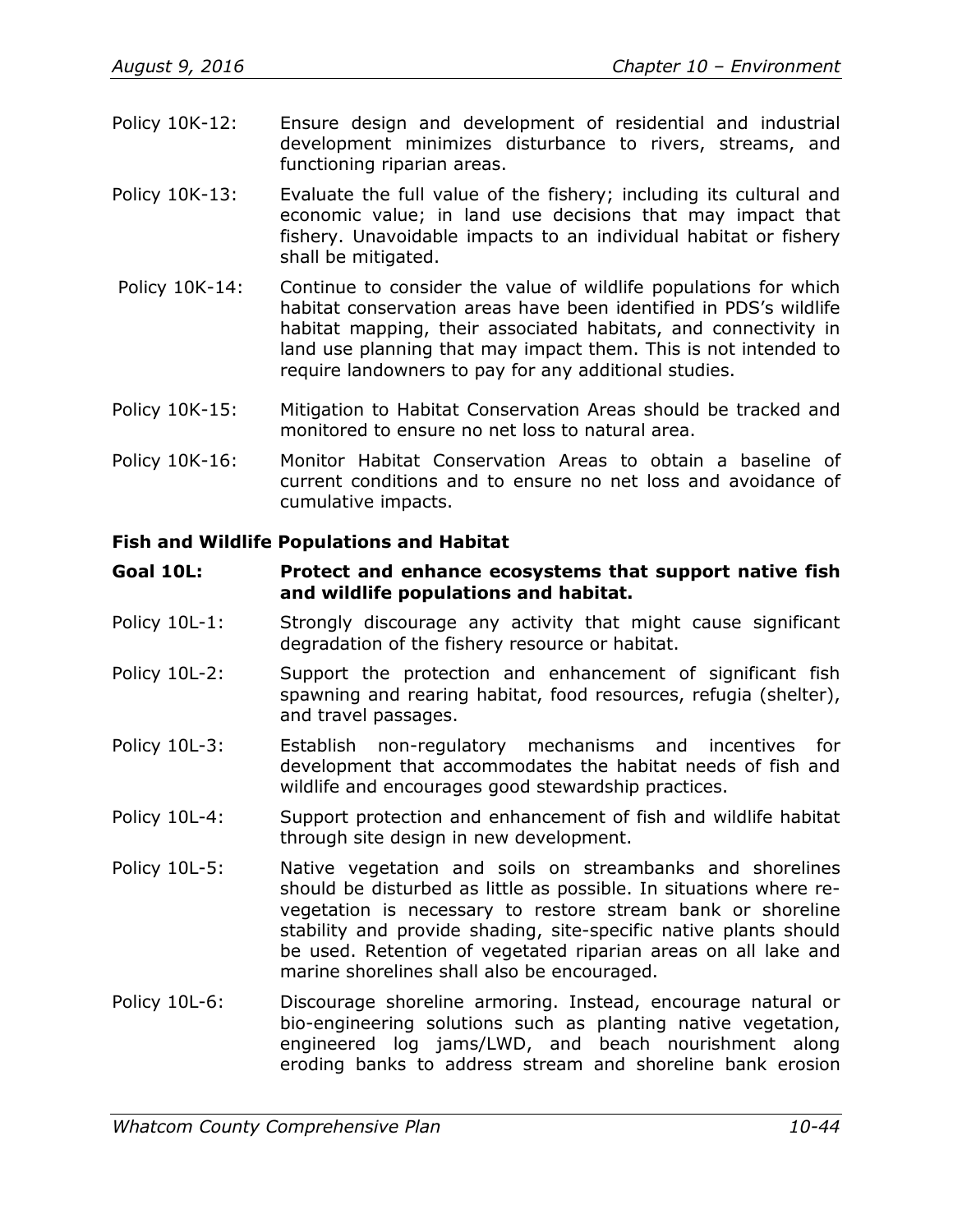Policy 10K-12: Ensure design and development of residential and industrial development minimizes disturbance to rivers, streams, and functioning riparian areas.

Policy 10K-13: Evaluate the full value of the fishery; including its cultural and economic value; in land use decisions that may impact that fishery. Unavoidable impacts to an individual habitat or fishery shall be mitigated.

Policy 10K-14: Continue to consider the value of wildlife populations for which habitat conservation areas have been identified in PDS's wildlife habitat mapping, their associated habitats, and connectivity in land use planning that may impact them. This is not intended to require landowners to pay for any additional studies.

Policy 10K-15: Mitigation to Habitat Conservation Areas should be tracked and monitored to ensure no net loss to natural area.

Policy 10K-16: Monitor Habitat Conservation Areas to obtain a baseline of current conditions and to ensure no net loss and avoidance of cumulative impacts.

**Fish and Wildlife Populations and Habitat**

**Goal 10L: Protect and enhance ecosystems that support native fish and wildlife populations and habitat.**

Policy 10L-1: Strongly discourage any activity that might cause significant degradation of the fishery resource or habitat.

Policy 10L-2: Support the protection and enhancement of significant fish spawning and rearing habitat, food resources, refugia (shelter), and travel passages.

Policy 10L-3: Establish non-regulatory mechanisms and incentives for development that accommodates the habitat needs of fish and wildlife and encourages good stewardship practices.

Policy 10L-4: Support protection and enhancement of fish and wildlife habitat through site design in new development.

Policy 10L-5: Native vegetation and soils on streambanks and shorelines should be disturbed as little as possible. In situations where re-vegetation is necessary to restore stream bank or shoreline stability and provide shading, site-specific native plants should be used. Retention of vegetated riparian areas on all lake and marine shorelines shall also be encouraged.

Policy 10L-6: Discourage shoreline armoring. Instead, encourage natural or bio-engineering solutions such as planting native vegetation, engineered log jams/LWD, and beach nourishment along eroding banks to address stream and shoreline bank erosion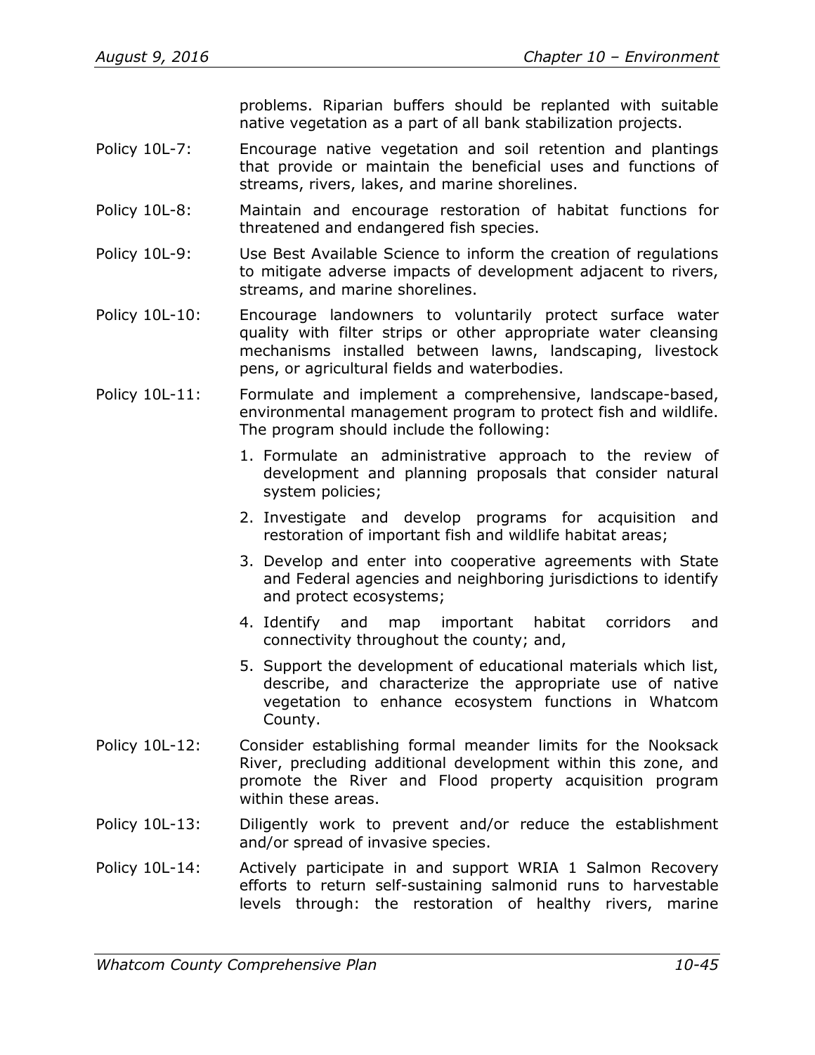problems. Riparian buffers should be replanted with suitable native vegetation as a part of all bank stabilization projects.

Policy 10L-7: Encourage native vegetation and soil retention and plantings that provide or maintain the beneficial uses and functions of streams, rivers, lakes, and marine shorelines.

Policy 10L-8: Maintain and encourage restoration of habitat functions for threatened and endangered fish species.

Policy 10L-9: Use Best Available Science to inform the creation of regulations to mitigate adverse impacts of development adjacent to rivers, streams, and marine shorelines.

Policy 10L-10: Encourage landowners to voluntarily protect surface water quality with filter strips or other appropriate water cleansing mechanisms installed between lawns, landscaping, livestock pens, or agricultural fields and waterbodies.

Policy 10L-11: Formulate and implement a comprehensive, landscape-based, environmental management program to protect fish and wildlife. The program should include the following:

1. Formulate an administrative approach to the review of development and planning proposals that consider natural system policies;
2. Investigate and develop programs for acquisition and restoration of important fish and wildlife habitat areas;
3. Develop and enter into cooperative agreements with State and Federal agencies and neighboring jurisdictions to identify and protect ecosystems;
4. Identify and map important habitat corridors and connectivity throughout the county; and,
5. Support the development of educational materials which list, describe, and characterize the appropriate use of native vegetation to enhance ecosystem functions in Whatcom County.

Policy 10L-12: Consider establishing formal meander limits for the Nooksack River, precluding additional development within this zone, and promote the River and Flood property acquisition program within these areas.

Policy 10L-13: Diligently work to prevent and/or reduce the establishment and/or spread of invasive species.

Policy 10L-14: Actively participate in and support WRIA 1 Salmon Recovery efforts to return self-sustaining salmonid runs to harvestable levels through: the restoration of healthy rivers, marine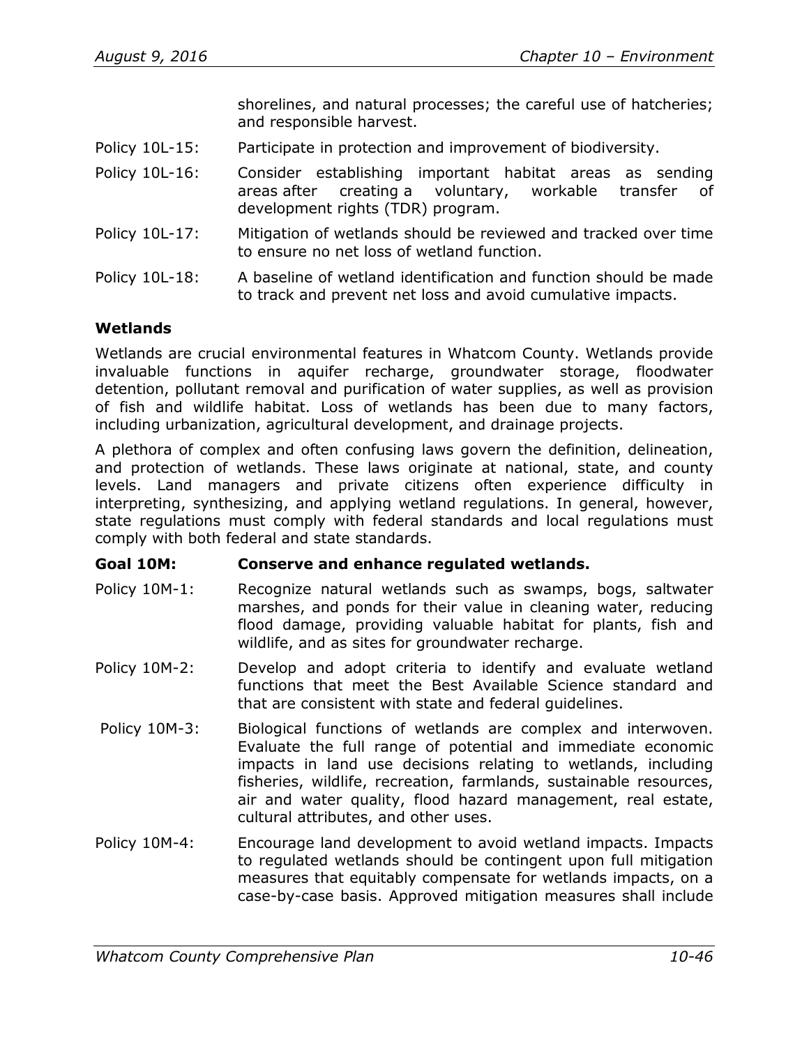shorelines, and natural processes; the careful use of hatcheries; and responsible harvest.

Policy 10L-15: Participate in protection and improvement of biodiversity.

Policy 10L-16: Consider establishing important habitat areas as sending areas after creating a voluntary, workable transfer of development rights (TDR) program.

Policy 10L-17: Mitigation of wetlands should be reviewed and tracked over time to ensure no net loss of wetland function.

Policy 10L-18: A baseline of wetland identification and function should be made to track and prevent net loss and avoid cumulative impacts.

### Wetlands

Wetlands are crucial environmental features in Whatcom County. Wetlands provide invaluable functions in aquifer recharge, groundwater storage, floodwater detention, pollutant removal and purification of water supplies, as well as provision of fish and wildlife habitat. Loss of wetlands has been due to many factors, including urbanization, agricultural development, and drainage projects.

A plethora of complex and often confusing laws govern the definition, delineation, and protection of wetlands. These laws originate at national, state, and county levels. Land managers and private citizens often experience difficulty in interpreting, synthesizing, and applying wetland regulations. In general, however, state regulations must comply with federal standards and local regulations must comply with both federal and state standards.

**Goal 10M: Conserve and enhance regulated wetlands.**

Policy 10M-1: Recognize natural wetlands such as swamps, bogs, saltwater marshes, and ponds for their value in cleaning water, reducing flood damage, providing valuable habitat for plants, fish and wildlife, and as sites for groundwater recharge.

Policy 10M-2: Develop and adopt criteria to identify and evaluate wetland functions that meet the Best Available Science standard and that are consistent with state and federal guidelines.

Policy 10M-3: Biological functions of wetlands are complex and interwoven. Evaluate the full range of potential and immediate economic impacts in land use decisions relating to wetlands, including fisheries, wildlife, recreation, farmlands, sustainable resources, air and water quality, flood hazard management, real estate, cultural attributes, and other uses.

Policy 10M-4: Encourage land development to avoid wetland impacts. Impacts to regulated wetlands should be contingent upon full mitigation measures that equitably compensate for wetlands impacts, on a case-by-case basis. Approved mitigation measures shall include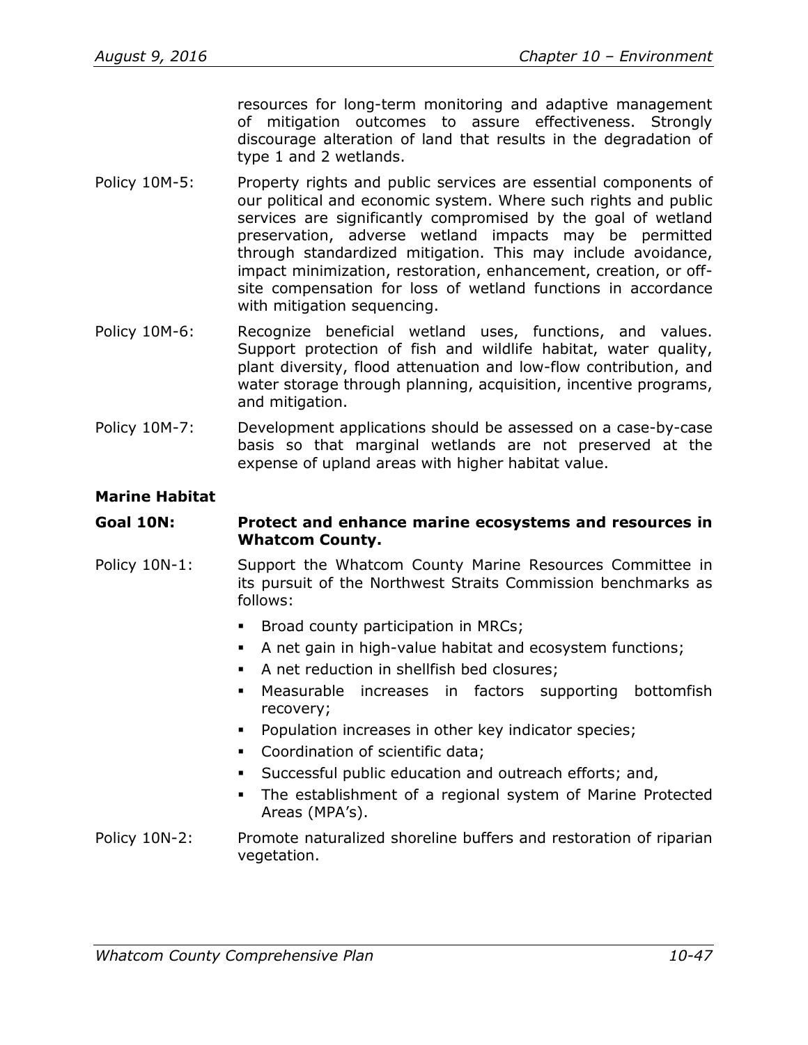resources for long-term monitoring and adaptive management of mitigation outcomes to assure effectiveness. Strongly discourage alteration of land that results in the degradation of type 1 and 2 wetlands.

Policy 10M-5: Property rights and public services are essential components of our political and economic system. Where such rights and public services are significantly compromised by the goal of wetland preservation, adverse wetland impacts may be permitted through standardized mitigation. This may include avoidance, impact minimization, restoration, enhancement, creation, or off-site compensation for loss of wetland functions in accordance with mitigation sequencing.

Policy 10M-6: Recognize beneficial wetland uses, functions, and values. Support protection of fish and wildlife habitat, water quality, plant diversity, flood attenuation and low-flow contribution, and water storage through planning, acquisition, incentive programs, and mitigation.

Policy 10M-7: Development applications should be assessed on a case-by-case basis so that marginal wetlands are not preserved at the expense of upland areas with higher habitat value.

**Marine Habitat**

**Goal 10N: Protect and enhance marine ecosystems and resources in Whatcom County.**

Policy 10N-1: Support the Whatcom County Marine Resources Committee in its pursuit of the Northwest Straits Commission benchmarks as follows:

- Broad county participation in MRCs;
- A net gain in high-value habitat and ecosystem functions;
- A net reduction in shellfish bed closures;
- Measurable increases in factors supporting bottomfish recovery;
- Population increases in other key indicator species;
- Coordination of scientific data;
- Successful public education and outreach efforts; and,
- The establishment of a regional system of Marine Protected Areas (MPA's).

Policy 10N-2: Promote naturalized shoreline buffers and restoration of riparian vegetation.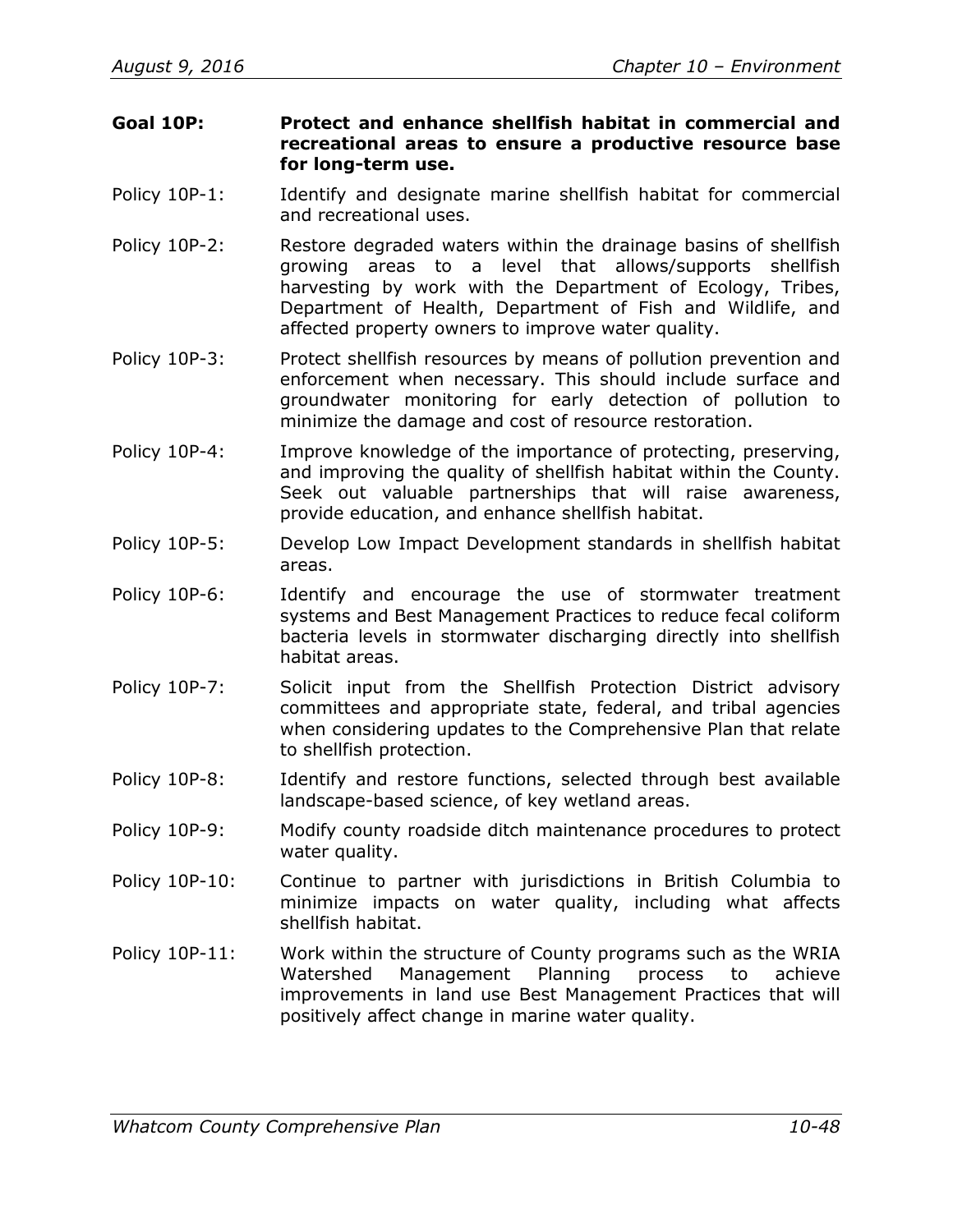**Goal 10P: Protect and enhance shellfish habitat in commercial and recreational areas to ensure a productive resource base for long-term use.**

Policy 10P-1: Identify and designate marine shellfish habitat for commercial and recreational uses.

Policy 10P-2: Restore degraded waters within the drainage basins of shellfish growing areas to a level that allows/supports shellfish harvesting by work with the Department of Ecology, Tribes, Department of Health, Department of Fish and Wildlife, and affected property owners to improve water quality.

Policy 10P-3: Protect shellfish resources by means of pollution prevention and enforcement when necessary. This should include surface and groundwater monitoring for early detection of pollution to minimize the damage and cost of resource restoration.

Policy 10P-4: Improve knowledge of the importance of protecting, preserving, and improving the quality of shellfish habitat within the County. Seek out valuable partnerships that will raise awareness, provide education, and enhance shellfish habitat.

Policy 10P-5: Develop Low Impact Development standards in shellfish habitat areas.

Policy 10P-6: Identify and encourage the use of stormwater treatment systems and Best Management Practices to reduce fecal coliform bacteria levels in stormwater discharging directly into shellfish habitat areas.

Policy 10P-7: Solicit input from the Shellfish Protection District advisory committees and appropriate state, federal, and tribal agencies when considering updates to the Comprehensive Plan that relate to shellfish protection.

Policy 10P-8: Identify and restore functions, selected through best available landscape-based science, of key wetland areas.

Policy 10P-9: Modify county roadside ditch maintenance procedures to protect water quality.

Policy 10P-10: Continue to partner with jurisdictions in British Columbia to minimize impacts on water quality, including what affects shellfish habitat.

Policy 10P-11: Work within the structure of County programs such as the WRIA Watershed Management Planning process to achieve improvements in land use Best Management Practices that will positively affect change in marine water quality.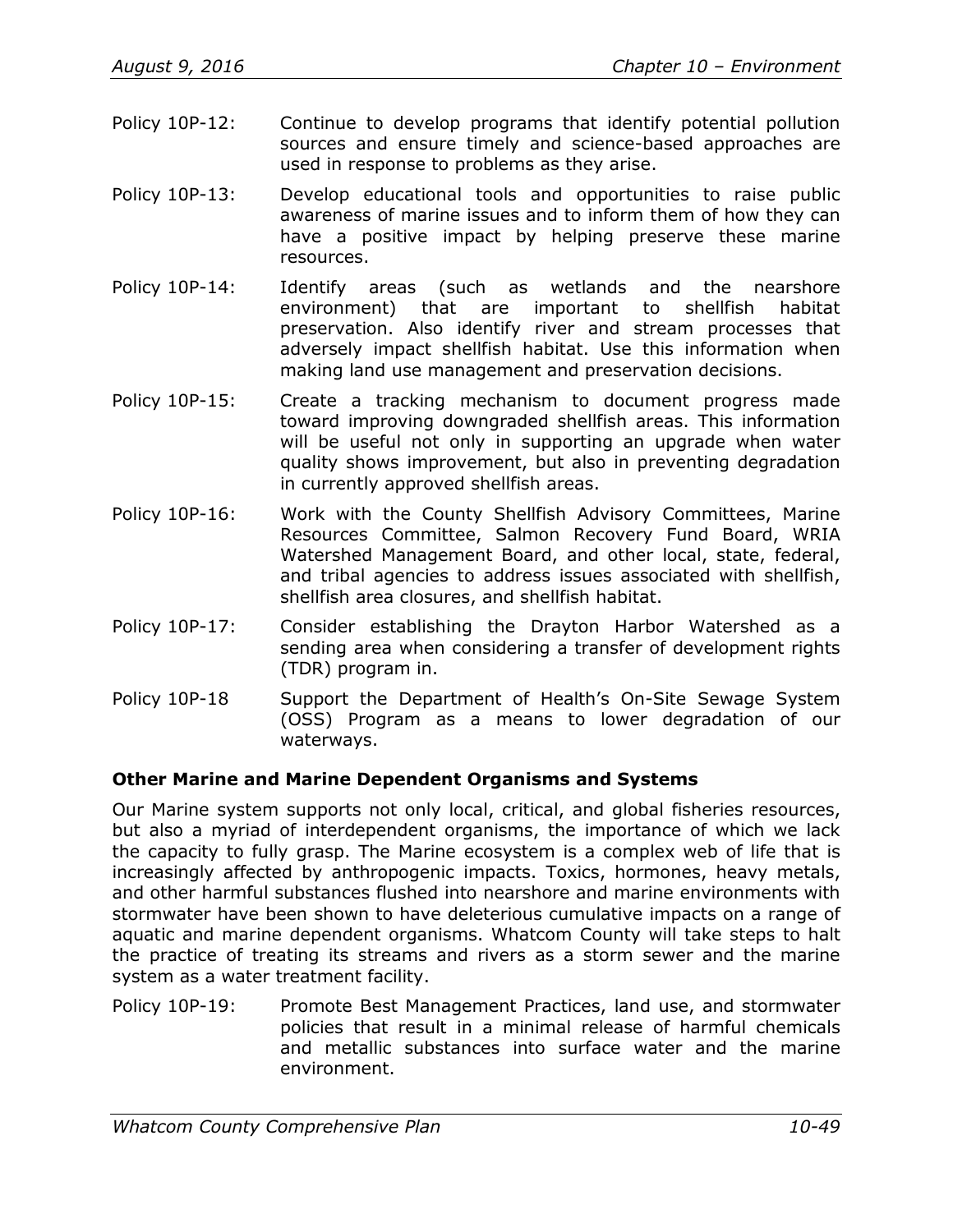Policy 10P-12: Continue to develop programs that identify potential pollution sources and ensure timely and science-based approaches are used in response to problems as they arise.

Policy 10P-13: Develop educational tools and opportunities to raise public awareness of marine issues and to inform them of how they can have a positive impact by helping preserve these marine resources.

Policy 10P-14: Identify areas (such as wetlands and the nearshore environment) that are important to shellfish habitat preservation. Also identify river and stream processes that adversely impact shellfish habitat. Use this information when making land use management and preservation decisions.

Policy 10P-15: Create a tracking mechanism to document progress made toward improving downgraded shellfish areas. This information will be useful not only in supporting an upgrade when water quality shows improvement, but also in preventing degradation in currently approved shellfish areas.

Policy 10P-16: Work with the County Shellfish Advisory Committees, Marine Resources Committee, Salmon Recovery Fund Board, WRIA Watershed Management Board, and other local, state, federal, and tribal agencies to address issues associated with shellfish, shellfish area closures, and shellfish habitat.

Policy 10P-17: Consider establishing the Drayton Harbor Watershed as a sending area when considering a transfer of development rights (TDR) program in.

Policy 10P-18 Support the Department of Health's On-Site Sewage System (OSS) Program as a means to lower degradation of our waterways.

### Other Marine and Marine Dependent Organisms and Systems

Our Marine system supports not only local, critical, and global fisheries resources, but also a myriad of interdependent organisms, the importance of which we lack the capacity to fully grasp. The Marine ecosystem is a complex web of life that is increasingly affected by anthropogenic impacts. Toxics, hormones, heavy metals, and other harmful substances flushed into nearshore and marine environments with stormwater have been shown to have deleterious cumulative impacts on a range of aquatic and marine dependent organisms. Whatcom County will take steps to halt the practice of treating its streams and rivers as a storm sewer and the marine system as a water treatment facility.

Policy 10P-19: Promote Best Management Practices, land use, and stormwater policies that result in a minimal release of harmful chemicals and metallic substances into surface water and the marine environment.